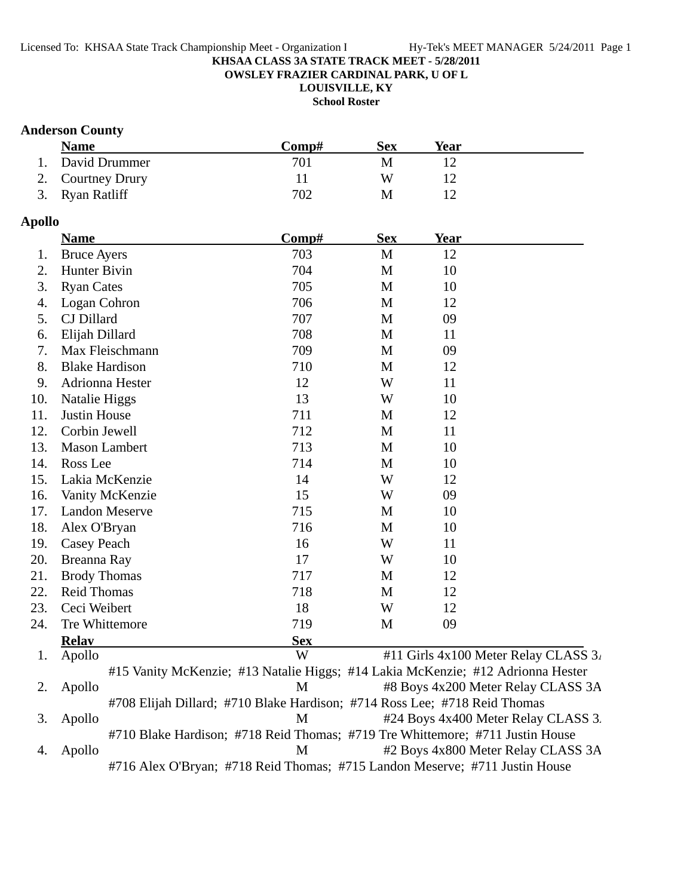KHSAA CLASS 3A STATE TRACK MEET - 5/28/2011

OWSLEY FRAZIER CARDINAL PARK, U OF L

LOUISVILLE, KY

School Roster

## Anderson County

| | Name | Comp# | Sex | Year |
|---|---|---|---|---|
| 1. | David Drummer | 701 | M | 12 |
| 2. | Courtney Drury | 11 | W | 12 |
| 3. | Ryan Ratliff | 702 | M | 12 |

## Apollo

| | Name | Comp# | Sex | Year |
|---|---|---|---|---|
| 1. | Bruce Ayers | 703 | M | 12 |
| 2. | Hunter Bivin | 704 | M | 10 |
| 3. | Ryan Cates | 705 | M | 10 |
| 4. | Logan Cohron | 706 | M | 12 |
| 5. | CJ Dillard | 707 | M | 09 |
| 6. | Elijah Dillard | 708 | M | 11 |
| 7. | Max Fleischmann | 709 | M | 09 |
| 8. | Blake Hardison | 710 | M | 12 |
| 9. | Adrionna Hester | 12 | W | 11 |
| 10. | Natalie Higgs | 13 | W | 10 |
| 11. | Justin House | 711 | M | 12 |
| 12. | Corbin Jewell | 712 | M | 11 |
| 13. | Mason Lambert | 713 | M | 10 |
| 14. | Ross Lee | 714 | M | 10 |
| 15. | Lakia McKenzie | 14 | W | 12 |
| 16. | Vanity McKenzie | 15 | W | 09 |
| 17. | Landon Meserve | 715 | M | 10 |
| 18. | Alex O'Bryan | 716 | M | 10 |
| 19. | Casey Peach | 16 | W | 11 |
| 20. | Breanna Ray | 17 | W | 10 |
| 21. | Brody Thomas | 717 | M | 12 |
| 22. | Reid Thomas | 718 | M | 12 |
| 23. | Ceci Weibert | 18 | W | 12 |
| 24. | Tre Whittemore | 719 | M | 09 |

| | Relay | Sex | |
|---|---|---|---|
| 1. | Apollo | W | #11 Girls 4x100 Meter Relay CLASS 3A |
| | #15 Vanity McKenzie; #13 Natalie Higgs; #14 Lakia McKenzie; #12 Adrionna Hester | | |
| 2. | Apollo | M | #8 Boys 4x200 Meter Relay CLASS 3A |
| | #708 Elijah Dillard; #710 Blake Hardison; #714 Ross Lee; #718 Reid Thomas | | |
| 3. | Apollo | M | #24 Boys 4x400 Meter Relay CLASS 3A |
| | #710 Blake Hardison; #718 Reid Thomas; #719 Tre Whittemore; #711 Justin House | | |
| 4. | Apollo | M | #2 Boys 4x800 Meter Relay CLASS 3A |
| | #716 Alex O'Bryan; #718 Reid Thomas; #715 Landon Meserve; #711 Justin House | | |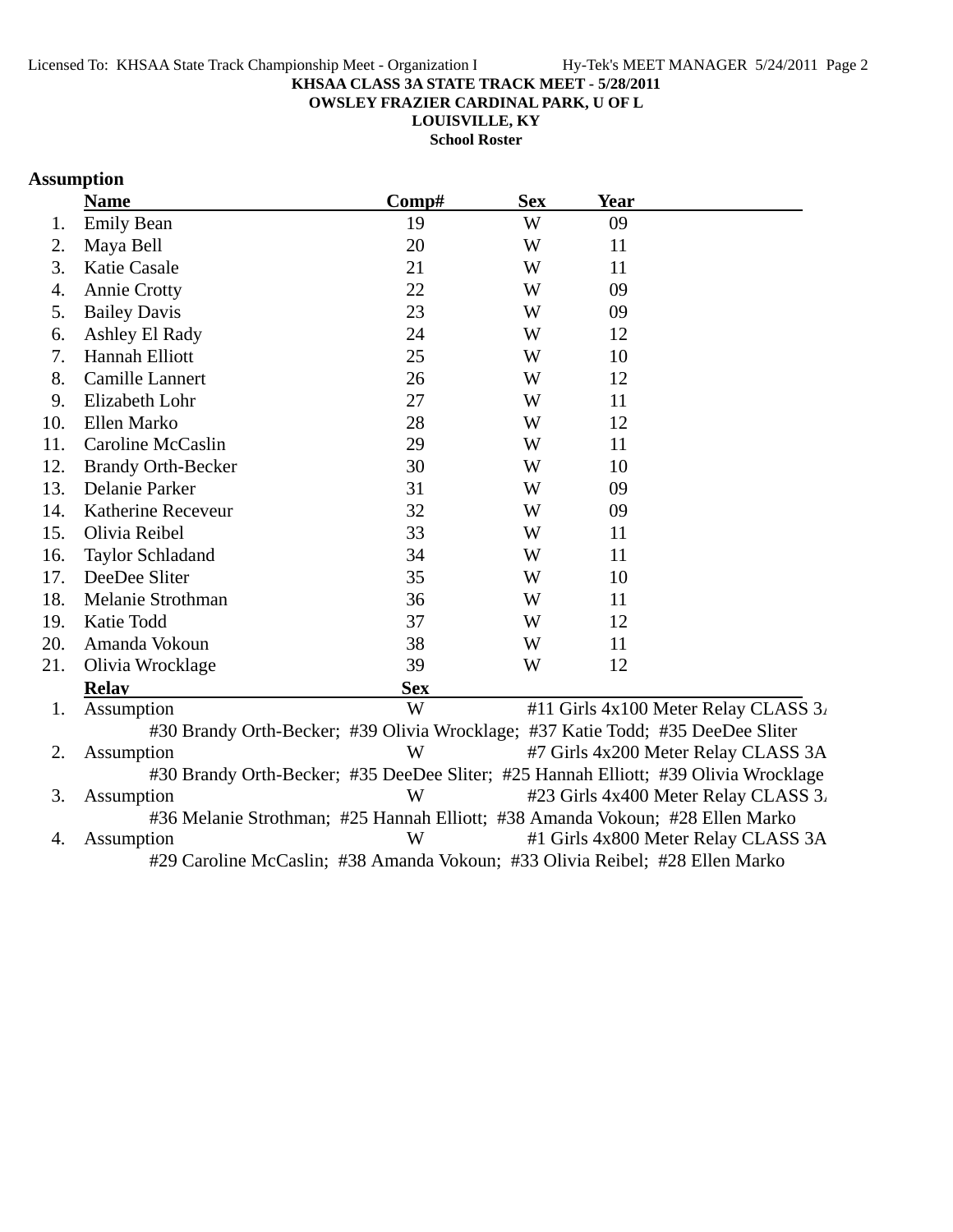**KHSAA CLASS 3A STATE TRACK MEET - 5/28/2011**
**OWSLEY FRAZIER CARDINAL PARK, U OF L**
**LOUISVILLE, KY**
**School Roster**

## Assumption

| | Name | Comp# | Sex | Year |
|---|---|---|---|---|
| 1. | Emily Bean | 19 | W | 09 |
| 2. | Maya Bell | 20 | W | 11 |
| 3. | Katie Casale | 21 | W | 11 |
| 4. | Annie Crotty | 22 | W | 09 |
| 5. | Bailey Davis | 23 | W | 09 |
| 6. | Ashley El Rady | 24 | W | 12 |
| 7. | Hannah Elliott | 25 | W | 10 |
| 8. | Camille Lannert | 26 | W | 12 |
| 9. | Elizabeth Lohr | 27 | W | 11 |
| 10. | Ellen Marko | 28 | W | 12 |
| 11. | Caroline McCaslin | 29 | W | 11 |
| 12. | Brandy Orth-Becker | 30 | W | 10 |
| 13. | Delanie Parker | 31 | W | 09 |
| 14. | Katherine Receveur | 32 | W | 09 |
| 15. | Olivia Reibel | 33 | W | 11 |
| 16. | Taylor Schladand | 34 | W | 11 |
| 17. | DeeDee Sliter | 35 | W | 10 |
| 18. | Melanie Strothman | 36 | W | 11 |
| 19. | Katie Todd | 37 | W | 12 |
| 20. | Amanda Vokoun | 38 | W | 11 |
| 21. | Olivia Wrocklage | 39 | W | 12 |

| | Relay | Sex | Event |
|---|---|---|---|
| 1. | Assumption | W | #11 Girls 4x100 Meter Relay CLASS 3A |
| | #30 Brandy Orth-Becker; #39 Olivia Wrocklage; #37 Katie Todd; #35 DeeDee Sliter | | |
| 2. | Assumption | W | #7 Girls 4x200 Meter Relay CLASS 3A |
| | #30 Brandy Orth-Becker; #35 DeeDee Sliter; #25 Hannah Elliott; #39 Olivia Wrocklage | | |
| 3. | Assumption | W | #23 Girls 4x400 Meter Relay CLASS 3A |
| | #36 Melanie Strothman; #25 Hannah Elliott; #38 Amanda Vokoun; #28 Ellen Marko | | |
| 4. | Assumption | W | #1 Girls 4x800 Meter Relay CLASS 3A |
| | #29 Caroline McCaslin; #38 Amanda Vokoun; #33 Olivia Reibel; #28 Ellen Marko | | |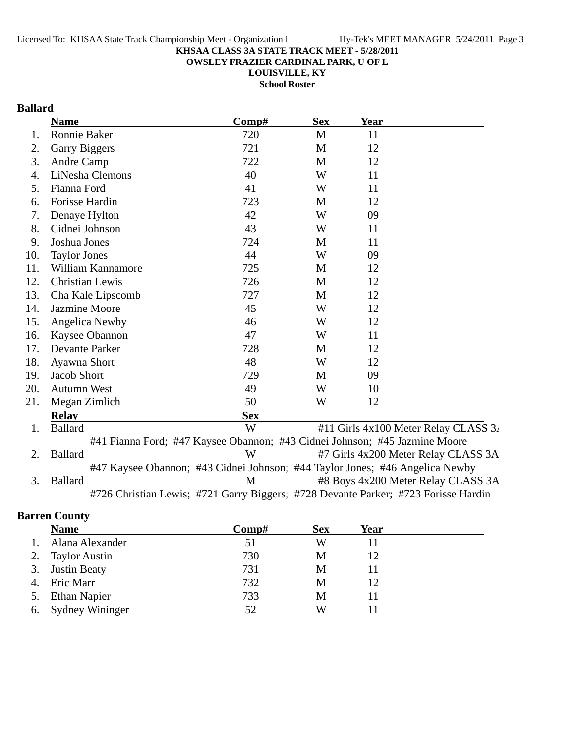**KHSAA CLASS 3A STATE TRACK MEET - 5/28/2011**
**OWSLEY FRAZIER CARDINAL PARK, U OF L**
**LOUISVILLE, KY**
**School Roster**

## Ballard

| | Name | Comp# | Sex | Year |
|---|---|---|---|---|
| 1. | Ronnie Baker | 720 | M | 11 |
| 2. | Garry Biggers | 721 | M | 12 |
| 3. | Andre Camp | 722 | M | 12 |
| 4. | LiNesha Clemons | 40 | W | 11 |
| 5. | Fianna Ford | 41 | W | 11 |
| 6. | Forisse Hardin | 723 | M | 12 |
| 7. | Denaye Hylton | 42 | W | 09 |
| 8. | Cidnei Johnson | 43 | W | 11 |
| 9. | Joshua Jones | 724 | M | 11 |
| 10. | Taylor Jones | 44 | W | 09 |
| 11. | William Kannamore | 725 | M | 12 |
| 12. | Christian Lewis | 726 | M | 12 |
| 13. | Cha Kale Lipscomb | 727 | M | 12 |
| 14. | Jazmine Moore | 45 | W | 12 |
| 15. | Angelica Newby | 46 | W | 12 |
| 16. | Kaysee Obannon | 47 | W | 11 |
| 17. | Devante Parker | 728 | M | 12 |
| 18. | Ayawna Short | 48 | W | 12 |
| 19. | Jacob Short | 729 | M | 09 |
| 20. | Autumn West | 49 | W | 10 |
| 21. | Megan Zimlich | 50 | W | 12 |

| | Relay | Sex | Event |
|---|---|---|---|
| 1. | Ballard | W | #11 Girls 4x100 Meter Relay CLASS 3A |
| | #41 Fianna Ford; #47 Kaysee Obannon; #43 Cidnei Johnson; #45 Jazmine Moore | | |
| 2. | Ballard | W | #7 Girls 4x200 Meter Relay CLASS 3A |
| | #47 Kaysee Obannon; #43 Cidnei Johnson; #44 Taylor Jones; #46 Angelica Newby | | |
| 3. | Ballard | M | #8 Boys 4x200 Meter Relay CLASS 3A |
| | #726 Christian Lewis; #721 Garry Biggers; #728 Devante Parker; #723 Forisse Hardin | | |

## Barren County

| | Name | Comp# | Sex | Year |
|---|---|---|---|---|
| 1. | Alana Alexander | 51 | W | 11 |
| 2. | Taylor Austin | 730 | M | 12 |
| 3. | Justin Beaty | 731 | M | 11 |
| 4. | Eric Marr | 732 | M | 12 |
| 5. | Ethan Napier | 733 | M | 11 |
| 6. | Sydney Wininger | 52 | W | 11 |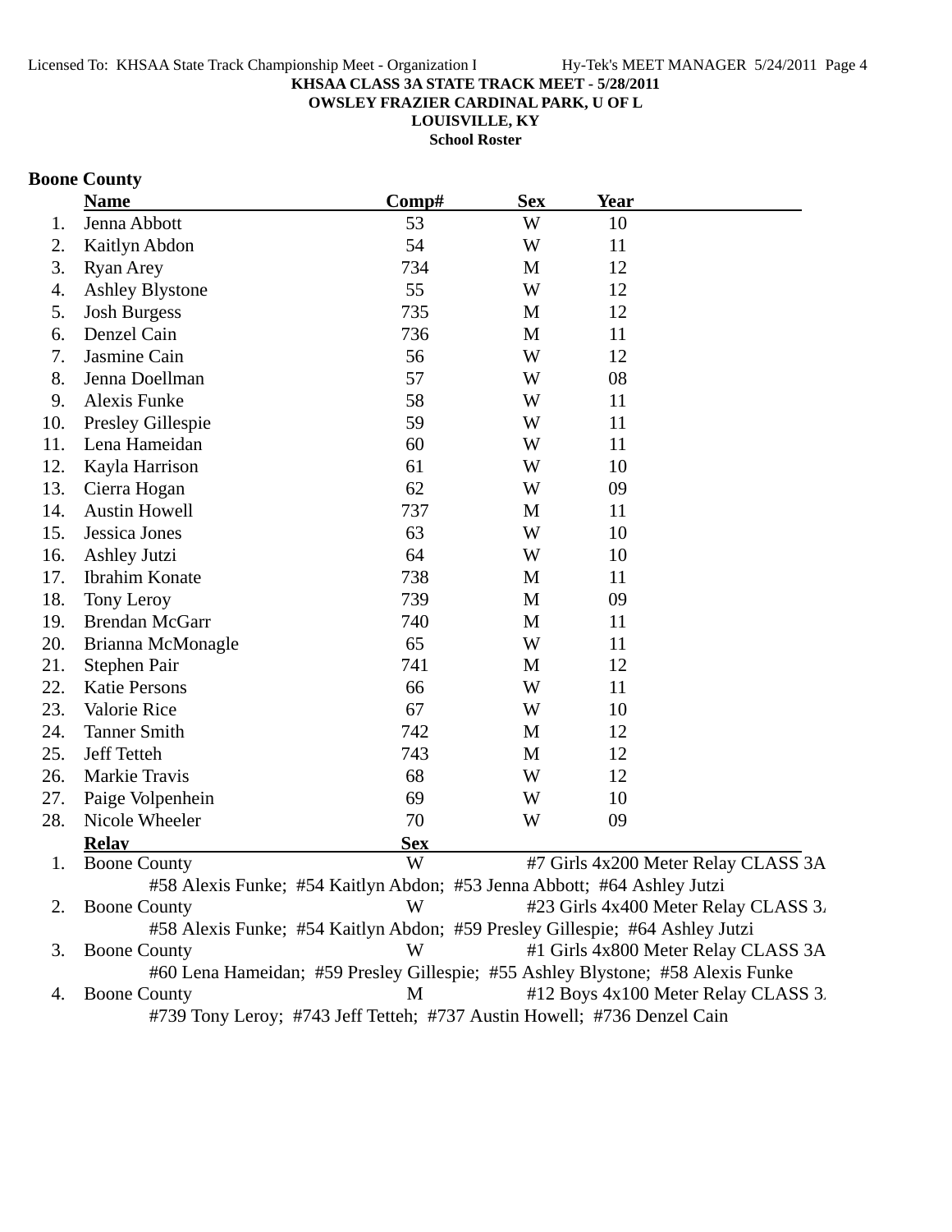**KHSAA CLASS 3A STATE TRACK MEET - 5/28/2011**
**OWSLEY FRAZIER CARDINAL PARK, U OF L**
**LOUISVILLE, KY**
**School Roster**

## Boone County

| | Name | Comp# | Sex | Year |
|---|---|---|---|---|
| 1. | Jenna Abbott | 53 | W | 10 |
| 2. | Kaitlyn Abdon | 54 | W | 11 |
| 3. | Ryan Arey | 734 | M | 12 |
| 4. | Ashley Blystone | 55 | W | 12 |
| 5. | Josh Burgess | 735 | M | 12 |
| 6. | Denzel Cain | 736 | M | 11 |
| 7. | Jasmine Cain | 56 | W | 12 |
| 8. | Jenna Doellman | 57 | W | 08 |
| 9. | Alexis Funke | 58 | W | 11 |
| 10. | Presley Gillespie | 59 | W | 11 |
| 11. | Lena Hameidan | 60 | W | 11 |
| 12. | Kayla Harrison | 61 | W | 10 |
| 13. | Cierra Hogan | 62 | W | 09 |
| 14. | Austin Howell | 737 | M | 11 |
| 15. | Jessica Jones | 63 | W | 10 |
| 16. | Ashley Jutzi | 64 | W | 10 |
| 17. | Ibrahim Konate | 738 | M | 11 |
| 18. | Tony Leroy | 739 | M | 09 |
| 19. | Brendan McGarr | 740 | M | 11 |
| 20. | Brianna McMonagle | 65 | W | 11 |
| 21. | Stephen Pair | 741 | M | 12 |
| 22. | Katie Persons | 66 | W | 11 |
| 23. | Valorie Rice | 67 | W | 10 |
| 24. | Tanner Smith | 742 | M | 12 |
| 25. | Jeff Tetteh | 743 | M | 12 |
| 26. | Markie Travis | 68 | W | 12 |
| 27. | Paige Volpenhein | 69 | W | 10 |
| 28. | Nicole Wheeler | 70 | W | 09 |

| | Relay | Sex | Event |
|---|---|---|---|
| 1. | Boone County | W | #7 Girls 4x200 Meter Relay CLASS 3A |
| | #58 Alexis Funke; #54 Kaitlyn Abdon; #53 Jenna Abbott; #64 Ashley Jutzi | | |
| 2. | Boone County | W | #23 Girls 4x400 Meter Relay CLASS 3A |
| | #58 Alexis Funke; #54 Kaitlyn Abdon; #59 Presley Gillespie; #64 Ashley Jutzi | | |
| 3. | Boone County | W | #1 Girls 4x800 Meter Relay CLASS 3A |
| | #60 Lena Hameidan; #59 Presley Gillespie; #55 Ashley Blystone; #58 Alexis Funke | | |
| 4. | Boone County | M | #12 Boys 4x100 Meter Relay CLASS 3A |
| | #739 Tony Leroy; #743 Jeff Tetteh; #737 Austin Howell; #736 Denzel Cain | | |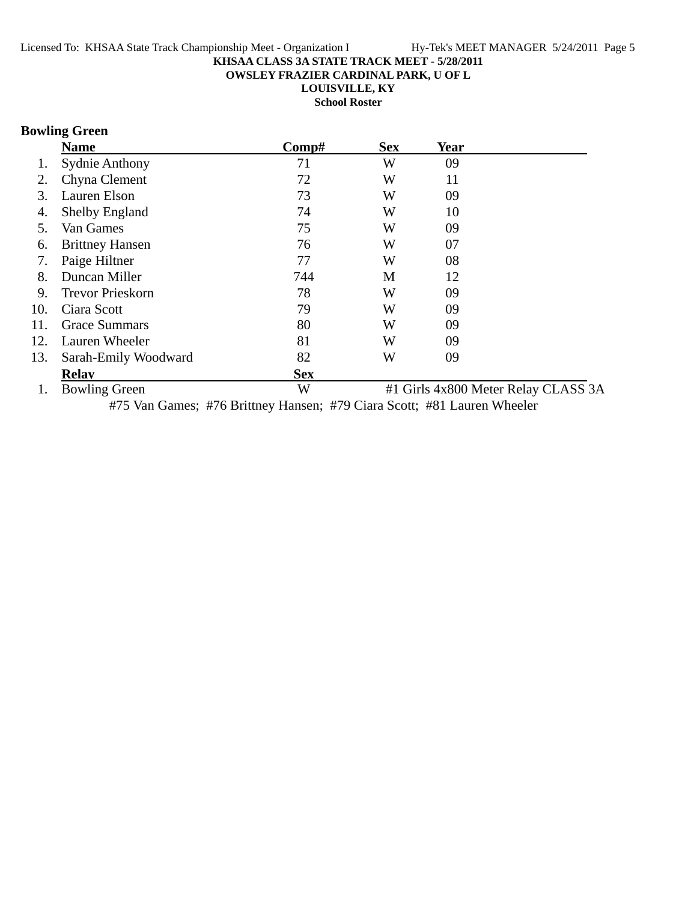KHSAA CLASS 3A STATE TRACK MEET - 5/28/2011
OWSLEY FRAZIER CARDINAL PARK, U OF L
LOUISVILLE, KY
School Roster

## Bowling Green

| | Name | Comp# | Sex | Year |
|---|---|---|---|---|
| 1. | Sydnie Anthony | 71 | W | 09 |
| 2. | Chyna Clement | 72 | W | 11 |
| 3. | Lauren Elson | 73 | W | 09 |
| 4. | Shelby England | 74 | W | 10 |
| 5. | Van Games | 75 | W | 09 |
| 6. | Brittney Hansen | 76 | W | 07 |
| 7. | Paige Hiltner | 77 | W | 08 |
| 8. | Duncan Miller | 744 | M | 12 |
| 9. | Trevor Prieskorn | 78 | W | 09 |
| 10. | Ciara Scott | 79 | W | 09 |
| 11. | Grace Summars | 80 | W | 09 |
| 12. | Lauren Wheeler | 81 | W | 09 |
| 13. | Sarah-Emily Woodward | 82 | W | 09 |

| | Relay | Sex | |
|---|---|---|---|
| 1. | Bowling Green | W | #1 Girls 4x800 Meter Relay CLASS 3A |

#75 Van Games; #76 Brittney Hansen; #79 Ciara Scott; #81 Lauren Wheeler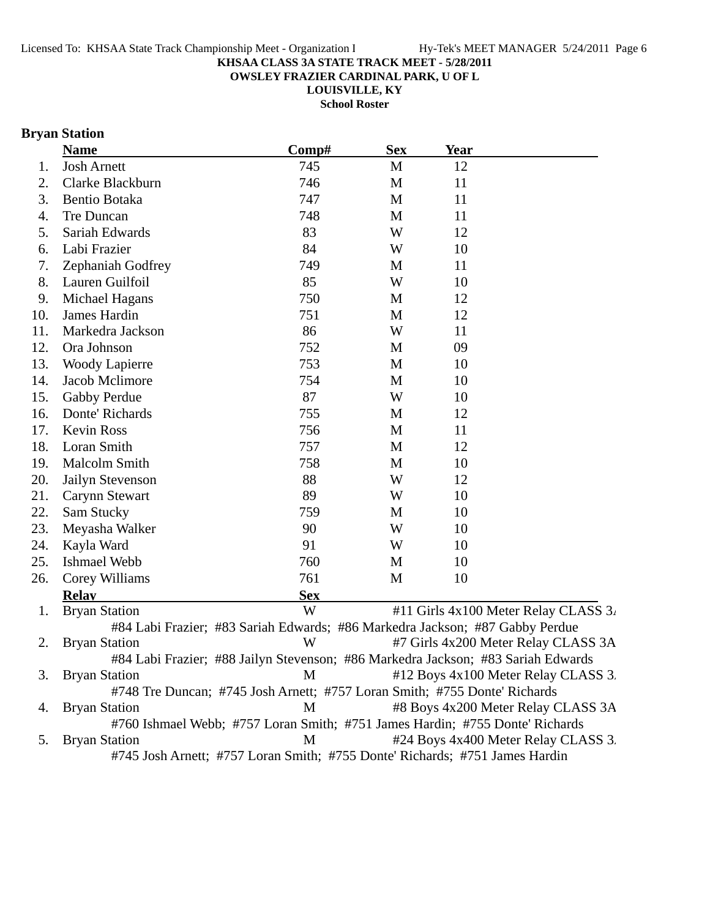**KHSAA CLASS 3A STATE TRACK MEET - 5/28/2011**
**OWSLEY FRAZIER CARDINAL PARK, U OF L**
**LOUISVILLE, KY**
**School Roster**

## Bryan Station

| | Name | Comp# | Sex | Year |
|---|---|---|---|---|
| 1. | Josh Arnett | 745 | M | 12 |
| 2. | Clarke Blackburn | 746 | M | 11 |
| 3. | Bentio Botaka | 747 | M | 11 |
| 4. | Tre Duncan | 748 | M | 11 |
| 5. | Sariah Edwards | 83 | W | 12 |
| 6. | Labi Frazier | 84 | W | 10 |
| 7. | Zephaniah Godfrey | 749 | M | 11 |
| 8. | Lauren Guilfoil | 85 | W | 10 |
| 9. | Michael Hagans | 750 | M | 12 |
| 10. | James Hardin | 751 | M | 12 |
| 11. | Markedra Jackson | 86 | W | 11 |
| 12. | Ora Johnson | 752 | M | 09 |
| 13. | Woody Lapierre | 753 | M | 10 |
| 14. | Jacob Mclimore | 754 | M | 10 |
| 15. | Gabby Perdue | 87 | W | 10 |
| 16. | Donte' Richards | 755 | M | 12 |
| 17. | Kevin Ross | 756 | M | 11 |
| 18. | Loran Smith | 757 | M | 12 |
| 19. | Malcolm Smith | 758 | M | 10 |
| 20. | Jailyn Stevenson | 88 | W | 12 |
| 21. | Carynn Stewart | 89 | W | 10 |
| 22. | Sam Stucky | 759 | M | 10 |
| 23. | Meyasha Walker | 90 | W | 10 |
| 24. | Kayla Ward | 91 | W | 10 |
| 25. | Ishmael Webb | 760 | M | 10 |
| 26. | Corey Williams | 761 | M | 10 |

| | Relay | Sex | Event |
|---|---|---|---|
| 1. | Bryan Station | W | #11 Girls 4x100 Meter Relay CLASS 3A |
| | #84 Labi Frazier; #83 Sariah Edwards; #86 Markedra Jackson; #87 Gabby Perdue | | |
| 2. | Bryan Station | W | #7 Girls 4x200 Meter Relay CLASS 3A |
| | #84 Labi Frazier; #88 Jailyn Stevenson; #86 Markedra Jackson; #83 Sariah Edwards | | |
| 3. | Bryan Station | M | #12 Boys 4x100 Meter Relay CLASS 3A |
| | #748 Tre Duncan; #745 Josh Arnett; #757 Loran Smith; #755 Donte' Richards | | |
| 4. | Bryan Station | M | #8 Boys 4x200 Meter Relay CLASS 3A |
| | #760 Ishmael Webb; #757 Loran Smith; #751 James Hardin; #755 Donte' Richards | | |
| 5. | Bryan Station | M | #24 Boys 4x400 Meter Relay CLASS 3A |
| | #745 Josh Arnett; #757 Loran Smith; #755 Donte' Richards; #751 James Hardin | | |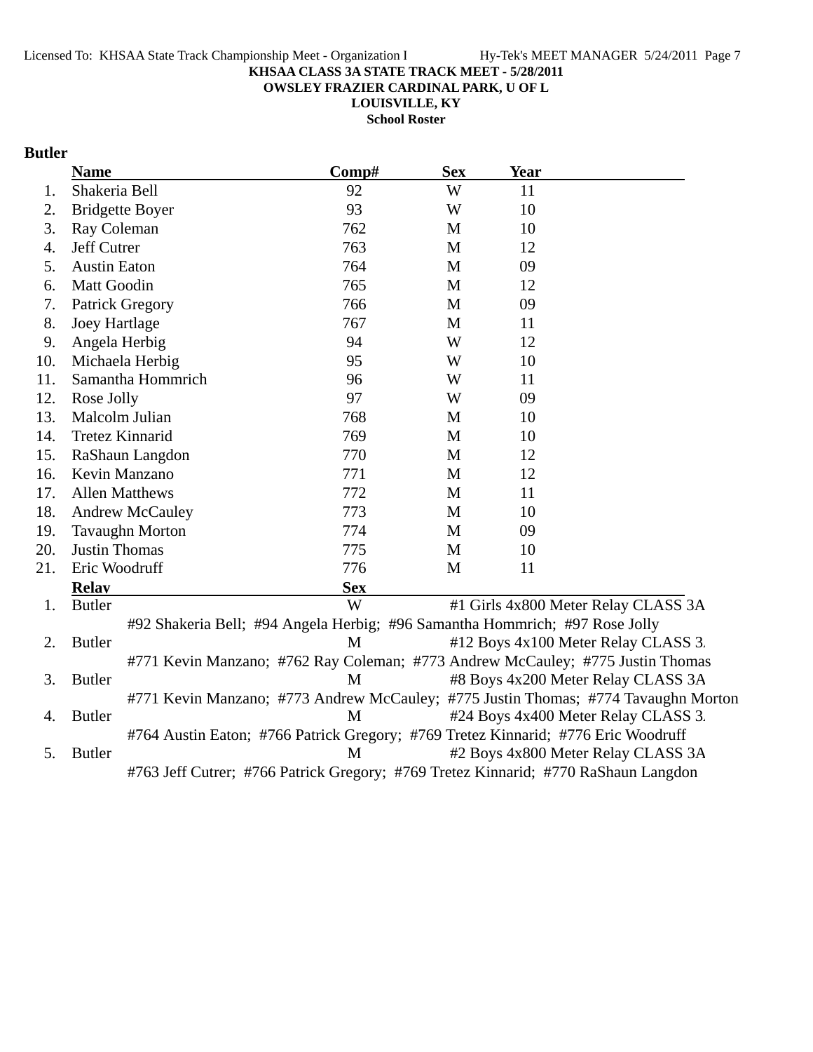KHSAA CLASS 3A STATE TRACK MEET - 5/28/2011

OWSLEY FRAZIER CARDINAL PARK, U OF L

LOUISVILLE, KY

**School Roster**

## Butler

| | Name | Comp# | Sex | Year |
|---|---|---|---|---|
| 1. | Shakeria Bell | 92 | W | 11 |
| 2. | Bridgette Boyer | 93 | W | 10 |
| 3. | Ray Coleman | 762 | M | 10 |
| 4. | Jeff Cutrer | 763 | M | 12 |
| 5. | Austin Eaton | 764 | M | 09 |
| 6. | Matt Goodin | 765 | M | 12 |
| 7. | Patrick Gregory | 766 | M | 09 |
| 8. | Joey Hartlage | 767 | M | 11 |
| 9. | Angela Herbig | 94 | W | 12 |
| 10. | Michaela Herbig | 95 | W | 10 |
| 11. | Samantha Hommrich | 96 | W | 11 |
| 12. | Rose Jolly | 97 | W | 09 |
| 13. | Malcolm Julian | 768 | M | 10 |
| 14. | Tretez Kinnarid | 769 | M | 10 |
| 15. | RaShaun Langdon | 770 | M | 12 |
| 16. | Kevin Manzano | 771 | M | 12 |
| 17. | Allen Matthews | 772 | M | 11 |
| 18. | Andrew McCauley | 773 | M | 10 |
| 19. | Tavaughn Morton | 774 | M | 09 |
| 20. | Justin Thomas | 775 | M | 10 |
| 21. | Eric Woodruff | 776 | M | 11 |

| | Relay | Sex | Event |
|---|---|---|---|
| 1. | Butler | W | #1 Girls 4x800 Meter Relay CLASS 3A |
| | #92 Shakeria Bell; #94 Angela Herbig; #96 Samantha Hommrich; #97 Rose Jolly | | |
| 2. | Butler | M | #12 Boys 4x100 Meter Relay CLASS 3. |
| | #771 Kevin Manzano; #762 Ray Coleman; #773 Andrew McCauley; #775 Justin Thomas | | |
| 3. | Butler | M | #8 Boys 4x200 Meter Relay CLASS 3A |
| | #771 Kevin Manzano; #773 Andrew McCauley; #775 Justin Thomas; #774 Tavaughn Morton | | |
| 4. | Butler | M | #24 Boys 4x400 Meter Relay CLASS 3. |
| | #764 Austin Eaton; #766 Patrick Gregory; #769 Tretez Kinnarid; #776 Eric Woodruff | | |
| 5. | Butler | M | #2 Boys 4x800 Meter Relay CLASS 3A |
| | #763 Jeff Cutrer; #766 Patrick Gregory; #769 Tretez Kinnarid; #770 RaShaun Langdon | | |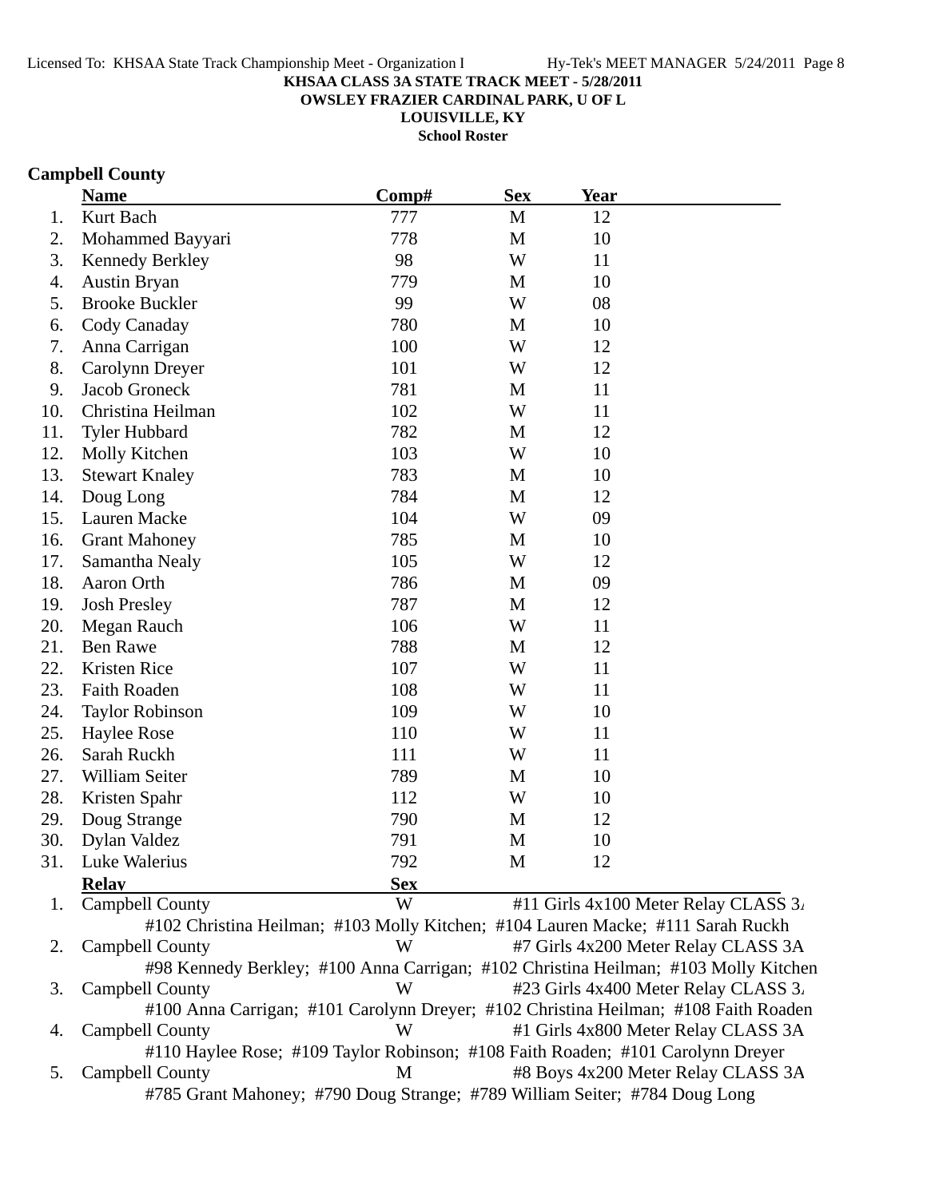**KHSAA CLASS 3A STATE TRACK MEET - 5/28/2011**
**OWSLEY FRAZIER CARDINAL PARK, U OF L**
**LOUISVILLE, KY**
**School Roster**

## Campbell County

| | Name | Comp# | Sex | Year |
|---|---|---|---|---|
| 1. | Kurt Bach | 777 | M | 12 |
| 2. | Mohammed Bayyari | 778 | M | 10 |
| 3. | Kennedy Berkley | 98 | W | 11 |
| 4. | Austin Bryan | 779 | M | 10 |
| 5. | Brooke Buckler | 99 | W | 08 |
| 6. | Cody Canaday | 780 | M | 10 |
| 7. | Anna Carrigan | 100 | W | 12 |
| 8. | Carolynn Dreyer | 101 | W | 12 |
| 9. | Jacob Groneck | 781 | M | 11 |
| 10. | Christina Heilman | 102 | W | 11 |
| 11. | Tyler Hubbard | 782 | M | 12 |
| 12. | Molly Kitchen | 103 | W | 10 |
| 13. | Stewart Knaley | 783 | M | 10 |
| 14. | Doug Long | 784 | M | 12 |
| 15. | Lauren Macke | 104 | W | 09 |
| 16. | Grant Mahoney | 785 | M | 10 |
| 17. | Samantha Nealy | 105 | W | 12 |
| 18. | Aaron Orth | 786 | M | 09 |
| 19. | Josh Presley | 787 | M | 12 |
| 20. | Megan Rauch | 106 | W | 11 |
| 21. | Ben Rawe | 788 | M | 12 |
| 22. | Kristen Rice | 107 | W | 11 |
| 23. | Faith Roaden | 108 | W | 11 |
| 24. | Taylor Robinson | 109 | W | 10 |
| 25. | Haylee Rose | 110 | W | 11 |
| 26. | Sarah Ruckh | 111 | W | 11 |
| 27. | William Seiter | 789 | M | 10 |
| 28. | Kristen Spahr | 112 | W | 10 |
| 29. | Doug Strange | 790 | M | 12 |
| 30. | Dylan Valdez | 791 | M | 10 |
| 31. | Luke Walerius | 792 | M | 12 |

| | Relay | Sex | Event |
|---|---|---|---|
| 1. | Campbell County | W | #11 Girls 4x100 Meter Relay CLASS 3A |
| | #102 Christina Heilman; #103 Molly Kitchen; #104 Lauren Macke; #111 Sarah Ruckh | | |
| 2. | Campbell County | W | #7 Girls 4x200 Meter Relay CLASS 3A |
| | #98 Kennedy Berkley; #100 Anna Carrigan; #102 Christina Heilman; #103 Molly Kitchen | | |
| 3. | Campbell County | W | #23 Girls 4x400 Meter Relay CLASS 3A |
| | #100 Anna Carrigan; #101 Carolynn Dreyer; #102 Christina Heilman; #108 Faith Roaden | | |
| 4. | Campbell County | W | #1 Girls 4x800 Meter Relay CLASS 3A |
| | #110 Haylee Rose; #109 Taylor Robinson; #108 Faith Roaden; #101 Carolynn Dreyer | | |
| 5. | Campbell County | M | #8 Boys 4x200 Meter Relay CLASS 3A |
| | #785 Grant Mahoney; #790 Doug Strange; #789 William Seiter; #784 Doug Long | | |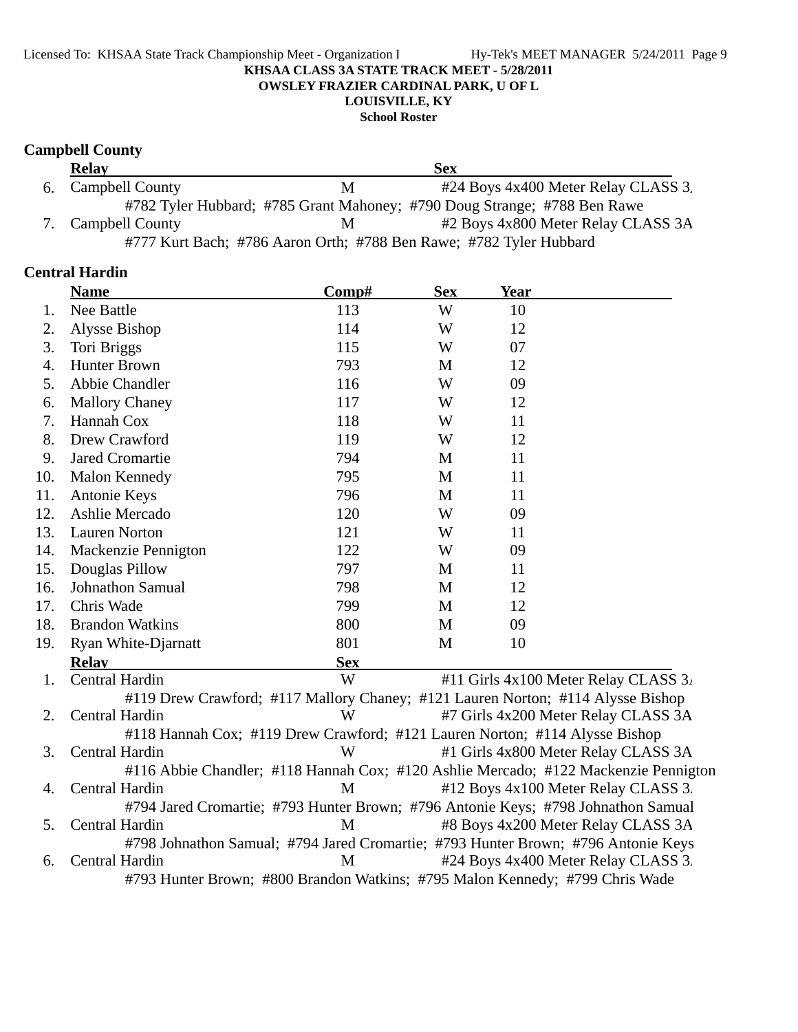KHSAA CLASS 3A STATE TRACK MEET - 5/28/2011
OWSLEY FRAZIER CARDINAL PARK, U OF L
LOUISVILLE, KY
School Roster

## Campbell County

| | Relay | Sex | |
|---|---|---|---|
| 6. | Campbell County | M | #24 Boys 4x400 Meter Relay CLASS 3A |
| | #782 Tyler Hubbard; #785 Grant Mahoney; #790 Doug Strange; #788 Ben Rawe | | |
| 7. | Campbell County | M | #2 Boys 4x800 Meter Relay CLASS 3A |
| | #777 Kurt Bach; #786 Aaron Orth; #788 Ben Rawe; #782 Tyler Hubbard | | |

## Central Hardin

| | Name | Comp# | Sex | Year |
|---|---|---|---|---|
| 1. | Nee Battle | 113 | W | 10 |
| 2. | Alysse Bishop | 114 | W | 12 |
| 3. | Tori Briggs | 115 | W | 07 |
| 4. | Hunter Brown | 793 | M | 12 |
| 5. | Abbie Chandler | 116 | W | 09 |
| 6. | Mallory Chaney | 117 | W | 12 |
| 7. | Hannah Cox | 118 | W | 11 |
| 8. | Drew Crawford | 119 | W | 12 |
| 9. | Jared Cromartie | 794 | M | 11 |
| 10. | Malon Kennedy | 795 | M | 11 |
| 11. | Antonie Keys | 796 | M | 11 |
| 12. | Ashlie Mercado | 120 | W | 09 |
| 13. | Lauren Norton | 121 | W | 11 |
| 14. | Mackenzie Pennigton | 122 | W | 09 |
| 15. | Douglas Pillow | 797 | M | 11 |
| 16. | Johnathon Samual | 798 | M | 12 |
| 17. | Chris Wade | 799 | M | 12 |
| 18. | Brandon Watkins | 800 | M | 09 |
| 19. | Ryan White-Djarnatt | 801 | M | 10 |

| | Relay | Sex | |
|---|---|---|---|
| 1. | Central Hardin | W | #11 Girls 4x100 Meter Relay CLASS 3A |
| | #119 Drew Crawford; #117 Mallory Chaney; #121 Lauren Norton; #114 Alysse Bishop | | |
| 2. | Central Hardin | W | #7 Girls 4x200 Meter Relay CLASS 3A |
| | #118 Hannah Cox; #119 Drew Crawford; #121 Lauren Norton; #114 Alysse Bishop | | |
| 3. | Central Hardin | W | #1 Girls 4x800 Meter Relay CLASS 3A |
| | #116 Abbie Chandler; #118 Hannah Cox; #120 Ashlie Mercado; #122 Mackenzie Pennigton | | |
| 4. | Central Hardin | M | #12 Boys 4x100 Meter Relay CLASS 3A |
| | #794 Jared Cromartie; #793 Hunter Brown; #796 Antonie Keys; #798 Johnathon Samual | | |
| 5. | Central Hardin | M | #8 Boys 4x200 Meter Relay CLASS 3A |
| | #798 Johnathon Samual; #794 Jared Cromartie; #793 Hunter Brown; #796 Antonie Keys | | |
| 6. | Central Hardin | M | #24 Boys 4x400 Meter Relay CLASS 3A |
| | #793 Hunter Brown; #800 Brandon Watkins; #795 Malon Kennedy; #799 Chris Wade | | |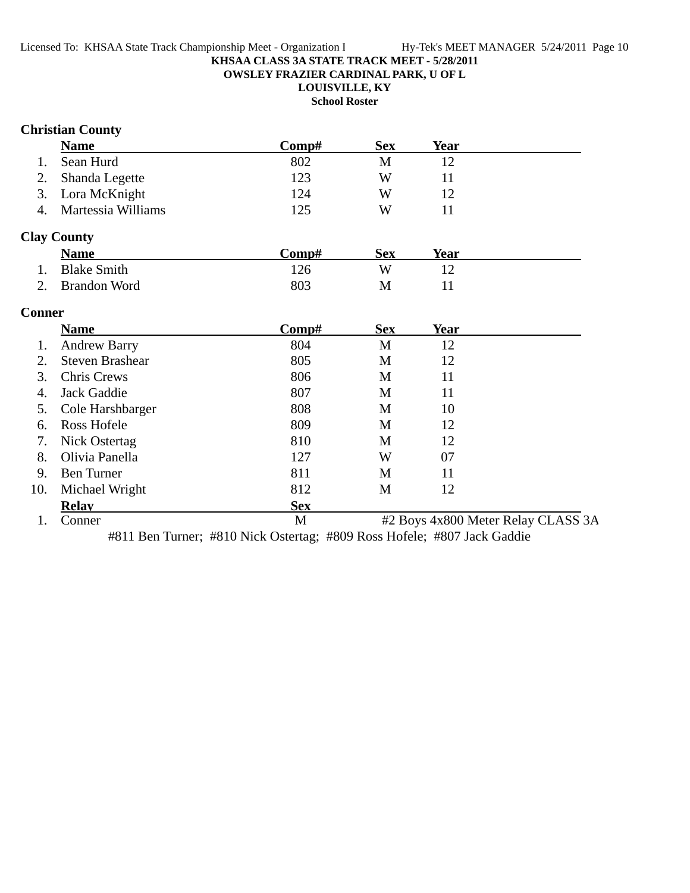**KHSAA CLASS 3A STATE TRACK MEET - 5/28/2011**
**OWSLEY FRAZIER CARDINAL PARK, U OF L**
**LOUISVILLE, KY**
**School Roster**

## Christian County

| | Name | Comp# | Sex | Year |
|---|---|---|---|---|
| 1. | Sean Hurd | 802 | M | 12 |
| 2. | Shanda Legette | 123 | W | 11 |
| 3. | Lora McKnight | 124 | W | 12 |
| 4. | Martessia Williams | 125 | W | 11 |

## Clay County

| | Name | Comp# | Sex | Year |
|---|---|---|---|---|
| 1. | Blake Smith | 126 | W | 12 |
| 2. | Brandon Word | 803 | M | 11 |

## Conner

| | Name | Comp# | Sex | Year |
|---|---|---|---|---|
| 1. | Andrew Barry | 804 | M | 12 |
| 2. | Steven Brashear | 805 | M | 12 |
| 3. | Chris Crews | 806 | M | 11 |
| 4. | Jack Gaddie | 807 | M | 11 |
| 5. | Cole Harshbarger | 808 | M | 10 |
| 6. | Ross Hofele | 809 | M | 12 |
| 7. | Nick Ostertag | 810 | M | 12 |
| 8. | Olivia Panella | 127 | W | 07 |
| 9. | Ben Turner | 811 | M | 11 |
| 10. | Michael Wright | 812 | M | 12 |

| | Relay | Sex | Event |
|---|---|---|---|
| 1. | Conner | M | #2 Boys 4x800 Meter Relay CLASS 3A |

#811 Ben Turner; #810 Nick Ostertag; #809 Ross Hofele; #807 Jack Gaddie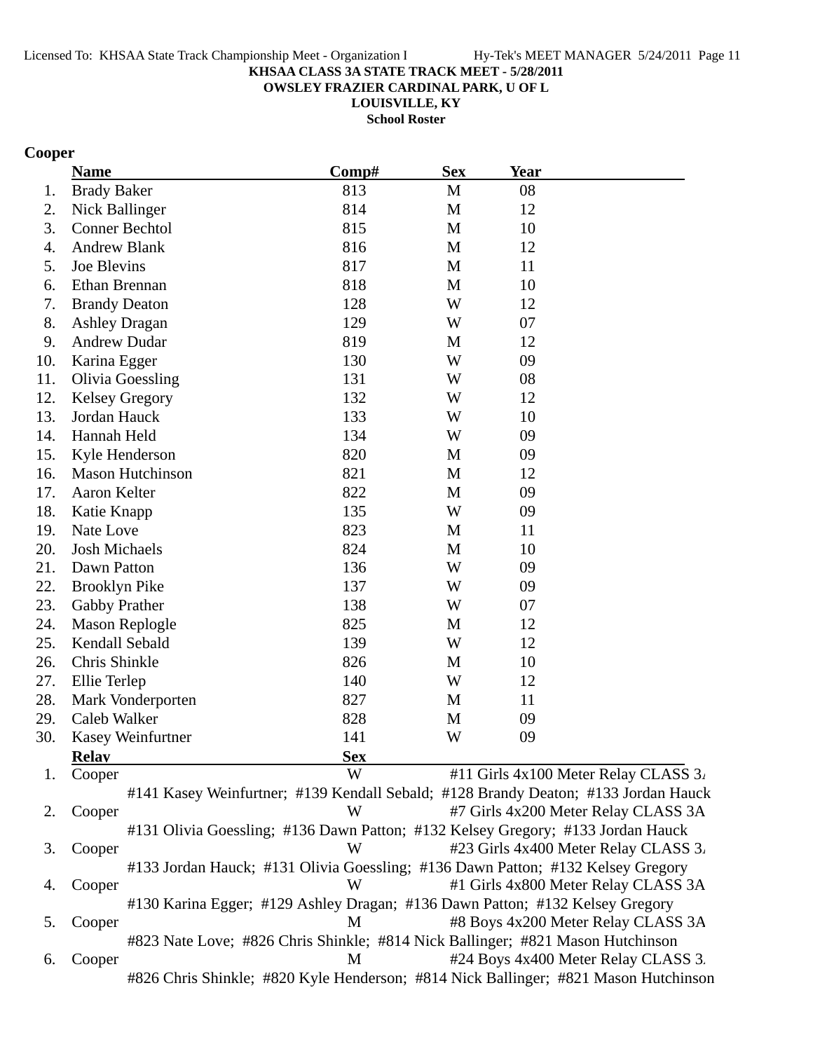**KHSAA CLASS 3A STATE TRACK MEET - 5/28/2011**
**OWSLEY FRAZIER CARDINAL PARK, U OF L**
**LOUISVILLE, KY**
**School Roster**

## Cooper

| | Name | Comp# | Sex | Year |
|---|---|---|---|---|
| 1. | Brady Baker | 813 | M | 08 |
| 2. | Nick Ballinger | 814 | M | 12 |
| 3. | Conner Bechtol | 815 | M | 10 |
| 4. | Andrew Blank | 816 | M | 12 |
| 5. | Joe Blevins | 817 | M | 11 |
| 6. | Ethan Brennan | 818 | M | 10 |
| 7. | Brandy Deaton | 128 | W | 12 |
| 8. | Ashley Dragan | 129 | W | 07 |
| 9. | Andrew Dudar | 819 | M | 12 |
| 10. | Karina Egger | 130 | W | 09 |
| 11. | Olivia Goessling | 131 | W | 08 |
| 12. | Kelsey Gregory | 132 | W | 12 |
| 13. | Jordan Hauck | 133 | W | 10 |
| 14. | Hannah Held | 134 | W | 09 |
| 15. | Kyle Henderson | 820 | M | 09 |
| 16. | Mason Hutchinson | 821 | M | 12 |
| 17. | Aaron Kelter | 822 | M | 09 |
| 18. | Katie Knapp | 135 | W | 09 |
| 19. | Nate Love | 823 | M | 11 |
| 20. | Josh Michaels | 824 | M | 10 |
| 21. | Dawn Patton | 136 | W | 09 |
| 22. | Brooklyn Pike | 137 | W | 09 |
| 23. | Gabby Prather | 138 | W | 07 |
| 24. | Mason Replogle | 825 | M | 12 |
| 25. | Kendall Sebald | 139 | W | 12 |
| 26. | Chris Shinkle | 826 | M | 10 |
| 27. | Ellie Terlep | 140 | W | 12 |
| 28. | Mark Vonderporten | 827 | M | 11 |
| 29. | Caleb Walker | 828 | M | 09 |
| 30. | Kasey Weinfurtner | 141 | W | 09 |

| | Relay | Sex | Event |
|---|---|---|---|
| 1. | Cooper | W | #11 Girls 4x100 Meter Relay CLASS 3A |
| | #141 Kasey Weinfurtner; #139 Kendall Sebald; #128 Brandy Deaton; #133 Jordan Hauck | | |
| 2. | Cooper | W | #7 Girls 4x200 Meter Relay CLASS 3A |
| | #131 Olivia Goessling; #136 Dawn Patton; #132 Kelsey Gregory; #133 Jordan Hauck | | |
| 3. | Cooper | W | #23 Girls 4x400 Meter Relay CLASS 3A |
| | #133 Jordan Hauck; #131 Olivia Goessling; #136 Dawn Patton; #132 Kelsey Gregory | | |
| 4. | Cooper | W | #1 Girls 4x800 Meter Relay CLASS 3A |
| | #130 Karina Egger; #129 Ashley Dragan; #136 Dawn Patton; #132 Kelsey Gregory | | |
| 5. | Cooper | M | #8 Boys 4x200 Meter Relay CLASS 3A |
| | #823 Nate Love; #826 Chris Shinkle; #814 Nick Ballinger; #821 Mason Hutchinson | | |
| 6. | Cooper | M | #24 Boys 4x400 Meter Relay CLASS 3A |
| | #826 Chris Shinkle; #820 Kyle Henderson; #814 Nick Ballinger; #821 Mason Hutchinson | | |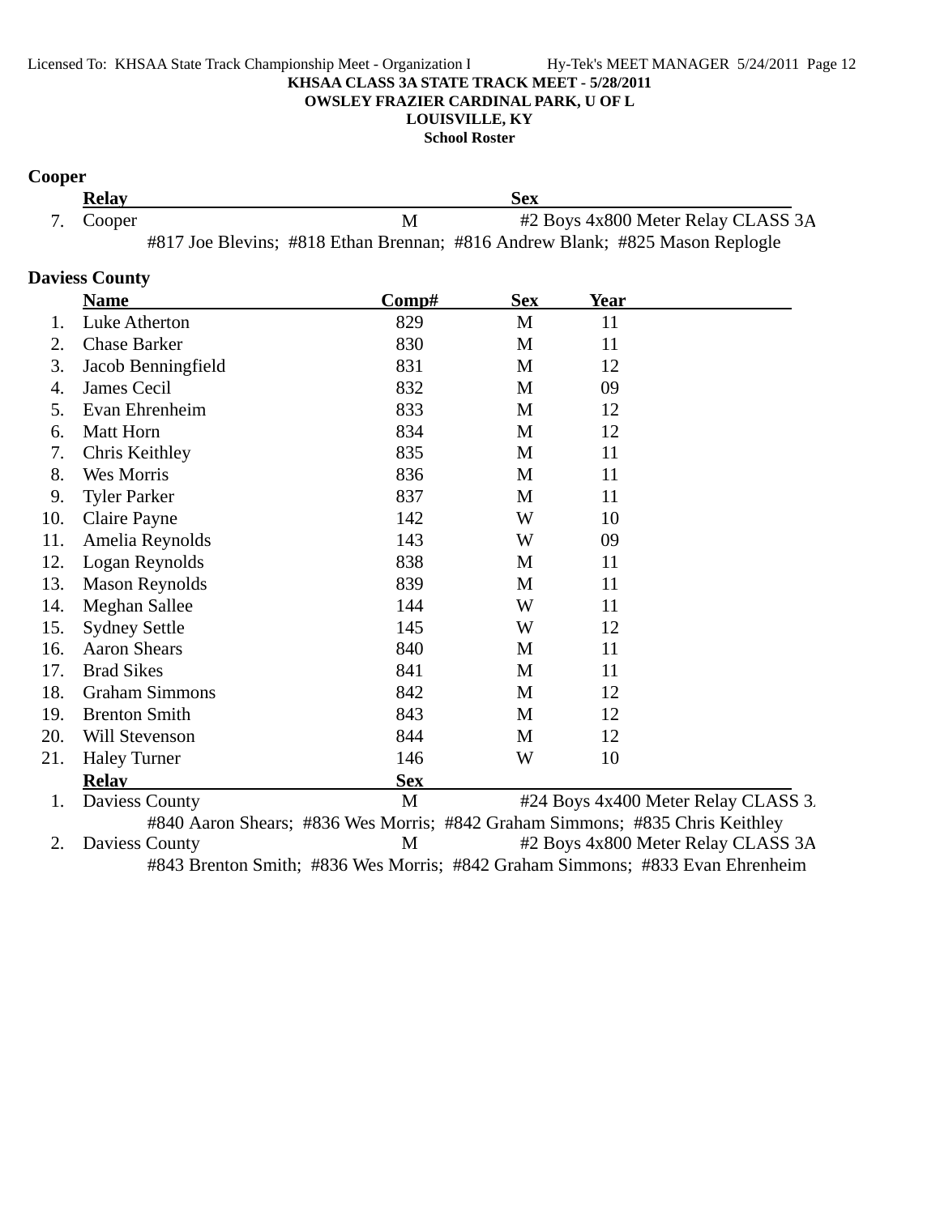**KHSAA CLASS 3A STATE TRACK MEET - 5/28/2011**
**OWSLEY FRAZIER CARDINAL PARK, U OF L**
**LOUISVILLE, KY**
**School Roster**

## Cooper

| | Relay | Sex | |
|---|---|---|---|
| 7. | Cooper | M | #2 Boys 4x800 Meter Relay CLASS 3A |
| | #817 Joe Blevins; #818 Ethan Brennan; #816 Andrew Blank; #825 Mason Replogle | | |

## Daviess County

| | Name | Comp# | Sex | Year |
|---|---|---|---|---|
| 1. | Luke Atherton | 829 | M | 11 |
| 2. | Chase Barker | 830 | M | 11 |
| 3. | Jacob Benningfield | 831 | M | 12 |
| 4. | James Cecil | 832 | M | 09 |
| 5. | Evan Ehrenheim | 833 | M | 12 |
| 6. | Matt Horn | 834 | M | 12 |
| 7. | Chris Keithley | 835 | M | 11 |
| 8. | Wes Morris | 836 | M | 11 |
| 9. | Tyler Parker | 837 | M | 11 |
| 10. | Claire Payne | 142 | W | 10 |
| 11. | Amelia Reynolds | 143 | W | 09 |
| 12. | Logan Reynolds | 838 | M | 11 |
| 13. | Mason Reynolds | 839 | M | 11 |
| 14. | Meghan Sallee | 144 | W | 11 |
| 15. | Sydney Settle | 145 | W | 12 |
| 16. | Aaron Shears | 840 | M | 11 |
| 17. | Brad Sikes | 841 | M | 11 |
| 18. | Graham Simmons | 842 | M | 12 |
| 19. | Brenton Smith | 843 | M | 12 |
| 20. | Will Stevenson | 844 | M | 12 |
| 21. | Haley Turner | 146 | W | 10 |

| | Relay | Sex | |
|---|---|---|---|
| 1. | Daviess County | M | #24 Boys 4x400 Meter Relay CLASS 3. |
| | #840 Aaron Shears; #836 Wes Morris; #842 Graham Simmons; #835 Chris Keithley | | |
| 2. | Daviess County | M | #2 Boys 4x800 Meter Relay CLASS 3A |
| | #843 Brenton Smith; #836 Wes Morris; #842 Graham Simmons; #833 Evan Ehrenheim | | |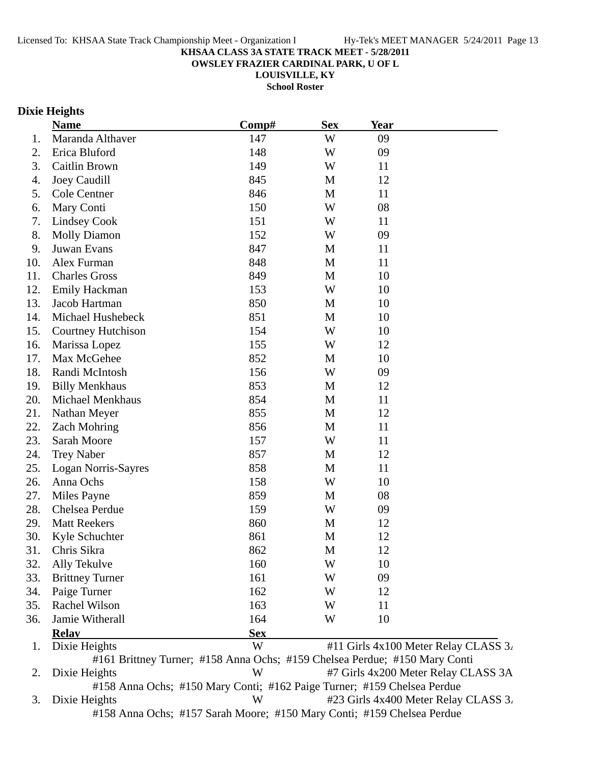**KHSAA CLASS 3A STATE TRACK MEET - 5/28/2011**
**OWSLEY FRAZIER CARDINAL PARK, U OF L**
**LOUISVILLE, KY**
**School Roster**

## Dixie Heights

| | Name | Comp# | Sex | Year |
|---|---|---|---|---|
| 1. | Maranda Althaver | 147 | W | 09 |
| 2. | Erica Bluford | 148 | W | 09 |
| 3. | Caitlin Brown | 149 | W | 11 |
| 4. | Joey Caudill | 845 | M | 12 |
| 5. | Cole Centner | 846 | M | 11 |
| 6. | Mary Conti | 150 | W | 08 |
| 7. | Lindsey Cook | 151 | W | 11 |
| 8. | Molly Diamon | 152 | W | 09 |
| 9. | Juwan Evans | 847 | M | 11 |
| 10. | Alex Furman | 848 | M | 11 |
| 11. | Charles Gross | 849 | M | 10 |
| 12. | Emily Hackman | 153 | W | 10 |
| 13. | Jacob Hartman | 850 | M | 10 |
| 14. | Michael Hushebeck | 851 | M | 10 |
| 15. | Courtney Hutchison | 154 | W | 10 |
| 16. | Marissa Lopez | 155 | W | 12 |
| 17. | Max McGehee | 852 | M | 10 |
| 18. | Randi McIntosh | 156 | W | 09 |
| 19. | Billy Menkhaus | 853 | M | 12 |
| 20. | Michael Menkhaus | 854 | M | 11 |
| 21. | Nathan Meyer | 855 | M | 12 |
| 22. | Zach Mohring | 856 | M | 11 |
| 23. | Sarah Moore | 157 | W | 11 |
| 24. | Trey Naber | 857 | M | 12 |
| 25. | Logan Norris-Sayres | 858 | M | 11 |
| 26. | Anna Ochs | 158 | W | 10 |
| 27. | Miles Payne | 859 | M | 08 |
| 28. | Chelsea Perdue | 159 | W | 09 |
| 29. | Matt Reekers | 860 | M | 12 |
| 30. | Kyle Schuchter | 861 | M | 12 |
| 31. | Chris Sikra | 862 | M | 12 |
| 32. | Ally Tekulve | 160 | W | 10 |
| 33. | Brittney Turner | 161 | W | 09 |
| 34. | Paige Turner | 162 | W | 12 |
| 35. | Rachel Wilson | 163 | W | 11 |
| 36. | Jamie Witherall | 164 | W | 10 |

| | Relay | Sex | Event |
|---|---|---|---|
| 1. | Dixie Heights | W | #11 Girls 4x100 Meter Relay CLASS 3A |
| | #161 Brittney Turner; #158 Anna Ochs; #159 Chelsea Perdue; #150 Mary Conti | | |
| 2. | Dixie Heights | W | #7 Girls 4x200 Meter Relay CLASS 3A |
| | #158 Anna Ochs; #150 Mary Conti; #162 Paige Turner; #159 Chelsea Perdue | | |
| 3. | Dixie Heights | W | #23 Girls 4x400 Meter Relay CLASS 3A |
| | #158 Anna Ochs; #157 Sarah Moore; #150 Mary Conti; #159 Chelsea Perdue | | |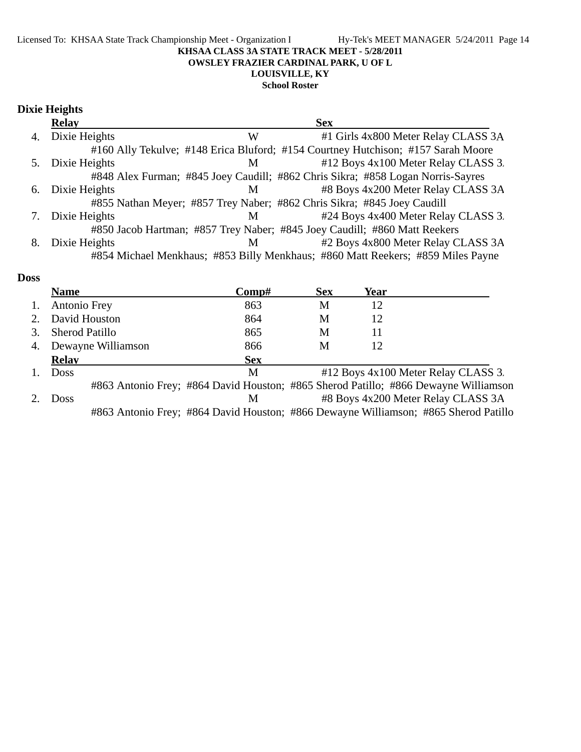KHSAA CLASS 3A STATE TRACK MEET - 5/28/2011
OWSLEY FRAZIER CARDINAL PARK, U OF L
LOUISVILLE, KY
School Roster

### Dixie Heights

| | Relay | Sex | |
|---|---|---|---|
| 4. | Dixie Heights | W | #1 Girls 4x800 Meter Relay CLASS 3A |
| | #160 Ally Tekulve; #148 Erica Bluford; #154 Courtney Hutchison; #157 Sarah Moore | | |
| 5. | Dixie Heights | M | #12 Boys 4x100 Meter Relay CLASS 3. |
| | #848 Alex Furman; #845 Joey Caudill; #862 Chris Sikra; #858 Logan Norris-Sayres | | |
| 6. | Dixie Heights | M | #8 Boys 4x200 Meter Relay CLASS 3A |
| | #855 Nathan Meyer; #857 Trey Naber; #862 Chris Sikra; #845 Joey Caudill | | |
| 7. | Dixie Heights | M | #24 Boys 4x400 Meter Relay CLASS 3. |
| | #850 Jacob Hartman; #857 Trey Naber; #845 Joey Caudill; #860 Matt Reekers | | |
| 8. | Dixie Heights | M | #2 Boys 4x800 Meter Relay CLASS 3A |
| | #854 Michael Menkhaus; #853 Billy Menkhaus; #860 Matt Reekers; #859 Miles Payne | | |

### Doss

| | Name | Comp# | Sex | Year |
|---|---|---|---|---|
| 1. | Antonio Frey | 863 | M | 12 |
| 2. | David Houston | 864 | M | 12 |
| 3. | Sherod Patillo | 865 | M | 11 |
| 4. | Dewayne Williamson | 866 | M | 12 |

| | Relay | Sex | |
|---|---|---|---|
| 1. | Doss | M | #12 Boys 4x100 Meter Relay CLASS 3. |
| | #863 Antonio Frey; #864 David Houston; #865 Sherod Patillo; #866 Dewayne Williamson | | |
| 2. | Doss | M | #8 Boys 4x200 Meter Relay CLASS 3A |
| | #863 Antonio Frey; #864 David Houston; #866 Dewayne Williamson; #865 Sherod Patillo | | |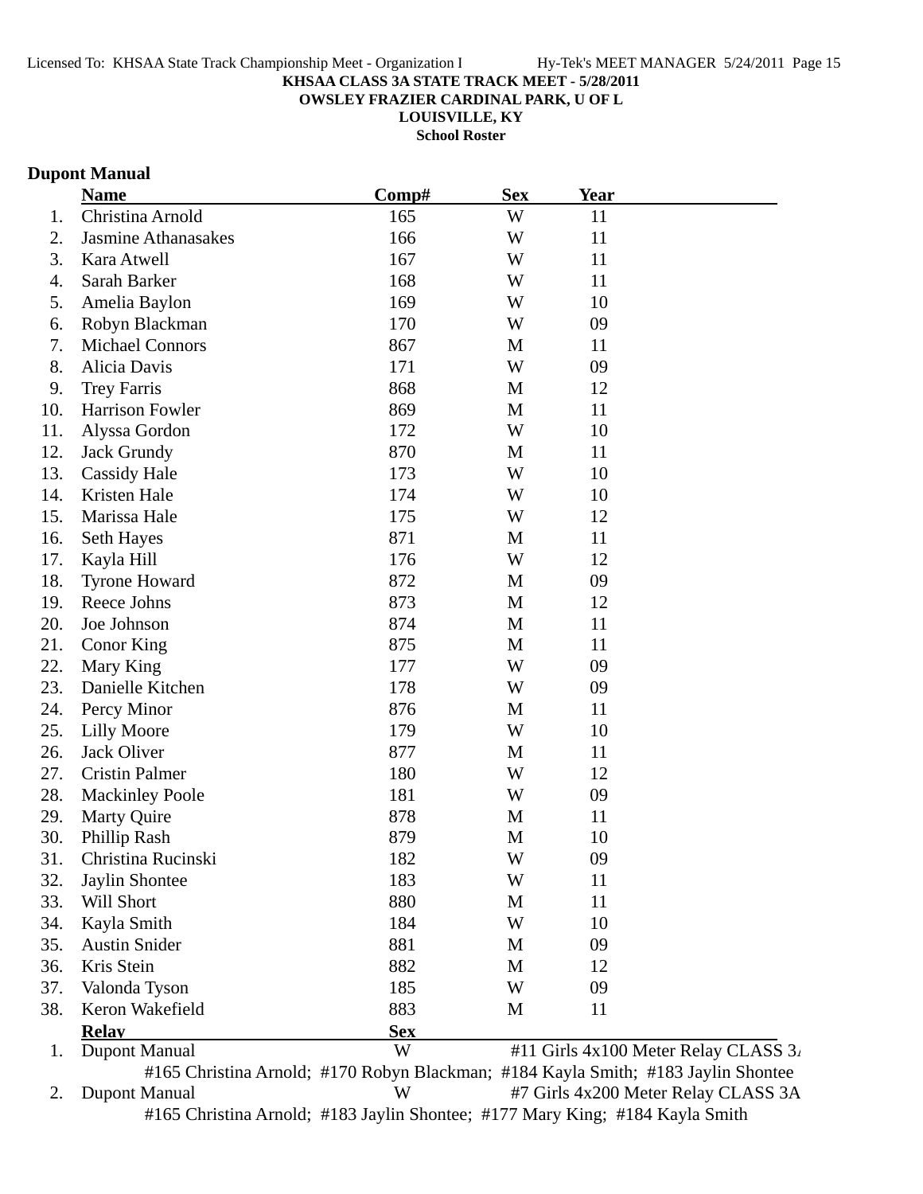KHSAA CLASS 3A STATE TRACK MEET - 5/28/2011
OWSLEY FRAZIER CARDINAL PARK, U OF L
LOUISVILLE, KY
School Roster

## Dupont Manual

| | Name | Comp# | Sex | Year |
|---|---|---|---|---|
| 1. | Christina Arnold | 165 | W | 11 |
| 2. | Jasmine Athanasakes | 166 | W | 11 |
| 3. | Kara Atwell | 167 | W | 11 |
| 4. | Sarah Barker | 168 | W | 11 |
| 5. | Amelia Baylon | 169 | W | 10 |
| 6. | Robyn Blackman | 170 | W | 09 |
| 7. | Michael Connors | 867 | M | 11 |
| 8. | Alicia Davis | 171 | W | 09 |
| 9. | Trey Farris | 868 | M | 12 |
| 10. | Harrison Fowler | 869 | M | 11 |
| 11. | Alyssa Gordon | 172 | W | 10 |
| 12. | Jack Grundy | 870 | M | 11 |
| 13. | Cassidy Hale | 173 | W | 10 |
| 14. | Kristen Hale | 174 | W | 10 |
| 15. | Marissa Hale | 175 | W | 12 |
| 16. | Seth Hayes | 871 | M | 11 |
| 17. | Kayla Hill | 176 | W | 12 |
| 18. | Tyrone Howard | 872 | M | 09 |
| 19. | Reece Johns | 873 | M | 12 |
| 20. | Joe Johnson | 874 | M | 11 |
| 21. | Conor King | 875 | M | 11 |
| 22. | Mary King | 177 | W | 09 |
| 23. | Danielle Kitchen | 178 | W | 09 |
| 24. | Percy Minor | 876 | M | 11 |
| 25. | Lilly Moore | 179 | W | 10 |
| 26. | Jack Oliver | 877 | M | 11 |
| 27. | Cristin Palmer | 180 | W | 12 |
| 28. | Mackinley Poole | 181 | W | 09 |
| 29. | Marty Quire | 878 | M | 11 |
| 30. | Phillip Rash | 879 | M | 10 |
| 31. | Christina Rucinski | 182 | W | 09 |
| 32. | Jaylin Shontee | 183 | W | 11 |
| 33. | Will Short | 880 | M | 11 |
| 34. | Kayla Smith | 184 | W | 10 |
| 35. | Austin Snider | 881 | M | 09 |
| 36. | Kris Stein | 882 | M | 12 |
| 37. | Valonda Tyson | 185 | W | 09 |
| 38. | Keron Wakefield | 883 | M | 11 |

| | Relay | Sex | |
|---|---|---|---|
| 1. | Dupont Manual | W | #11 Girls 4x100 Meter Relay CLASS 3A |
| | #165 Christina Arnold; #170 Robyn Blackman; #184 Kayla Smith; #183 Jaylin Shontee | | |
| 2. | Dupont Manual | W | #7 Girls 4x200 Meter Relay CLASS 3A |
| | #165 Christina Arnold; #183 Jaylin Shontee; #177 Mary King; #184 Kayla Smith | | |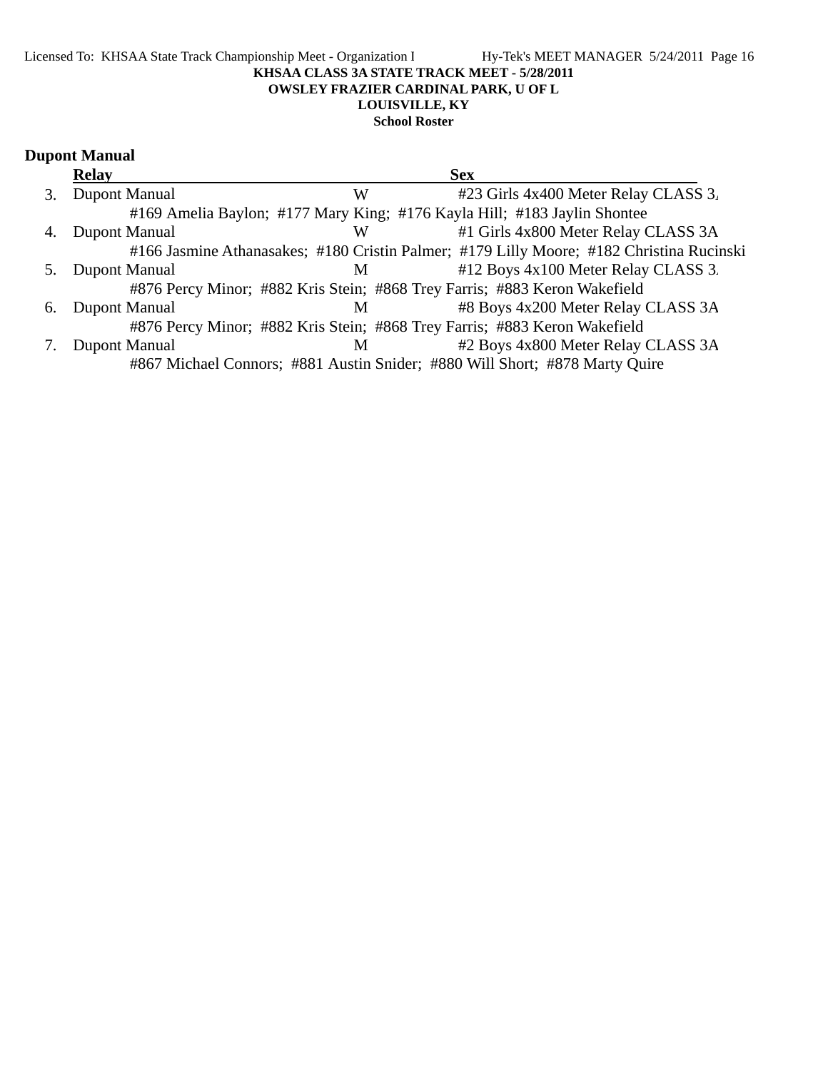**KHSAA CLASS 3A STATE TRACK MEET - 5/28/2011**
**OWSLEY FRAZIER CARDINAL PARK, U OF L**
**LOUISVILLE, KY**
**School Roster**

## Dupont Manual

| | Relay | Sex | |
|---|---|---|---|
| 3. | Dupont Manual | W | #23 Girls 4x400 Meter Relay CLASS 3A |
| | #169 Amelia Baylon; #177 Mary King; #176 Kayla Hill; #183 Jaylin Shontee | | |
| 4. | Dupont Manual | W | #1 Girls 4x800 Meter Relay CLASS 3A |
| | #166 Jasmine Athanasakes; #180 Cristin Palmer; #179 Lilly Moore; #182 Christina Rucinski | | |
| 5. | Dupont Manual | M | #12 Boys 4x100 Meter Relay CLASS 3A |
| | #876 Percy Minor; #882 Kris Stein; #868 Trey Farris; #883 Keron Wakefield | | |
| 6. | Dupont Manual | M | #8 Boys 4x200 Meter Relay CLASS 3A |
| | #876 Percy Minor; #882 Kris Stein; #868 Trey Farris; #883 Keron Wakefield | | |
| 7. | Dupont Manual | M | #2 Boys 4x800 Meter Relay CLASS 3A |
| | #867 Michael Connors; #881 Austin Snider; #880 Will Short; #878 Marty Quire | | |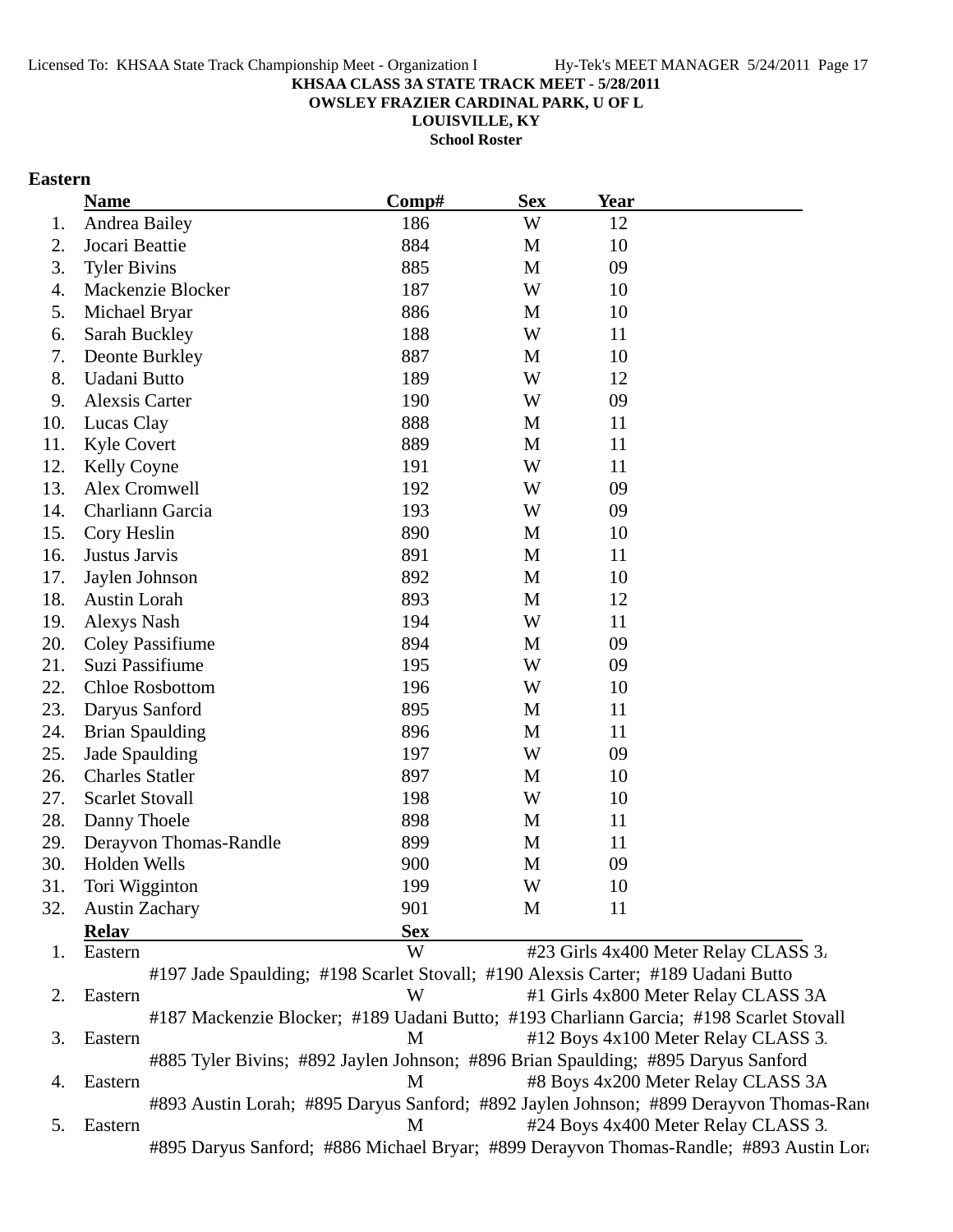**KHSAA CLASS 3A STATE TRACK MEET - 5/28/2011**
**OWSLEY FRAZIER CARDINAL PARK, U OF L**
**LOUISVILLE, KY**
**School Roster**

## Eastern

| | Name | Comp# | Sex | Year |
|---|---|---|---|---|
| 1. | Andrea Bailey | 186 | W | 12 |
| 2. | Jocari Beattie | 884 | M | 10 |
| 3. | Tyler Bivins | 885 | M | 09 |
| 4. | Mackenzie Blocker | 187 | W | 10 |
| 5. | Michael Bryar | 886 | M | 10 |
| 6. | Sarah Buckley | 188 | W | 11 |
| 7. | Deonte Burkley | 887 | M | 10 |
| 8. | Uadani Butto | 189 | W | 12 |
| 9. | Alexsis Carter | 190 | W | 09 |
| 10. | Lucas Clay | 888 | M | 11 |
| 11. | Kyle Covert | 889 | M | 11 |
| 12. | Kelly Coyne | 191 | W | 11 |
| 13. | Alex Cromwell | 192 | W | 09 |
| 14. | Charliann Garcia | 193 | W | 09 |
| 15. | Cory Heslin | 890 | M | 10 |
| 16. | Justus Jarvis | 891 | M | 11 |
| 17. | Jaylen Johnson | 892 | M | 10 |
| 18. | Austin Lorah | 893 | M | 12 |
| 19. | Alexys Nash | 194 | W | 11 |
| 20. | Coley Passifiume | 894 | M | 09 |
| 21. | Suzi Passifiume | 195 | W | 09 |
| 22. | Chloe Rosbottom | 196 | W | 10 |
| 23. | Daryus Sanford | 895 | M | 11 |
| 24. | Brian Spaulding | 896 | M | 11 |
| 25. | Jade Spaulding | 197 | W | 09 |
| 26. | Charles Statler | 897 | M | 10 |
| 27. | Scarlet Stovall | 198 | W | 10 |
| 28. | Danny Thoele | 898 | M | 11 |
| 29. | Derayvon Thomas-Randle | 899 | M | 11 |
| 30. | Holden Wells | 900 | M | 09 |
| 31. | Tori Wigginton | 199 | W | 10 |
| 32. | Austin Zachary | 901 | M | 11 |

| | Relay | Sex | Event |
|---|---|---|---|
| 1. | Eastern | W | #23 Girls 4x400 Meter Relay CLASS 3A |
| | #197 Jade Spaulding; #198 Scarlet Stovall; #190 Alexsis Carter; #189 Uadani Butto | | |
| 2. | Eastern | W | #1 Girls 4x800 Meter Relay CLASS 3A |
| | #187 Mackenzie Blocker; #189 Uadani Butto; #193 Charliann Garcia; #198 Scarlet Stovall | | |
| 3. | Eastern | M | #12 Boys 4x100 Meter Relay CLASS 3A |
| | #885 Tyler Bivins; #892 Jaylen Johnson; #896 Brian Spaulding; #895 Daryus Sanford | | |
| 4. | Eastern | M | #8 Boys 4x200 Meter Relay CLASS 3A |
| | #893 Austin Lorah; #895 Daryus Sanford; #892 Jaylen Johnson; #899 Derayvon Thomas-Randle | | |
| 5. | Eastern | M | #24 Boys 4x400 Meter Relay CLASS 3A |
| | #895 Daryus Sanford; #886 Michael Bryar; #899 Derayvon Thomas-Randle; #893 Austin Lorah | | |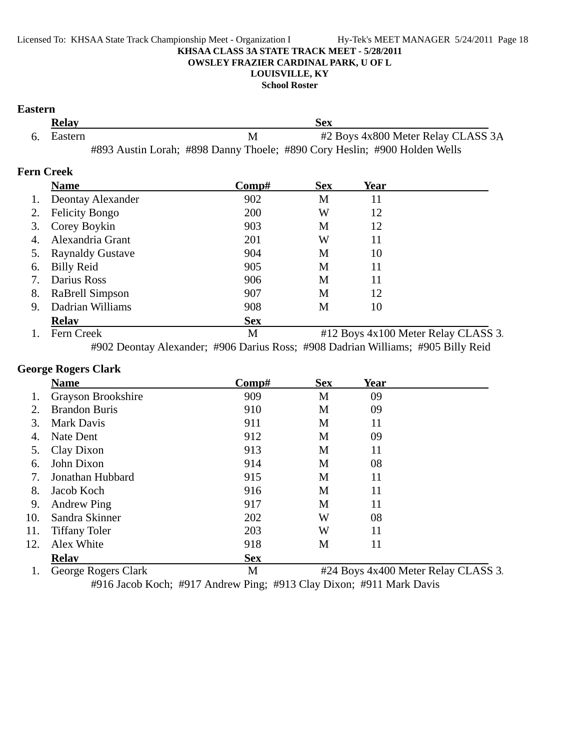KHSAA CLASS 3A STATE TRACK MEET - 5/28/2011

OWSLEY FRAZIER CARDINAL PARK, U OF L

LOUISVILLE, KY

School Roster

**Eastern**

| | Relay | Sex | |
|---|---|---|---|
| 6. | Eastern | M | #2 Boys 4x800 Meter Relay CLASS 3A |

#893 Austin Lorah; #898 Danny Thoele; #890 Cory Heslin; #900 Holden Wells

**Fern Creek**

| | Name | Comp# | Sex | Year |
|---|---|---|---|---|
| 1. | Deontay Alexander | 902 | M | 11 |
| 2. | Felicity Bongo | 200 | W | 12 |
| 3. | Corey Boykin | 903 | M | 12 |
| 4. | Alexandria Grant | 201 | W | 11 |
| 5. | Raynaldy Gustave | 904 | M | 10 |
| 6. | Billy Reid | 905 | M | 11 |
| 7. | Darius Ross | 906 | M | 11 |
| 8. | RaBrell Simpson | 907 | M | 12 |
| 9. | Dadrian Williams | 908 | M | 10 |

| | Relay | Sex | |
|---|---|---|---|
| 1. | Fern Creek | M | #12 Boys 4x100 Meter Relay CLASS 3. |

#902 Deontay Alexander; #906 Darius Ross; #908 Dadrian Williams; #905 Billy Reid

**George Rogers Clark**

| | Name | Comp# | Sex | Year |
|---|---|---|---|---|
| 1. | Grayson Brookshire | 909 | M | 09 |
| 2. | Brandon Buris | 910 | M | 09 |
| 3. | Mark Davis | 911 | M | 11 |
| 4. | Nate Dent | 912 | M | 09 |
| 5. | Clay Dixon | 913 | M | 11 |
| 6. | John Dixon | 914 | M | 08 |
| 7. | Jonathan Hubbard | 915 | M | 11 |
| 8. | Jacob Koch | 916 | M | 11 |
| 9. | Andrew Ping | 917 | M | 11 |
| 10. | Sandra Skinner | 202 | W | 08 |
| 11. | Tiffany Toler | 203 | W | 11 |
| 12. | Alex White | 918 | M | 11 |

| | Relay | Sex | |
|---|---|---|---|
| 1. | George Rogers Clark | M | #24 Boys 4x400 Meter Relay CLASS 3. |

#916 Jacob Koch; #917 Andrew Ping; #913 Clay Dixon; #911 Mark Davis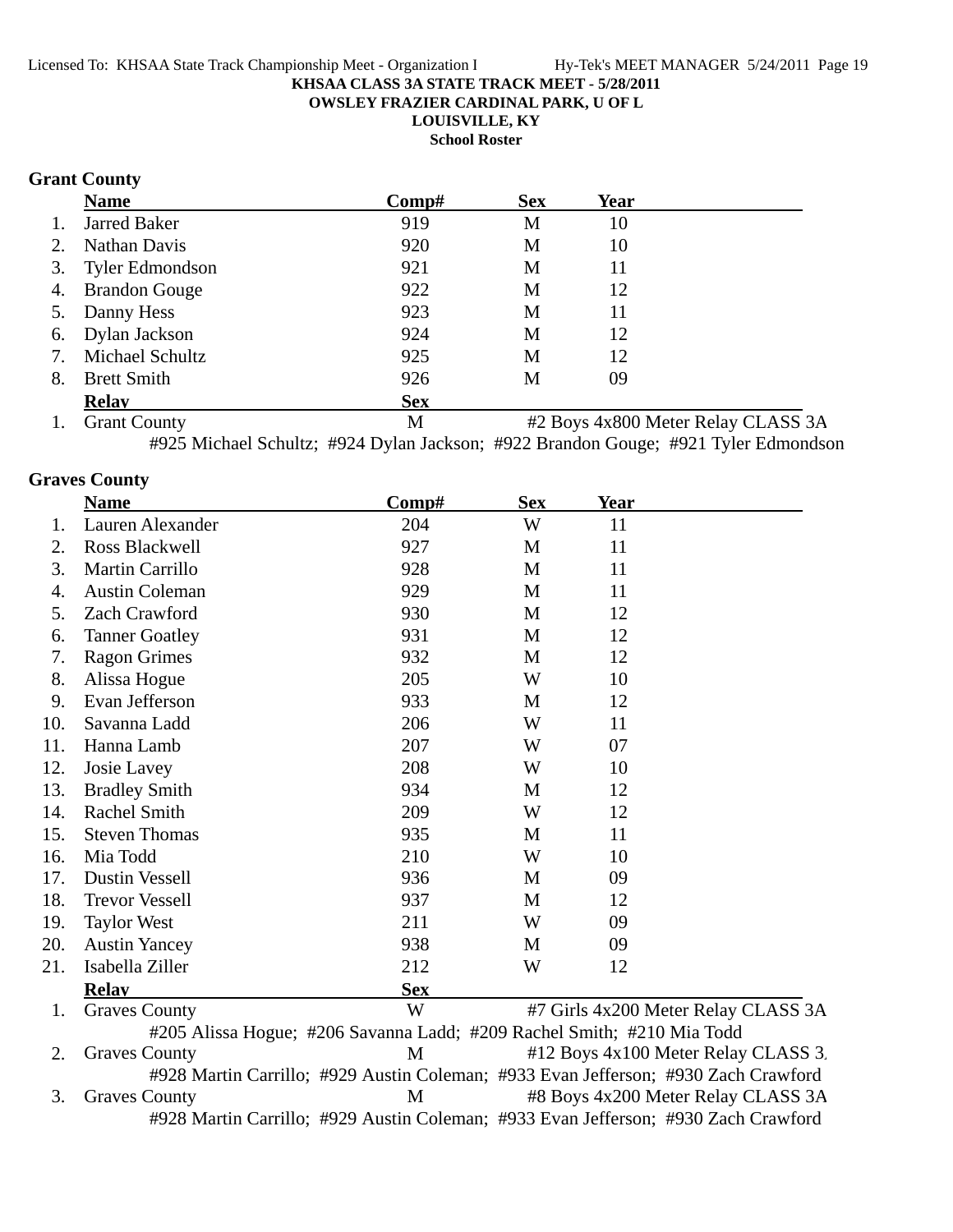**KHSAA CLASS 3A STATE TRACK MEET - 5/28/2011**
**OWSLEY FRAZIER CARDINAL PARK, U OF L**
**LOUISVILLE, KY**
**School Roster**

## Grant County

| | Name | Comp# | Sex | Year |
|---|---|---|---|---|
| 1. | Jarred Baker | 919 | M | 10 |
| 2. | Nathan Davis | 920 | M | 10 |
| 3. | Tyler Edmondson | 921 | M | 11 |
| 4. | Brandon Gouge | 922 | M | 12 |
| 5. | Danny Hess | 923 | M | 11 |
| 6. | Dylan Jackson | 924 | M | 12 |
| 7. | Michael Schultz | 925 | M | 12 |
| 8. | Brett Smith | 926 | M | 09 |

| | Relay | Sex | Event |
|---|---|---|---|
| 1. | Grant County | M | #2 Boys 4x800 Meter Relay CLASS 3A |
| | #925 Michael Schultz; #924 Dylan Jackson; #922 Brandon Gouge; #921 Tyler Edmondson | | |

## Graves County

| | Name | Comp# | Sex | Year |
|---|---|---|---|---|
| 1. | Lauren Alexander | 204 | W | 11 |
| 2. | Ross Blackwell | 927 | M | 11 |
| 3. | Martin Carrillo | 928 | M | 11 |
| 4. | Austin Coleman | 929 | M | 11 |
| 5. | Zach Crawford | 930 | M | 12 |
| 6. | Tanner Goatley | 931 | M | 12 |
| 7. | Ragon Grimes | 932 | M | 12 |
| 8. | Alissa Hogue | 205 | W | 10 |
| 9. | Evan Jefferson | 933 | M | 12 |
| 10. | Savanna Ladd | 206 | W | 11 |
| 11. | Hanna Lamb | 207 | W | 07 |
| 12. | Josie Lavey | 208 | W | 10 |
| 13. | Bradley Smith | 934 | M | 12 |
| 14. | Rachel Smith | 209 | W | 12 |
| 15. | Steven Thomas | 935 | M | 11 |
| 16. | Mia Todd | 210 | W | 10 |
| 17. | Dustin Vessell | 936 | M | 09 |
| 18. | Trevor Vessell | 937 | M | 12 |
| 19. | Taylor West | 211 | W | 09 |
| 20. | Austin Yancey | 938 | M | 09 |
| 21. | Isabella Ziller | 212 | W | 12 |

| | Relay | Sex | Event |
|---|---|---|---|
| 1. | Graves County | W | #7 Girls 4x200 Meter Relay CLASS 3A |
| | #205 Alissa Hogue; #206 Savanna Ladd; #209 Rachel Smith; #210 Mia Todd | | |
| 2. | Graves County | M | #12 Boys 4x100 Meter Relay CLASS 3A |
| | #928 Martin Carrillo; #929 Austin Coleman; #933 Evan Jefferson; #930 Zach Crawford | | |
| 3. | Graves County | M | #8 Boys 4x200 Meter Relay CLASS 3A |
| | #928 Martin Carrillo; #929 Austin Coleman; #933 Evan Jefferson; #930 Zach Crawford | | |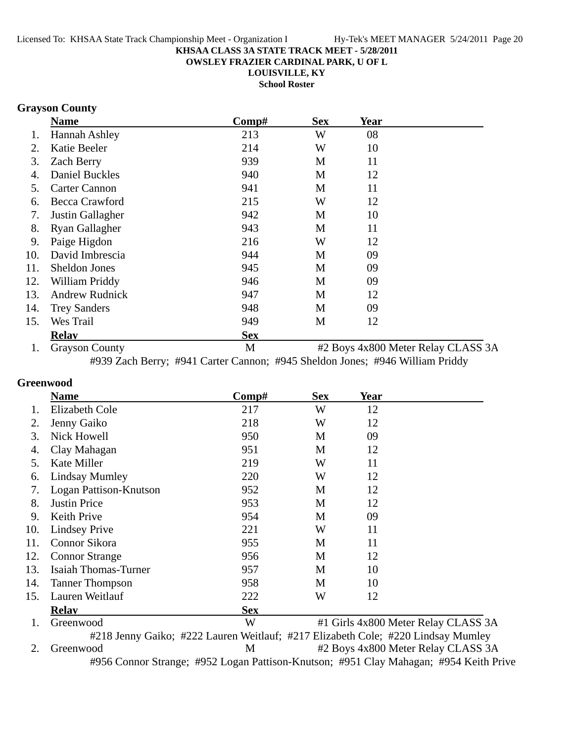**KHSAA CLASS 3A STATE TRACK MEET - 5/28/2011**
**OWSLEY FRAZIER CARDINAL PARK, U OF L**
**LOUISVILLE, KY**
**School Roster**

### Grayson County

| | Name | Comp# | Sex | Year |
|---|---|---|---|---|
| 1. | Hannah Ashley | 213 | W | 08 |
| 2. | Katie Beeler | 214 | W | 10 |
| 3. | Zach Berry | 939 | M | 11 |
| 4. | Daniel Buckles | 940 | M | 12 |
| 5. | Carter Cannon | 941 | M | 11 |
| 6. | Becca Crawford | 215 | W | 12 |
| 7. | Justin Gallagher | 942 | M | 10 |
| 8. | Ryan Gallagher | 943 | M | 11 |
| 9. | Paige Higdon | 216 | W | 12 |
| 10. | David Imbrescia | 944 | M | 09 |
| 11. | Sheldon Jones | 945 | M | 09 |
| 12. | William Priddy | 946 | M | 09 |
| 13. | Andrew Rudnick | 947 | M | 12 |
| 14. | Trey Sanders | 948 | M | 09 |
| 15. | Wes Trail | 949 | M | 12 |

| | Relay | Sex | |
|---|---|---|---|
| 1. | Grayson County | M | #2 Boys 4x800 Meter Relay CLASS 3A |

#939 Zach Berry; #941 Carter Cannon; #945 Sheldon Jones; #946 William Priddy

### Greenwood

| | Name | Comp# | Sex | Year |
|---|---|---|---|---|
| 1. | Elizabeth Cole | 217 | W | 12 |
| 2. | Jenny Gaiko | 218 | W | 12 |
| 3. | Nick Howell | 950 | M | 09 |
| 4. | Clay Mahagan | 951 | M | 12 |
| 5. | Kate Miller | 219 | W | 11 |
| 6. | Lindsay Mumley | 220 | W | 12 |
| 7. | Logan Pattison-Knutson | 952 | M | 12 |
| 8. | Justin Price | 953 | M | 12 |
| 9. | Keith Prive | 954 | M | 09 |
| 10. | Lindsey Prive | 221 | W | 11 |
| 11. | Connor Sikora | 955 | M | 11 |
| 12. | Connor Strange | 956 | M | 12 |
| 13. | Isaiah Thomas-Turner | 957 | M | 10 |
| 14. | Tanner Thompson | 958 | M | 10 |
| 15. | Lauren Weitlauf | 222 | W | 12 |

| | Relay | Sex | |
|---|---|---|---|
| 1. | Greenwood | W | #1 Girls 4x800 Meter Relay CLASS 3A |

#218 Jenny Gaiko; #222 Lauren Weitlauf; #217 Elizabeth Cole; #220 Lindsay Mumley

| | Relay | Sex | |
|---|---|---|---|
| 2. | Greenwood | M | #2 Boys 4x800 Meter Relay CLASS 3A |

#956 Connor Strange; #952 Logan Pattison-Knutson; #951 Clay Mahagan; #954 Keith Prive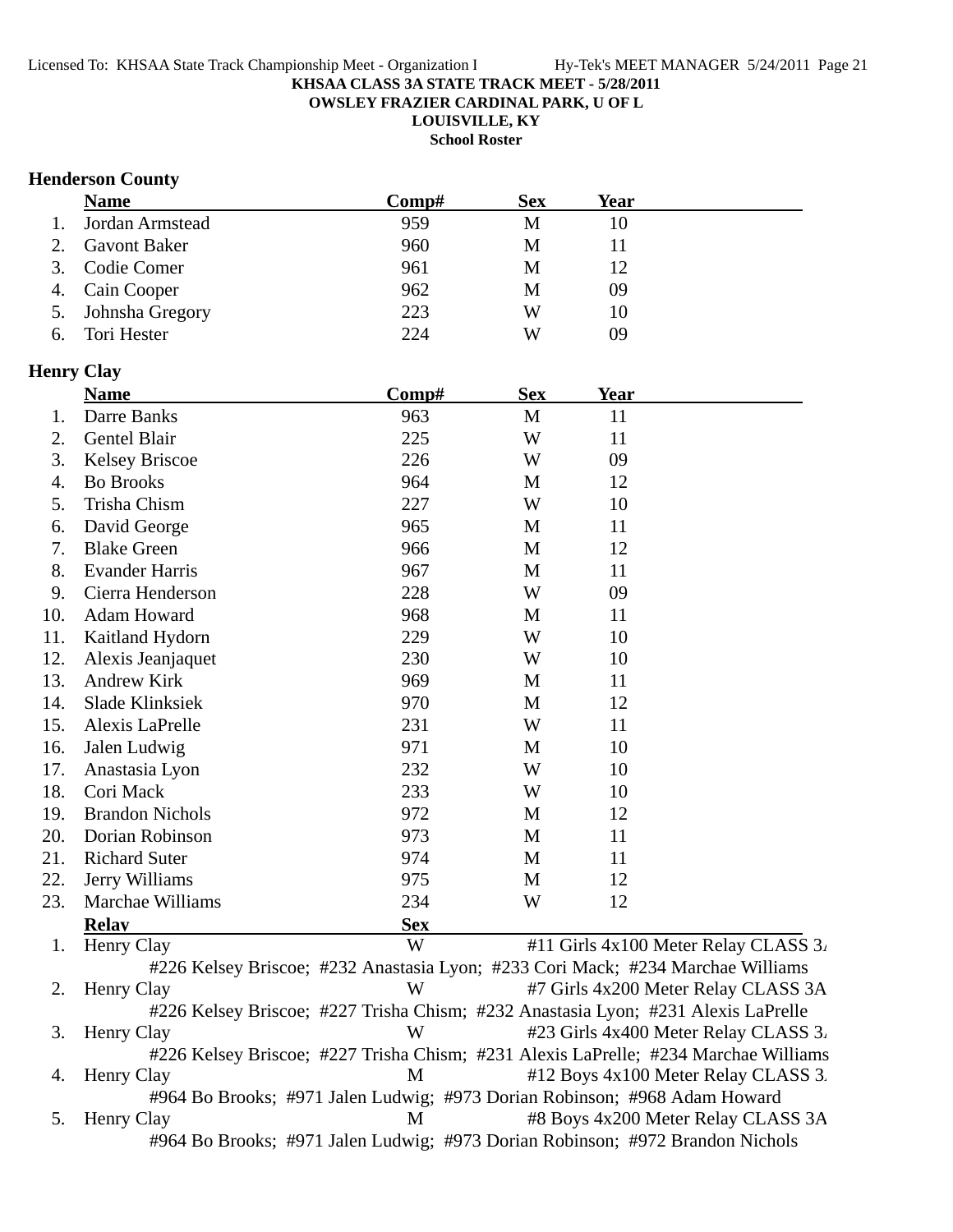**KHSAA CLASS 3A STATE TRACK MEET - 5/28/2011**
**OWSLEY FRAZIER CARDINAL PARK, U OF L**
**LOUISVILLE, KY**
**School Roster**

## Henderson County

| | Name | Comp# | Sex | Year |
|---|---|---|---|---|
| 1. | Jordan Armstead | 959 | M | 10 |
| 2. | Gavont Baker | 960 | M | 11 |
| 3. | Codie Comer | 961 | M | 12 |
| 4. | Cain Cooper | 962 | M | 09 |
| 5. | Johnsha Gregory | 223 | W | 10 |
| 6. | Tori Hester | 224 | W | 09 |

## Henry Clay

| | Name | Comp# | Sex | Year |
|---|---|---|---|---|
| 1. | Darre Banks | 963 | M | 11 |
| 2. | Gentel Blair | 225 | W | 11 |
| 3. | Kelsey Briscoe | 226 | W | 09 |
| 4. | Bo Brooks | 964 | M | 12 |
| 5. | Trisha Chism | 227 | W | 10 |
| 6. | David George | 965 | M | 11 |
| 7. | Blake Green | 966 | M | 12 |
| 8. | Evander Harris | 967 | M | 11 |
| 9. | Cierra Henderson | 228 | W | 09 |
| 10. | Adam Howard | 968 | M | 11 |
| 11. | Kaitland Hydorn | 229 | W | 10 |
| 12. | Alexis Jeanjaquet | 230 | W | 10 |
| 13. | Andrew Kirk | 969 | M | 11 |
| 14. | Slade Klinksiek | 970 | M | 12 |
| 15. | Alexis LaPrelle | 231 | W | 11 |
| 16. | Jalen Ludwig | 971 | M | 10 |
| 17. | Anastasia Lyon | 232 | W | 10 |
| 18. | Cori Mack | 233 | W | 10 |
| 19. | Brandon Nichols | 972 | M | 12 |
| 20. | Dorian Robinson | 973 | M | 11 |
| 21. | Richard Suter | 974 | M | 11 |
| 22. | Jerry Williams | 975 | M | 12 |
| 23. | Marchae Williams | 234 | W | 12 |

| | Relay | Sex | Event |
|---|---|---|---|
| 1. | Henry Clay | W | #11 Girls 4x100 Meter Relay CLASS 3A |
| | #226 Kelsey Briscoe; #232 Anastasia Lyon; #233 Cori Mack; #234 Marchae Williams | | |
| 2. | Henry Clay | W | #7 Girls 4x200 Meter Relay CLASS 3A |
| | #226 Kelsey Briscoe; #227 Trisha Chism; #232 Anastasia Lyon; #231 Alexis LaPrelle | | |
| 3. | Henry Clay | W | #23 Girls 4x400 Meter Relay CLASS 3A |
| | #226 Kelsey Briscoe; #227 Trisha Chism; #231 Alexis LaPrelle; #234 Marchae Williams | | |
| 4. | Henry Clay | M | #12 Boys 4x100 Meter Relay CLASS 3A |
| | #964 Bo Brooks; #971 Jalen Ludwig; #973 Dorian Robinson; #968 Adam Howard | | |
| 5. | Henry Clay | M | #8 Boys 4x200 Meter Relay CLASS 3A |
| | #964 Bo Brooks; #971 Jalen Ludwig; #973 Dorian Robinson; #972 Brandon Nichols | | |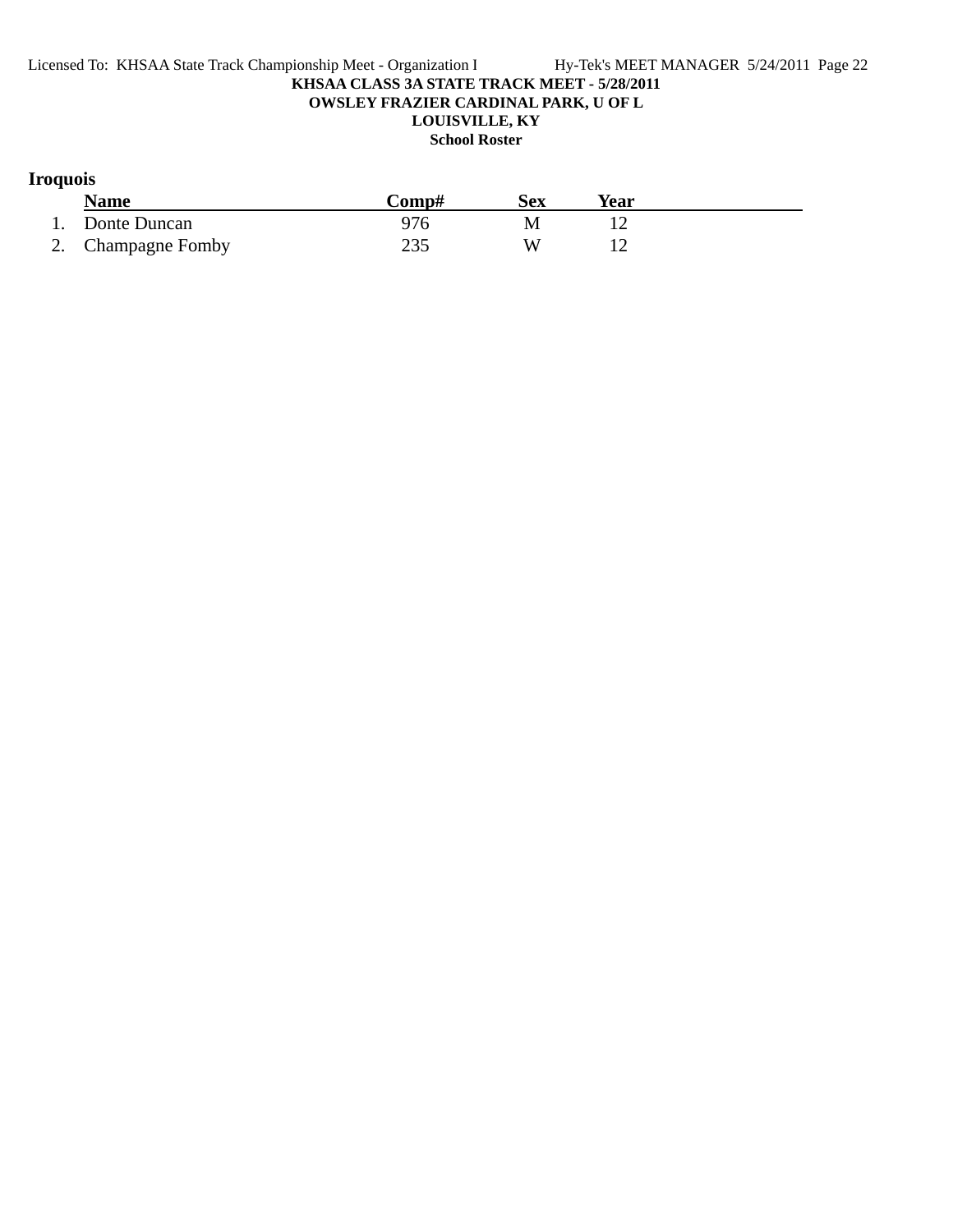# KHSAA CLASS 3A STATE TRACK MEET - 5/28/2011

**OWSLEY FRAZIER CARDINAL PARK, U OF L**

**LOUISVILLE, KY**

**School Roster**

## Iroquois

| | Name | Comp# | Sex | Year |
|---|---|---|---|---|
| 1. | Donte Duncan | 976 | M | 12 |
| 2. | Champagne Fomby | 235 | W | 12 |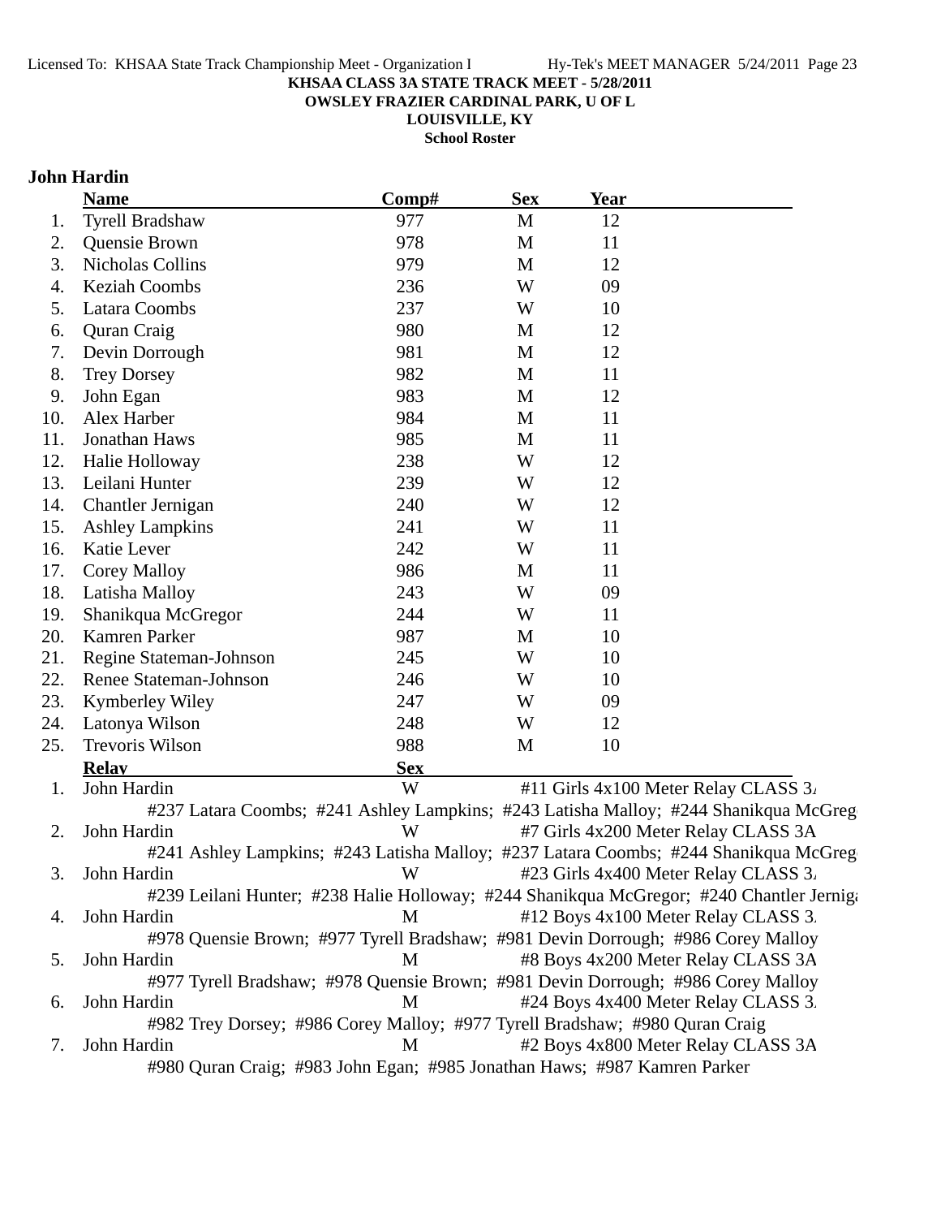**KHSAA CLASS 3A STATE TRACK MEET - 5/28/2011**
**OWSLEY FRAZIER CARDINAL PARK, U OF L**
**LOUISVILLE, KY**
**School Roster**

## John Hardin

| | Name | Comp# | Sex | Year |
|---|---|---|---|---|
| 1. | Tyrell Bradshaw | 977 | M | 12 |
| 2. | Quensie Brown | 978 | M | 11 |
| 3. | Nicholas Collins | 979 | M | 12 |
| 4. | Keziah Coombs | 236 | W | 09 |
| 5. | Latara Coombs | 237 | W | 10 |
| 6. | Quran Craig | 980 | M | 12 |
| 7. | Devin Dorrough | 981 | M | 12 |
| 8. | Trey Dorsey | 982 | M | 11 |
| 9. | John Egan | 983 | M | 12 |
| 10. | Alex Harber | 984 | M | 11 |
| 11. | Jonathan Haws | 985 | M | 11 |
| 12. | Halie Holloway | 238 | W | 12 |
| 13. | Leilani Hunter | 239 | W | 12 |
| 14. | Chantler Jernigan | 240 | W | 12 |
| 15. | Ashley Lampkins | 241 | W | 11 |
| 16. | Katie Lever | 242 | W | 11 |
| 17. | Corey Malloy | 986 | M | 11 |
| 18. | Latisha Malloy | 243 | W | 09 |
| 19. | Shanikqua McGregor | 244 | W | 11 |
| 20. | Kamren Parker | 987 | M | 10 |
| 21. | Regine Stateman-Johnson | 245 | W | 10 |
| 22. | Renee Stateman-Johnson | 246 | W | 10 |
| 23. | Kymberley Wiley | 247 | W | 09 |
| 24. | Latonya Wilson | 248 | W | 12 |
| 25. | Trevoris Wilson | 988 | M | 10 |

| | Relay | Sex | Event |
|---|---|---|---|
| 1. | John Hardin | W | #11 Girls 4x100 Meter Relay CLASS 3A |
| | #237 Latara Coombs; #241 Ashley Lampkins; #243 Latisha Malloy; #244 Shanikqua McGregor | | |
| 2. | John Hardin | W | #7 Girls 4x200 Meter Relay CLASS 3A |
| | #241 Ashley Lampkins; #243 Latisha Malloy; #237 Latara Coombs; #244 Shanikqua McGregor | | |
| 3. | John Hardin | W | #23 Girls 4x400 Meter Relay CLASS 3A |
| | #239 Leilani Hunter; #238 Halie Holloway; #244 Shanikqua McGregor; #240 Chantler Jernigan | | |
| 4. | John Hardin | M | #12 Boys 4x100 Meter Relay CLASS 3A |
| | #978 Quensie Brown; #977 Tyrell Bradshaw; #981 Devin Dorrough; #986 Corey Malloy | | |
| 5. | John Hardin | M | #8 Boys 4x200 Meter Relay CLASS 3A |
| | #977 Tyrell Bradshaw; #978 Quensie Brown; #981 Devin Dorrough; #986 Corey Malloy | | |
| 6. | John Hardin | M | #24 Boys 4x400 Meter Relay CLASS 3A |
| | #982 Trey Dorsey; #986 Corey Malloy; #977 Tyrell Bradshaw; #980 Quran Craig | | |
| 7. | John Hardin | M | #2 Boys 4x800 Meter Relay CLASS 3A |
| | #980 Quran Craig; #983 John Egan; #985 Jonathan Haws; #987 Kamren Parker | | |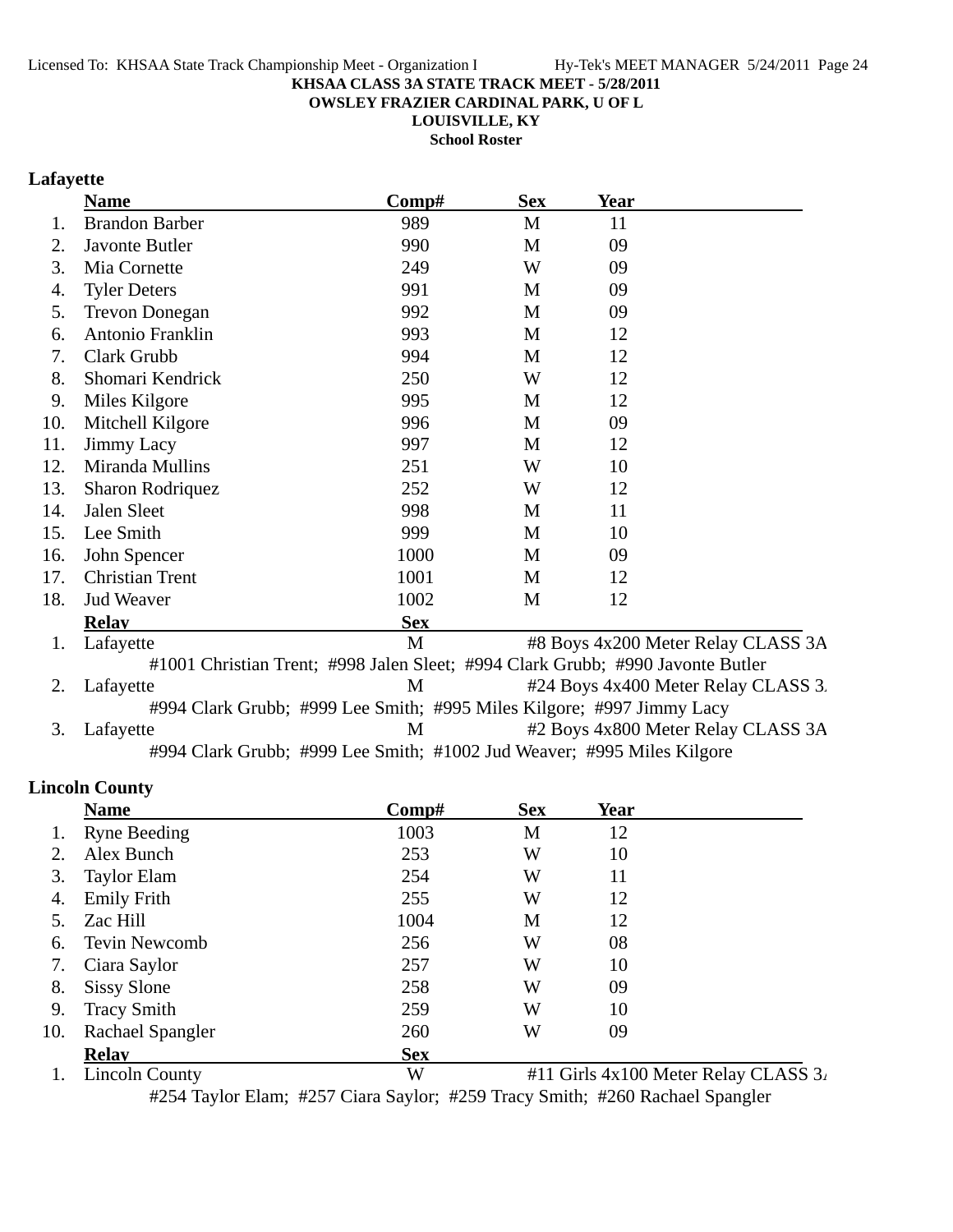KHSAA CLASS 3A STATE TRACK MEET - 5/28/2011
OWSLEY FRAZIER CARDINAL PARK, U OF L
LOUISVILLE, KY
School Roster

## Lafayette

| | Name | Comp# | Sex | Year |
|---|---|---|---|---|
| 1. | Brandon Barber | 989 | M | 11 |
| 2. | Javonte Butler | 990 | M | 09 |
| 3. | Mia Cornette | 249 | W | 09 |
| 4. | Tyler Deters | 991 | M | 09 |
| 5. | Trevon Donegan | 992 | M | 09 |
| 6. | Antonio Franklin | 993 | M | 12 |
| 7. | Clark Grubb | 994 | M | 12 |
| 8. | Shomari Kendrick | 250 | W | 12 |
| 9. | Miles Kilgore | 995 | M | 12 |
| 10. | Mitchell Kilgore | 996 | M | 09 |
| 11. | Jimmy Lacy | 997 | M | 12 |
| 12. | Miranda Mullins | 251 | W | 10 |
| 13. | Sharon Rodriquez | 252 | W | 12 |
| 14. | Jalen Sleet | 998 | M | 11 |
| 15. | Lee Smith | 999 | M | 10 |
| 16. | John Spencer | 1000 | M | 09 |
| 17. | Christian Trent | 1001 | M | 12 |
| 18. | Jud Weaver | 1002 | M | 12 |

| | Relay | Sex | |
|---|---|---|---|
| 1. | Lafayette | M | #8 Boys 4x200 Meter Relay CLASS 3A |
| | #1001 Christian Trent; #998 Jalen Sleet; #994 Clark Grubb; #990 Javonte Butler | | |
| 2. | Lafayette | M | #24 Boys 4x400 Meter Relay CLASS 3. |
| | #994 Clark Grubb; #999 Lee Smith; #995 Miles Kilgore; #997 Jimmy Lacy | | |
| 3. | Lafayette | M | #2 Boys 4x800 Meter Relay CLASS 3A |
| | #994 Clark Grubb; #999 Lee Smith; #1002 Jud Weaver; #995 Miles Kilgore | | |

## Lincoln County

| | Name | Comp# | Sex | Year |
|---|---|---|---|---|
| 1. | Ryne Beeding | 1003 | M | 12 |
| 2. | Alex Bunch | 253 | W | 10 |
| 3. | Taylor Elam | 254 | W | 11 |
| 4. | Emily Frith | 255 | W | 12 |
| 5. | Zac Hill | 1004 | M | 12 |
| 6. | Tevin Newcomb | 256 | W | 08 |
| 7. | Ciara Saylor | 257 | W | 10 |
| 8. | Sissy Slone | 258 | W | 09 |
| 9. | Tracy Smith | 259 | W | 10 |
| 10. | Rachael Spangler | 260 | W | 09 |

| | Relay | Sex | |
|---|---|---|---|
| 1. | Lincoln County | W | #11 Girls 4x100 Meter Relay CLASS 3. |
| | #254 Taylor Elam; #257 Ciara Saylor; #259 Tracy Smith; #260 Rachael Spangler | | |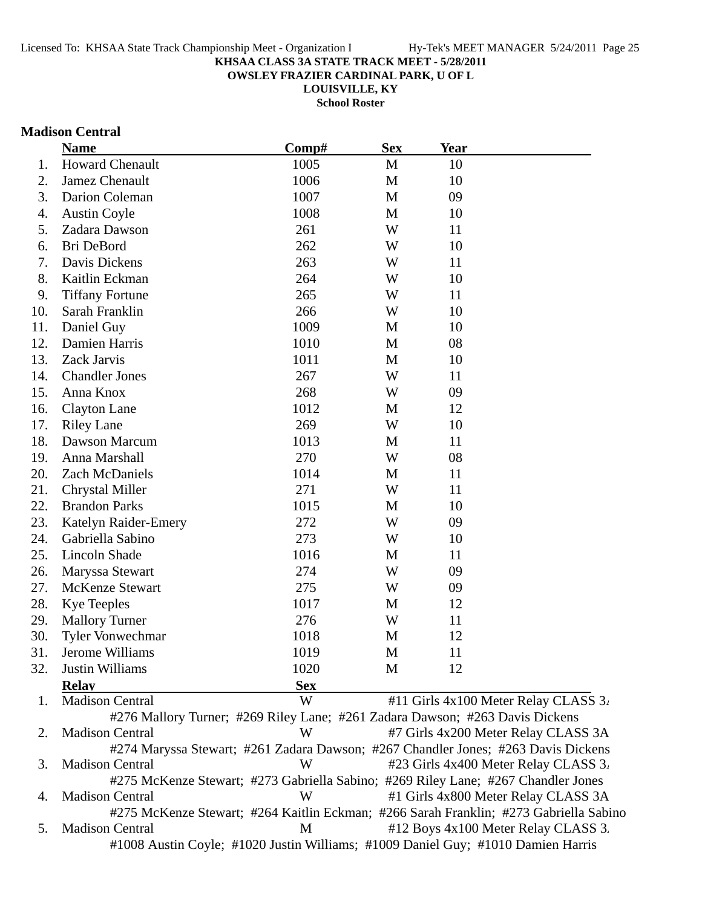Licensed To: KHSAA State Track Championship Meet - Organization I    Hy-Tek's MEET MANAGER 5/24/2011

**KHSAA CLASS 3A STATE TRACK MEET - 5/28/2011**
**OWSLEY FRAZIER CARDINAL PARK, U OF L**
**LOUISVILLE, KY**
**School Roster**

### Madison Central

| | Name | Comp# | Sex | Year |
|---|---|---|---|---|
| 1. | Howard Chenault | 1005 | M | 10 |
| 2. | Jamez Chenault | 1006 | M | 10 |
| 3. | Darion Coleman | 1007 | M | 09 |
| 4. | Austin Coyle | 1008 | M | 10 |
| 5. | Zadara Dawson | 261 | W | 11 |
| 6. | Bri DeBord | 262 | W | 10 |
| 7. | Davis Dickens | 263 | W | 11 |
| 8. | Kaitlin Eckman | 264 | W | 10 |
| 9. | Tiffany Fortune | 265 | W | 11 |
| 10. | Sarah Franklin | 266 | W | 10 |
| 11. | Daniel Guy | 1009 | M | 10 |
| 12. | Damien Harris | 1010 | M | 08 |
| 13. | Zack Jarvis | 1011 | M | 10 |
| 14. | Chandler Jones | 267 | W | 11 |
| 15. | Anna Knox | 268 | W | 09 |
| 16. | Clayton Lane | 1012 | M | 12 |
| 17. | Riley Lane | 269 | W | 10 |
| 18. | Dawson Marcum | 1013 | M | 11 |
| 19. | Anna Marshall | 270 | W | 08 |
| 20. | Zach McDaniels | 1014 | M | 11 |
| 21. | Chrystal Miller | 271 | W | 11 |
| 22. | Brandon Parks | 1015 | M | 10 |
| 23. | Katelyn Raider-Emery | 272 | W | 09 |
| 24. | Gabriella Sabino | 273 | W | 10 |
| 25. | Lincoln Shade | 1016 | M | 11 |
| 26. | Maryssa Stewart | 274 | W | 09 |
| 27. | McKenze Stewart | 275 | W | 09 |
| 28. | Kye Teeples | 1017 | M | 12 |
| 29. | Mallory Turner | 276 | W | 11 |
| 30. | Tyler Vonwechmar | 1018 | M | 12 |
| 31. | Jerome Williams | 1019 | M | 11 |
| 32. | Justin Williams | 1020 | M | 12 |

| | Relay | Sex | Event |
|---|---|---|---|
| 1. | Madison Central | W | #11 Girls 4x100 Meter Relay CLASS 3A |
| | #276 Mallory Turner; #269 Riley Lane; #261 Zadara Dawson; #263 Davis Dickens | | |
| 2. | Madison Central | W | #7 Girls 4x200 Meter Relay CLASS 3A |
| | #274 Maryssa Stewart; #261 Zadara Dawson; #267 Chandler Jones; #263 Davis Dickens | | |
| 3. | Madison Central | W | #23 Girls 4x400 Meter Relay CLASS 3A |
| | #275 McKenze Stewart; #273 Gabriella Sabino; #269 Riley Lane; #267 Chandler Jones | | |
| 4. | Madison Central | W | #1 Girls 4x800 Meter Relay CLASS 3A |
| | #275 McKenze Stewart; #264 Kaitlin Eckman; #266 Sarah Franklin; #273 Gabriella Sabino | | |
| 5. | Madison Central | M | #12 Boys 4x100 Meter Relay CLASS 3A |
| | #1008 Austin Coyle; #1020 Justin Williams; #1009 Daniel Guy; #1010 Damien Harris | | |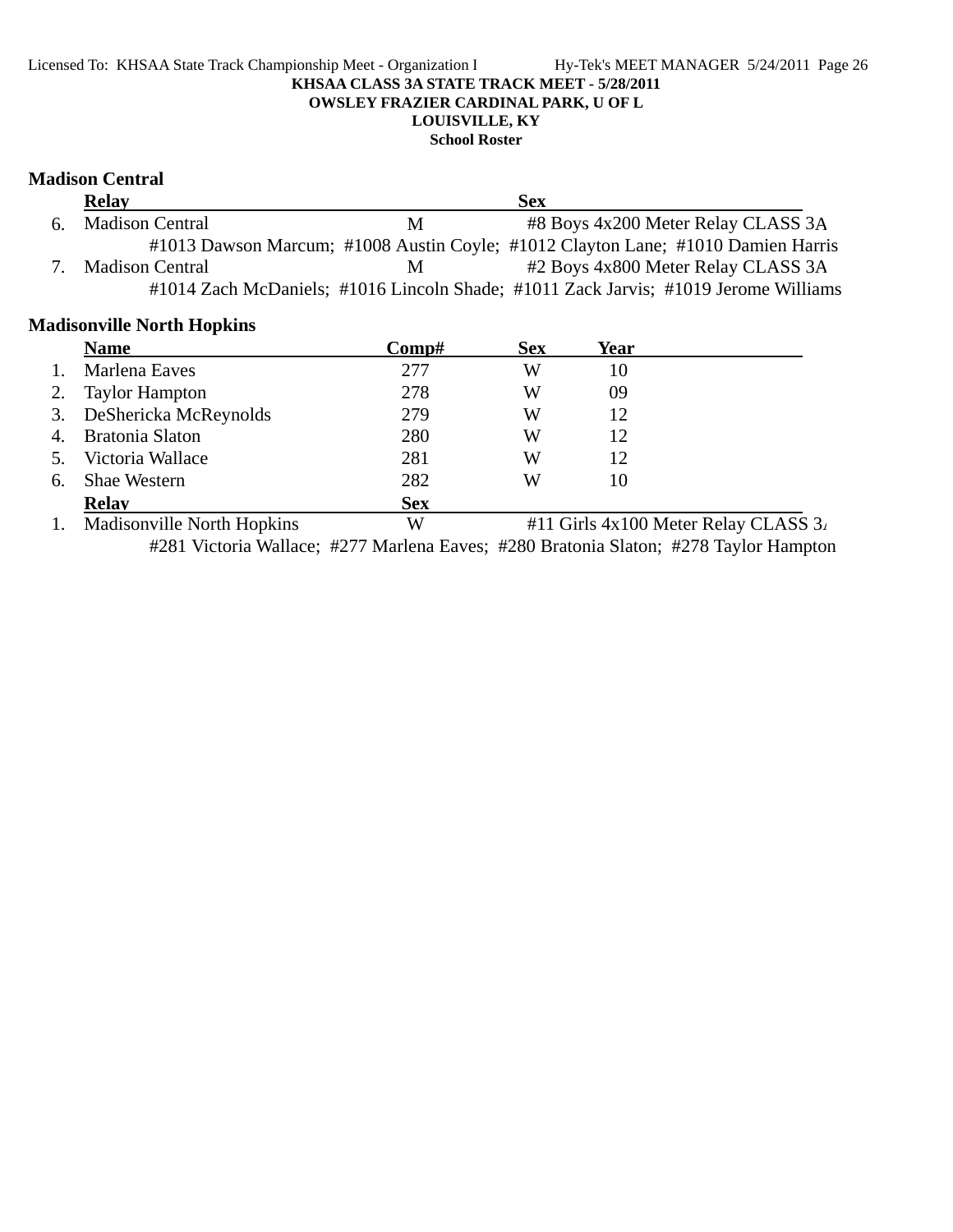KHSAA CLASS 3A STATE TRACK MEET - 5/28/2011

OWSLEY FRAZIER CARDINAL PARK, U OF L

LOUISVILLE, KY

School Roster

## Madison Central

| | Relay | | Sex |
|---|---|---|---|
| 6. | Madison Central | M | #8 Boys 4x200 Meter Relay CLASS 3A |
| | #1013 Dawson Marcum; #1008 Austin Coyle; #1012 Clayton Lane; #1010 Damien Harris | | |
| 7. | Madison Central | M | #2 Boys 4x800 Meter Relay CLASS 3A |
| | #1014 Zach McDaniels; #1016 Lincoln Shade; #1011 Zack Jarvis; #1019 Jerome Williams | | |

## Madisonville North Hopkins

| | Name | Comp# | Sex | Year |
|---|---|---|---|---|
| 1. | Marlena Eaves | 277 | W | 10 |
| 2. | Taylor Hampton | 278 | W | 09 |
| 3. | DeShericka McReynolds | 279 | W | 12 |
| 4. | Bratonia Slaton | 280 | W | 12 |
| 5. | Victoria Wallace | 281 | W | 12 |
| 6. | Shae Western | 282 | W | 10 |

| | Relay | Sex | |
|---|---|---|---|
| 1. | Madisonville North Hopkins | W | #11 Girls 4x100 Meter Relay CLASS 3A |
| | #281 Victoria Wallace; #277 Marlena Eaves; #280 Bratonia Slaton; #278 Taylor Hampton | | |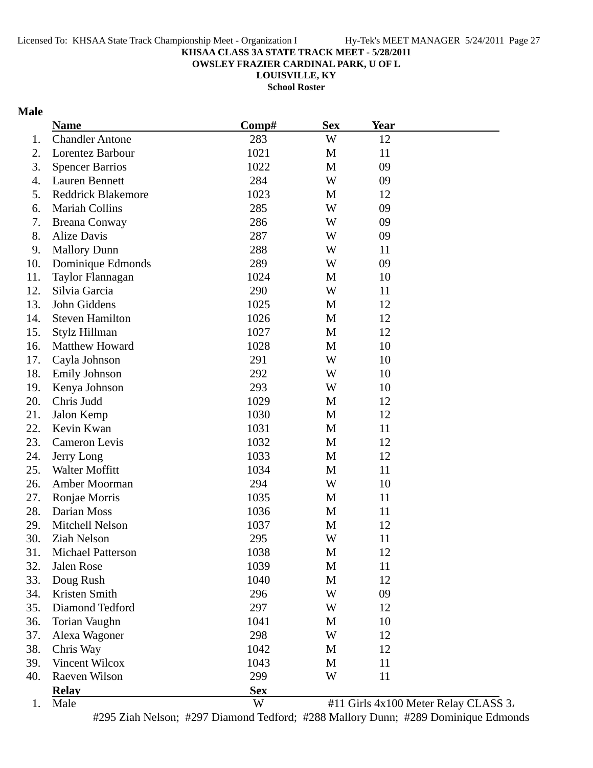**KHSAA CLASS 3A STATE TRACK MEET - 5/28/2011**
**OWSLEY FRAZIER CARDINAL PARK, U OF L**
**LOUISVILLE, KY**
**School Roster**

**Male**

| | Name | Comp# | Sex | Year |
|---|---|---|---|---|
| 1. | Chandler Antone | 283 | W | 12 |
| 2. | Lorentez Barbour | 1021 | M | 11 |
| 3. | Spencer Barrios | 1022 | M | 09 |
| 4. | Lauren Bennett | 284 | W | 09 |
| 5. | Reddrick Blakemore | 1023 | M | 12 |
| 6. | Mariah Collins | 285 | W | 09 |
| 7. | Breana Conway | 286 | W | 09 |
| 8. | Alize Davis | 287 | W | 09 |
| 9. | Mallory Dunn | 288 | W | 11 |
| 10. | Dominique Edmonds | 289 | W | 09 |
| 11. | Taylor Flannagan | 1024 | M | 10 |
| 12. | Silvia Garcia | 290 | W | 11 |
| 13. | John Giddens | 1025 | M | 12 |
| 14. | Steven Hamilton | 1026 | M | 12 |
| 15. | Stylz Hillman | 1027 | M | 12 |
| 16. | Matthew Howard | 1028 | M | 10 |
| 17. | Cayla Johnson | 291 | W | 10 |
| 18. | Emily Johnson | 292 | W | 10 |
| 19. | Kenya Johnson | 293 | W | 10 |
| 20. | Chris Judd | 1029 | M | 12 |
| 21. | Jalon Kemp | 1030 | M | 12 |
| 22. | Kevin Kwan | 1031 | M | 11 |
| 23. | Cameron Levis | 1032 | M | 12 |
| 24. | Jerry Long | 1033 | M | 12 |
| 25. | Walter Moffitt | 1034 | M | 11 |
| 26. | Amber Moorman | 294 | W | 10 |
| 27. | Ronjae Morris | 1035 | M | 11 |
| 28. | Darian Moss | 1036 | M | 11 |
| 29. | Mitchell Nelson | 1037 | M | 12 |
| 30. | Ziah Nelson | 295 | W | 11 |
| 31. | Michael Patterson | 1038 | M | 12 |
| 32. | Jalen Rose | 1039 | M | 11 |
| 33. | Doug Rush | 1040 | M | 12 |
| 34. | Kristen Smith | 296 | W | 09 |
| 35. | Diamond Tedford | 297 | W | 12 |
| 36. | Torian Vaughn | 1041 | M | 10 |
| 37. | Alexa Wagoner | 298 | W | 12 |
| 38. | Chris Way | 1042 | M | 12 |
| 39. | Vincent Wilcox | 1043 | M | 11 |
| 40. | Raeven Wilson | 299 | W | 11 |

| | Relay | Sex | |
|---|---|---|---|
| 1. | Male | W | #11 Girls 4x100 Meter Relay CLASS 3A |

#295 Ziah Nelson; #297 Diamond Tedford; #288 Mallory Dunn; #289 Dominique Edmonds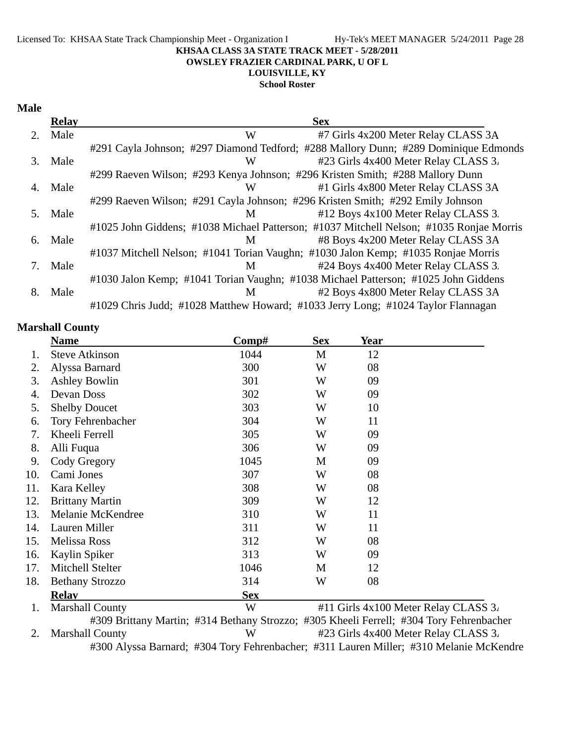**KHSAA CLASS 3A STATE TRACK MEET - 5/28/2011**
**OWSLEY FRAZIER CARDINAL PARK, U OF L**
**LOUISVILLE, KY**
**School Roster**

## Male

| | Relay | Sex | |
|---|---|---|---|
| 2. | Male | W | #7 Girls 4x200 Meter Relay CLASS 3A |
| | #291 Cayla Johnson; #297 Diamond Tedford; #288 Mallory Dunn; #289 Dominique Edmonds | | |
| 3. | Male | W | #23 Girls 4x400 Meter Relay CLASS 3A |
| | #299 Raeven Wilson; #293 Kenya Johnson; #296 Kristen Smith; #288 Mallory Dunn | | |
| 4. | Male | W | #1 Girls 4x800 Meter Relay CLASS 3A |
| | #299 Raeven Wilson; #291 Cayla Johnson; #296 Kristen Smith; #292 Emily Johnson | | |
| 5. | Male | M | #12 Boys 4x100 Meter Relay CLASS 3A |
| | #1025 John Giddens; #1038 Michael Patterson; #1037 Mitchell Nelson; #1035 Ronjae Morris | | |
| 6. | Male | M | #8 Boys 4x200 Meter Relay CLASS 3A |
| | #1037 Mitchell Nelson; #1041 Torian Vaughn; #1030 Jalon Kemp; #1035 Ronjae Morris | | |
| 7. | Male | M | #24 Boys 4x400 Meter Relay CLASS 3A |
| | #1030 Jalon Kemp; #1041 Torian Vaughn; #1038 Michael Patterson; #1025 John Giddens | | |
| 8. | Male | M | #2 Boys 4x800 Meter Relay CLASS 3A |
| | #1029 Chris Judd; #1028 Matthew Howard; #1033 Jerry Long; #1024 Taylor Flannagan | | |

## Marshall County

| | Name | Comp# | Sex | Year |
|---|---|---|---|---|
| 1. | Steve Atkinson | 1044 | M | 12 |
| 2. | Alyssa Barnard | 300 | W | 08 |
| 3. | Ashley Bowlin | 301 | W | 09 |
| 4. | Devan Doss | 302 | W | 09 |
| 5. | Shelby Doucet | 303 | W | 10 |
| 6. | Tory Fehrenbacher | 304 | W | 11 |
| 7. | Kheeli Ferrell | 305 | W | 09 |
| 8. | Alli Fuqua | 306 | W | 09 |
| 9. | Cody Gregory | 1045 | M | 09 |
| 10. | Cami Jones | 307 | W | 08 |
| 11. | Kara Kelley | 308 | W | 08 |
| 12. | Brittany Martin | 309 | W | 12 |
| 13. | Melanie McKendree | 310 | W | 11 |
| 14. | Lauren Miller | 311 | W | 11 |
| 15. | Melissa Ross | 312 | W | 08 |
| 16. | Kaylin Spiker | 313 | W | 09 |
| 17. | Mitchell Stelter | 1046 | M | 12 |
| 18. | Bethany Strozzo | 314 | W | 08 |

| | Relay | Sex | |
|---|---|---|---|
| 1. | Marshall County | W | #11 Girls 4x100 Meter Relay CLASS 3A |
| | #309 Brittany Martin; #314 Bethany Strozzo; #305 Kheeli Ferrell; #304 Tory Fehrenbacher | | |
| 2. | Marshall County | W | #23 Girls 4x400 Meter Relay CLASS 3A |
| | #300 Alyssa Barnard; #304 Tory Fehrenbacher; #311 Lauren Miller; #310 Melanie McKendre | | |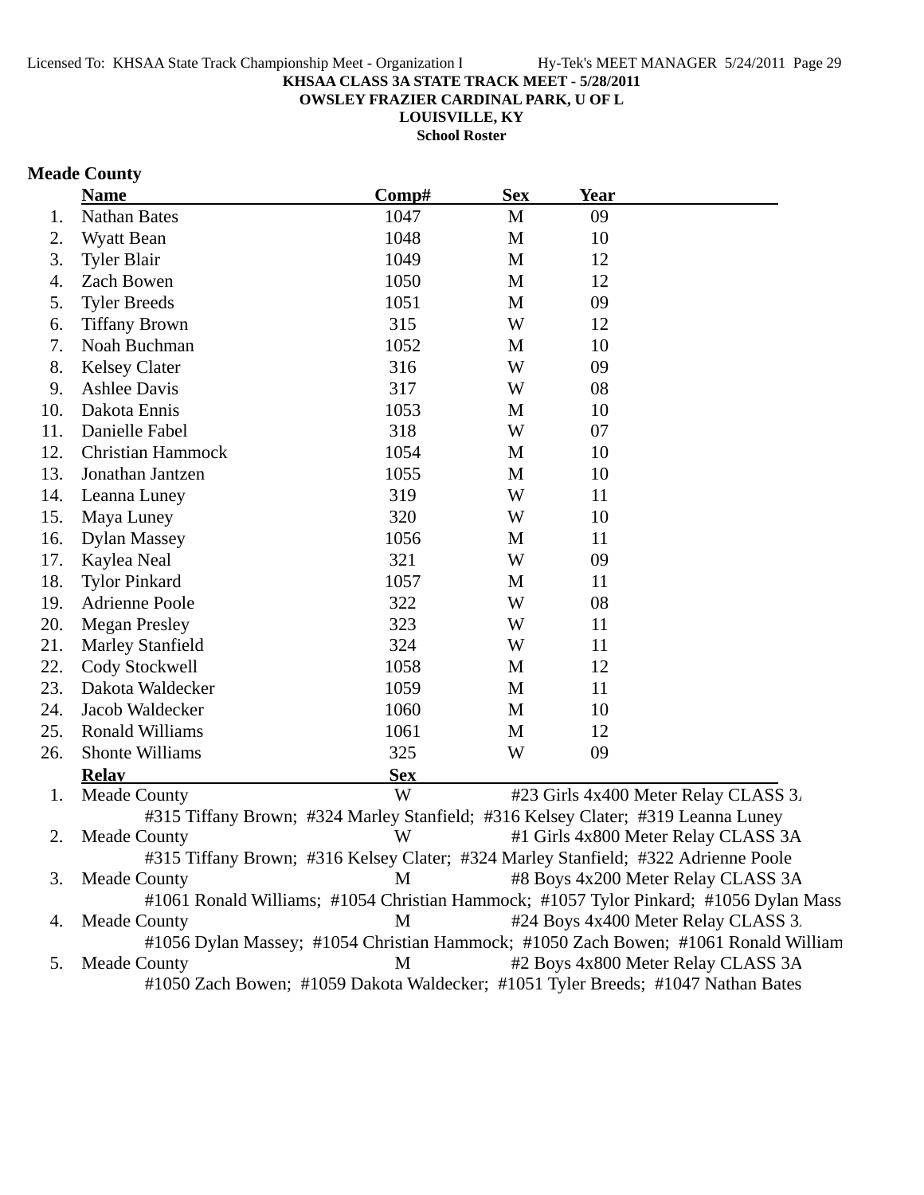**KHSAA CLASS 3A STATE TRACK MEET - 5/28/2011**
**OWSLEY FRAZIER CARDINAL PARK, U OF L**
**LOUISVILLE, KY**
**School Roster**

## Meade County

| | Name | Comp# | Sex | Year |
|---|---|---|---|---|
| 1. | Nathan Bates | 1047 | M | 09 |
| 2. | Wyatt Bean | 1048 | M | 10 |
| 3. | Tyler Blair | 1049 | M | 12 |
| 4. | Zach Bowen | 1050 | M | 12 |
| 5. | Tyler Breeds | 1051 | M | 09 |
| 6. | Tiffany Brown | 315 | W | 12 |
| 7. | Noah Buchman | 1052 | M | 10 |
| 8. | Kelsey Clater | 316 | W | 09 |
| 9. | Ashlee Davis | 317 | W | 08 |
| 10. | Dakota Ennis | 1053 | M | 10 |
| 11. | Danielle Fabel | 318 | W | 07 |
| 12. | Christian Hammock | 1054 | M | 10 |
| 13. | Jonathan Jantzen | 1055 | M | 10 |
| 14. | Leanna Luney | 319 | W | 11 |
| 15. | Maya Luney | 320 | W | 10 |
| 16. | Dylan Massey | 1056 | M | 11 |
| 17. | Kaylea Neal | 321 | W | 09 |
| 18. | Tylor Pinkard | 1057 | M | 11 |
| 19. | Adrienne Poole | 322 | W | 08 |
| 20. | Megan Presley | 323 | W | 11 |
| 21. | Marley Stanfield | 324 | W | 11 |
| 22. | Cody Stockwell | 1058 | M | 12 |
| 23. | Dakota Waldecker | 1059 | M | 11 |
| 24. | Jacob Waldecker | 1060 | M | 10 |
| 25. | Ronald Williams | 1061 | M | 12 |
| 26. | Shonte Williams | 325 | W | 09 |

| | Relay | Sex | Event |
|---|---|---|---|
| 1. | Meade County | W | #23 Girls 4x400 Meter Relay CLASS 3A |
| | #315 Tiffany Brown; #324 Marley Stanfield; #316 Kelsey Clater; #319 Leanna Luney | | |
| 2. | Meade County | W | #1 Girls 4x800 Meter Relay CLASS 3A |
| | #315 Tiffany Brown; #316 Kelsey Clater; #324 Marley Stanfield; #322 Adrienne Poole | | |
| 3. | Meade County | M | #8 Boys 4x200 Meter Relay CLASS 3A |
| | #1061 Ronald Williams; #1054 Christian Hammock; #1057 Tylor Pinkard; #1056 Dylan Mass | | |
| 4. | Meade County | M | #24 Boys 4x400 Meter Relay CLASS 3A |
| | #1056 Dylan Massey; #1054 Christian Hammock; #1050 Zach Bowen; #1061 Ronald William | | |
| 5. | Meade County | M | #2 Boys 4x800 Meter Relay CLASS 3A |
| | #1050 Zach Bowen; #1059 Dakota Waldecker; #1051 Tyler Breeds; #1047 Nathan Bates | | |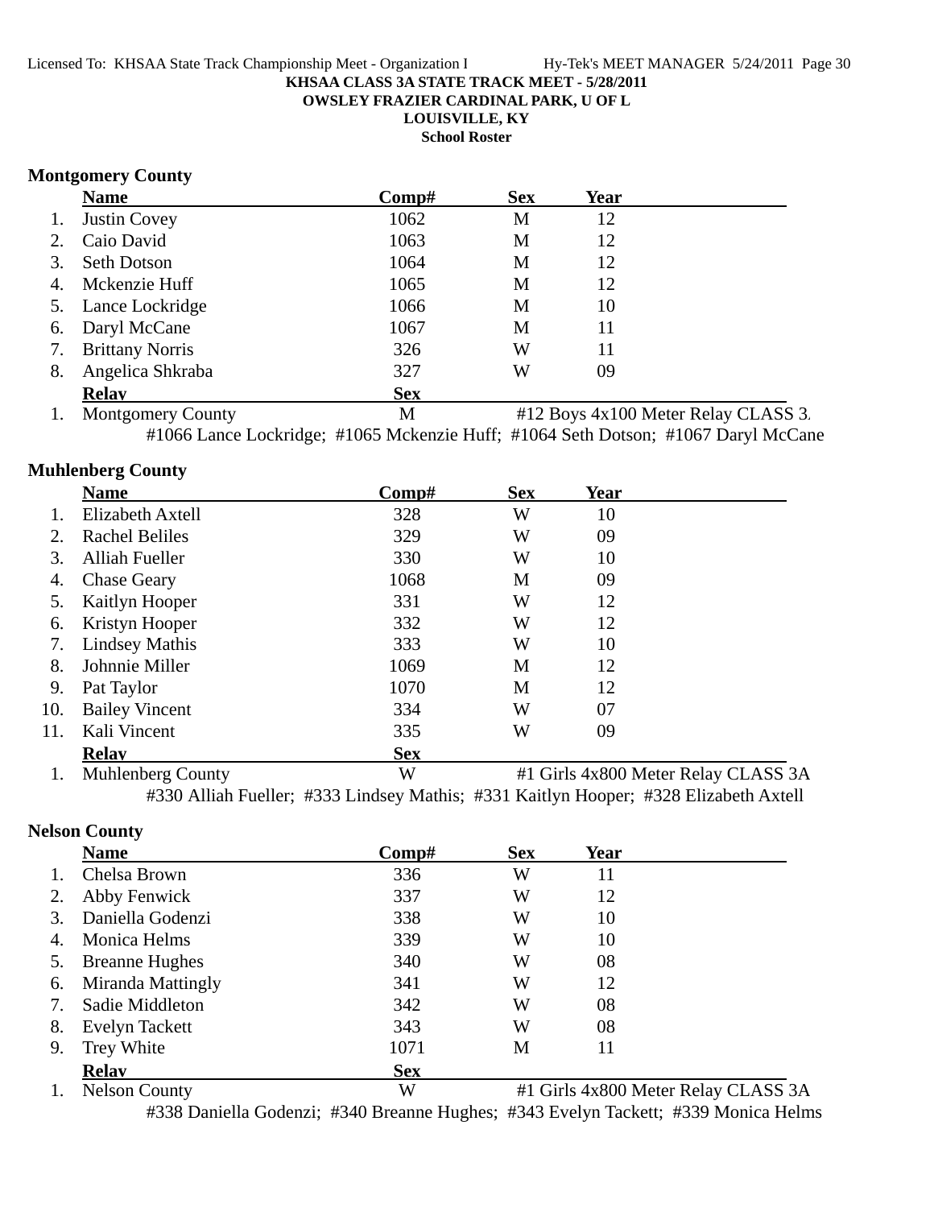KHSAA CLASS 3A STATE TRACK MEET - 5/28/2011
OWSLEY FRAZIER CARDINAL PARK, U OF L
LOUISVILLE, KY
School Roster

### Montgomery County

| | Name | Comp# | Sex | Year |
|---|---|---|---|---|
| 1. | Justin Covey | 1062 | M | 12 |
| 2. | Caio David | 1063 | M | 12 |
| 3. | Seth Dotson | 1064 | M | 12 |
| 4. | Mckenzie Huff | 1065 | M | 12 |
| 5. | Lance Lockridge | 1066 | M | 10 |
| 6. | Daryl McCane | 1067 | M | 11 |
| 7. | Brittany Norris | 326 | W | 11 |
| 8. | Angelica Shkraba | 327 | W | 09 |

| | Relay | Sex | |
|---|---|---|---|
| 1. | Montgomery County | M | #12 Boys 4x100 Meter Relay CLASS 3. |

#1066 Lance Lockridge; #1065 Mckenzie Huff; #1064 Seth Dotson; #1067 Daryl McCane

### Muhlenberg County

| | Name | Comp# | Sex | Year |
|---|---|---|---|---|
| 1. | Elizabeth Axtell | 328 | W | 10 |
| 2. | Rachel Beliles | 329 | W | 09 |
| 3. | Alliah Fueller | 330 | W | 10 |
| 4. | Chase Geary | 1068 | M | 09 |
| 5. | Kaitlyn Hooper | 331 | W | 12 |
| 6. | Kristyn Hooper | 332 | W | 12 |
| 7. | Lindsey Mathis | 333 | W | 10 |
| 8. | Johnnie Miller | 1069 | M | 12 |
| 9. | Pat Taylor | 1070 | M | 12 |
| 10. | Bailey Vincent | 334 | W | 07 |
| 11. | Kali Vincent | 335 | W | 09 |

| | Relay | Sex | |
|---|---|---|---|
| 1. | Muhlenberg County | W | #1 Girls 4x800 Meter Relay CLASS 3A |

#330 Alliah Fueller; #333 Lindsey Mathis; #331 Kaitlyn Hooper; #328 Elizabeth Axtell

### Nelson County

| | Name | Comp# | Sex | Year |
|---|---|---|---|---|
| 1. | Chelsa Brown | 336 | W | 11 |
| 2. | Abby Fenwick | 337 | W | 12 |
| 3. | Daniella Godenzi | 338 | W | 10 |
| 4. | Monica Helms | 339 | W | 10 |
| 5. | Breanne Hughes | 340 | W | 08 |
| 6. | Miranda Mattingly | 341 | W | 12 |
| 7. | Sadie Middleton | 342 | W | 08 |
| 8. | Evelyn Tackett | 343 | W | 08 |
| 9. | Trey White | 1071 | M | 11 |

| | Relay | Sex | |
|---|---|---|---|
| 1. | Nelson County | W | #1 Girls 4x800 Meter Relay CLASS 3A |

#338 Daniella Godenzi; #340 Breanne Hughes; #343 Evelyn Tackett; #339 Monica Helms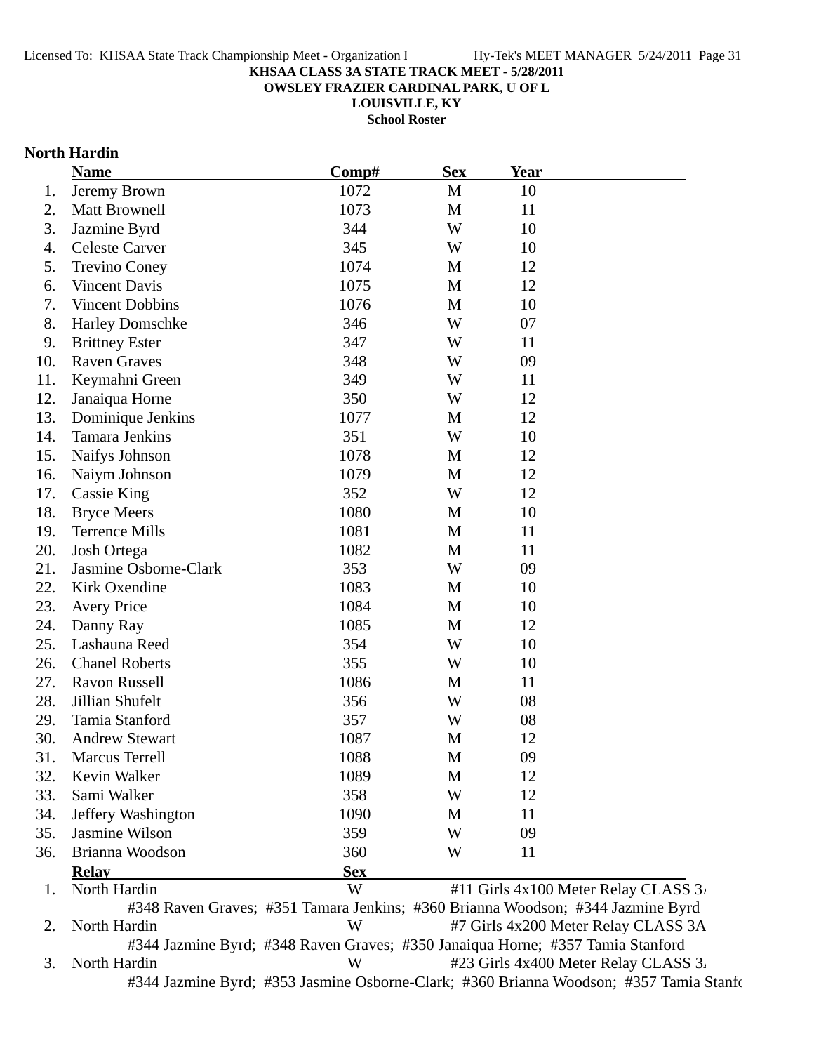**KHSAA CLASS 3A STATE TRACK MEET - 5/28/2011**
**OWSLEY FRAZIER CARDINAL PARK, U OF L**
**LOUISVILLE, KY**
**School Roster**

## North Hardin

| | Name | Comp# | Sex | Year |
|---|---|---|---|---|
| 1. | Jeremy Brown | 1072 | M | 10 |
| 2. | Matt Brownell | 1073 | M | 11 |
| 3. | Jazmine Byrd | 344 | W | 10 |
| 4. | Celeste Carver | 345 | W | 10 |
| 5. | Trevino Coney | 1074 | M | 12 |
| 6. | Vincent Davis | 1075 | M | 12 |
| 7. | Vincent Dobbins | 1076 | M | 10 |
| 8. | Harley Domschke | 346 | W | 07 |
| 9. | Brittney Ester | 347 | W | 11 |
| 10. | Raven Graves | 348 | W | 09 |
| 11. | Keymahni Green | 349 | W | 11 |
| 12. | Janaiqua Horne | 350 | W | 12 |
| 13. | Dominique Jenkins | 1077 | M | 12 |
| 14. | Tamara Jenkins | 351 | W | 10 |
| 15. | Naifys Johnson | 1078 | M | 12 |
| 16. | Naiym Johnson | 1079 | M | 12 |
| 17. | Cassie King | 352 | W | 12 |
| 18. | Bryce Meers | 1080 | M | 10 |
| 19. | Terrence Mills | 1081 | M | 11 |
| 20. | Josh Ortega | 1082 | M | 11 |
| 21. | Jasmine Osborne-Clark | 353 | W | 09 |
| 22. | Kirk Oxendine | 1083 | M | 10 |
| 23. | Avery Price | 1084 | M | 10 |
| 24. | Danny Ray | 1085 | M | 12 |
| 25. | Lashauna Reed | 354 | W | 10 |
| 26. | Chanel Roberts | 355 | W | 10 |
| 27. | Ravon Russell | 1086 | M | 11 |
| 28. | Jillian Shufelt | 356 | W | 08 |
| 29. | Tamia Stanford | 357 | W | 08 |
| 30. | Andrew Stewart | 1087 | M | 12 |
| 31. | Marcus Terrell | 1088 | M | 09 |
| 32. | Kevin Walker | 1089 | M | 12 |
| 33. | Sami Walker | 358 | W | 12 |
| 34. | Jeffery Washington | 1090 | M | 11 |
| 35. | Jasmine Wilson | 359 | W | 09 |
| 36. | Brianna Woodson | 360 | W | 11 |

| | Relay | Sex | Event |
|---|---|---|---|
| 1. | North Hardin | W | #11 Girls 4x100 Meter Relay CLASS 3A |
| | #348 Raven Graves; #351 Tamara Jenkins; #360 Brianna Woodson; #344 Jazmine Byrd | | |
| 2. | North Hardin | W | #7 Girls 4x200 Meter Relay CLASS 3A |
| | #344 Jazmine Byrd; #348 Raven Graves; #350 Janaiqua Horne; #357 Tamia Stanford | | |
| 3. | North Hardin | W | #23 Girls 4x400 Meter Relay CLASS 3A |
| | #344 Jazmine Byrd; #353 Jasmine Osborne-Clark; #360 Brianna Woodson; #357 Tamia Stanford | | |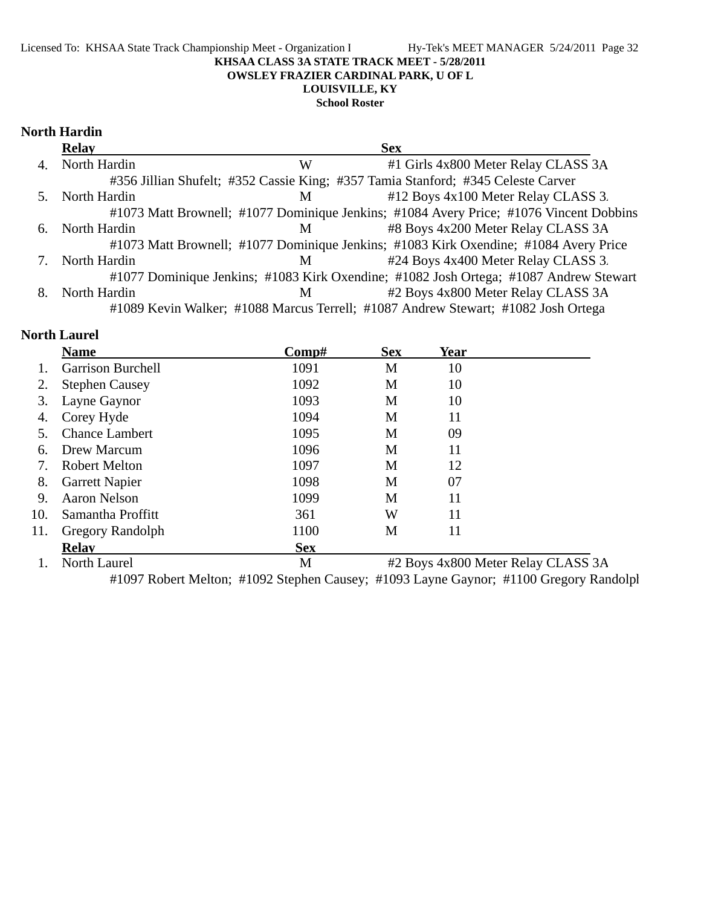KHSAA CLASS 3A STATE TRACK MEET - 5/28/2011
OWSLEY FRAZIER CARDINAL PARK, U OF L
LOUISVILLE, KY
School Roster

## North Hardin

| | Relay | Sex | |
|---|---|---|---|
| 4. | North Hardin | W | #1 Girls 4x800 Meter Relay CLASS 3A |
| | #356 Jillian Shufelt; #352 Cassie King; #357 Tamia Stanford; #345 Celeste Carver | | |
| 5. | North Hardin | M | #12 Boys 4x100 Meter Relay CLASS 3A |
| | #1073 Matt Brownell; #1077 Dominique Jenkins; #1084 Avery Price; #1076 Vincent Dobbins | | |
| 6. | North Hardin | M | #8 Boys 4x200 Meter Relay CLASS 3A |
| | #1073 Matt Brownell; #1077 Dominique Jenkins; #1083 Kirk Oxendine; #1084 Avery Price | | |
| 7. | North Hardin | M | #24 Boys 4x400 Meter Relay CLASS 3A |
| | #1077 Dominique Jenkins; #1083 Kirk Oxendine; #1082 Josh Ortega; #1087 Andrew Stewart | | |
| 8. | North Hardin | M | #2 Boys 4x800 Meter Relay CLASS 3A |
| | #1089 Kevin Walker; #1088 Marcus Terrell; #1087 Andrew Stewart; #1082 Josh Ortega | | |

## North Laurel

| | Name | Comp# | Sex | Year |
|---|---|---|---|---|
| 1. | Garrison Burchell | 1091 | M | 10 |
| 2. | Stephen Causey | 1092 | M | 10 |
| 3. | Layne Gaynor | 1093 | M | 10 |
| 4. | Corey Hyde | 1094 | M | 11 |
| 5. | Chance Lambert | 1095 | M | 09 |
| 6. | Drew Marcum | 1096 | M | 11 |
| 7. | Robert Melton | 1097 | M | 12 |
| 8. | Garrett Napier | 1098 | M | 07 |
| 9. | Aaron Nelson | 1099 | M | 11 |
| 10. | Samantha Proffitt | 361 | W | 11 |
| 11. | Gregory Randolph | 1100 | M | 11 |

| | Relay | Sex | |
|---|---|---|---|
| 1. | North Laurel | M | #2 Boys 4x800 Meter Relay CLASS 3A |
| | #1097 Robert Melton; #1092 Stephen Causey; #1093 Layne Gaynor; #1100 Gregory Randolph | | |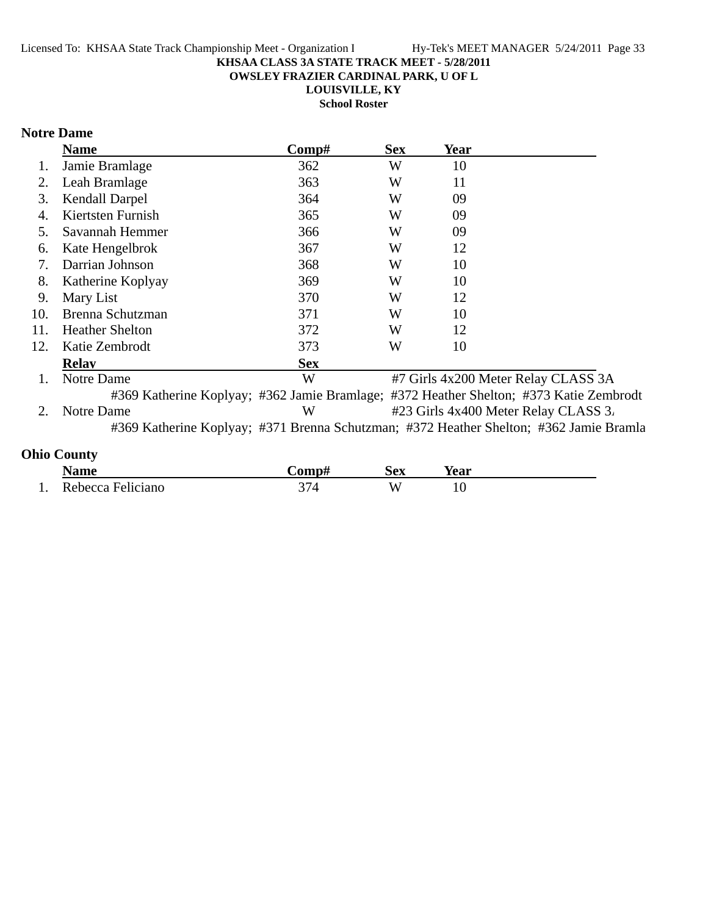**KHSAA CLASS 3A STATE TRACK MEET - 5/28/2011**
**OWSLEY FRAZIER CARDINAL PARK, U OF L**
**LOUISVILLE, KY**
**School Roster**

### Notre Dame

| | Name | Comp# | Sex | Year |
|---|---|---|---|---|
| 1. | Jamie Bramlage | 362 | W | 10 |
| 2. | Leah Bramlage | 363 | W | 11 |
| 3. | Kendall Darpel | 364 | W | 09 |
| 4. | Kiertsten Furnish | 365 | W | 09 |
| 5. | Savannah Hemmer | 366 | W | 09 |
| 6. | Kate Hengelbrok | 367 | W | 12 |
| 7. | Darrian Johnson | 368 | W | 10 |
| 8. | Katherine Koplyay | 369 | W | 10 |
| 9. | Mary List | 370 | W | 12 |
| 10. | Brenna Schutzman | 371 | W | 10 |
| 11. | Heather Shelton | 372 | W | 12 |
| 12. | Katie Zembrodt | 373 | W | 10 |

| | Relay | Sex | Event |
|---|---|---|---|
| 1. | Notre Dame | W | #7 Girls 4x200 Meter Relay CLASS 3A |
| | #369 Katherine Koplyay; #362 Jamie Bramlage; #372 Heather Shelton; #373 Katie Zembrodt | | |
| 2. | Notre Dame | W | #23 Girls 4x400 Meter Relay CLASS 3. |
| | #369 Katherine Koplyay; #371 Brenna Schutzman; #372 Heather Shelton; #362 Jamie Bramla | | |

### Ohio County

| | Name | Comp# | Sex | Year |
|---|---|---|---|---|
| 1. | Rebecca Feliciano | 374 | W | 10 |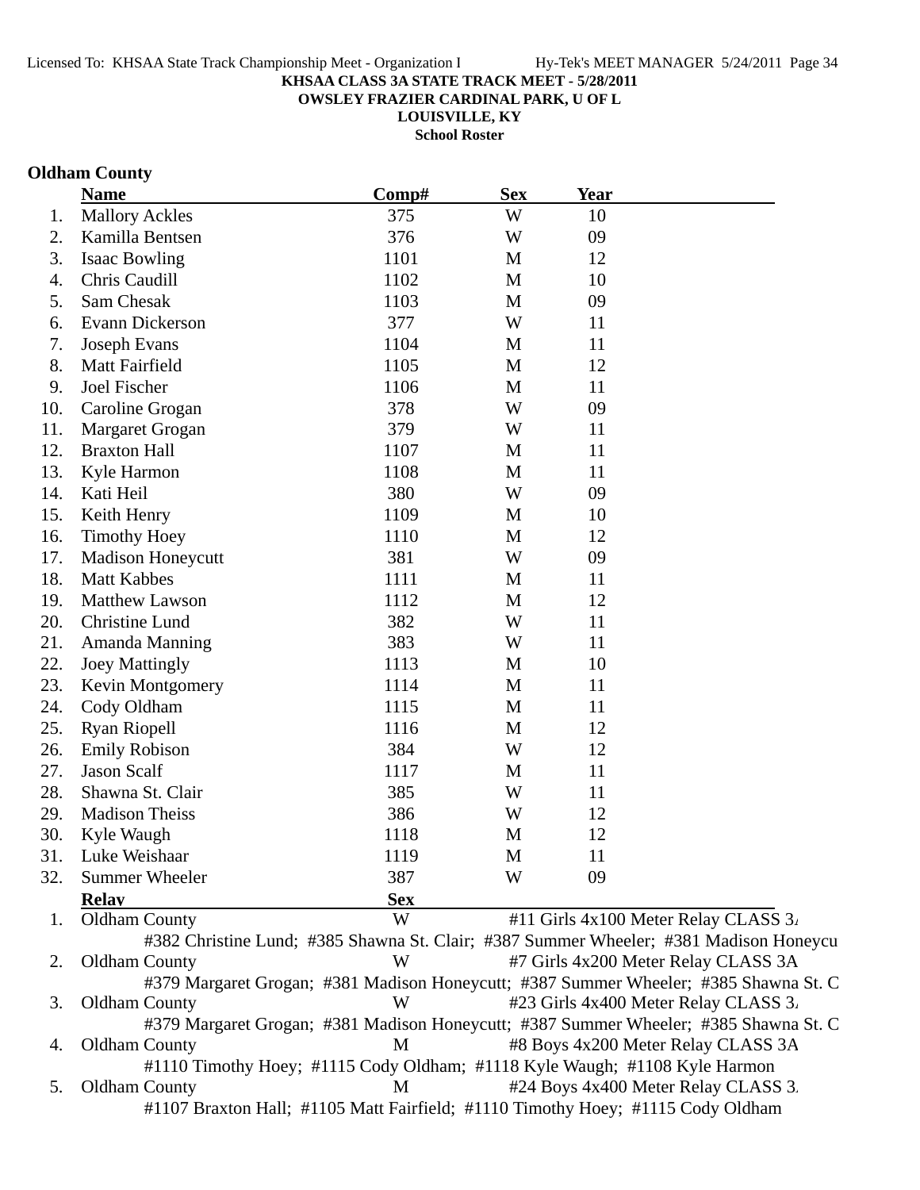Licensed To: KHSAA State Track Championship Meet - Organization I Hy-Tek's MEET MANAGER 5/24/2011 Page 34

**KHSAA CLASS 3A STATE TRACK MEET - 5/28/2011**

**OWSLEY FRAZIER CARDINAL PARK, U OF L**

**LOUISVILLE, KY**

**School Roster**

## Oldham County

| | Name | Comp# | Sex | Year |
|---|---|---|---|---|
| 1. | Mallory Ackles | 375 | W | 10 |
| 2. | Kamilla Bentsen | 376 | W | 09 |
| 3. | Isaac Bowling | 1101 | M | 12 |
| 4. | Chris Caudill | 1102 | M | 10 |
| 5. | Sam Chesak | 1103 | M | 09 |
| 6. | Evann Dickerson | 377 | W | 11 |
| 7. | Joseph Evans | 1104 | M | 11 |
| 8. | Matt Fairfield | 1105 | M | 12 |
| 9. | Joel Fischer | 1106 | M | 11 |
| 10. | Caroline Grogan | 378 | W | 09 |
| 11. | Margaret Grogan | 379 | W | 11 |
| 12. | Braxton Hall | 1107 | M | 11 |
| 13. | Kyle Harmon | 1108 | M | 11 |
| 14. | Kati Heil | 380 | W | 09 |
| 15. | Keith Henry | 1109 | M | 10 |
| 16. | Timothy Hoey | 1110 | M | 12 |
| 17. | Madison Honeycutt | 381 | W | 09 |
| 18. | Matt Kabbes | 1111 | M | 11 |
| 19. | Matthew Lawson | 1112 | M | 12 |
| 20. | Christine Lund | 382 | W | 11 |
| 21. | Amanda Manning | 383 | W | 11 |
| 22. | Joey Mattingly | 1113 | M | 10 |
| 23. | Kevin Montgomery | 1114 | M | 11 |
| 24. | Cody Oldham | 1115 | M | 11 |
| 25. | Ryan Riopell | 1116 | M | 12 |
| 26. | Emily Robison | 384 | W | 12 |
| 27. | Jason Scalf | 1117 | M | 11 |
| 28. | Shawna St. Clair | 385 | W | 11 |
| 29. | Madison Theiss | 386 | W | 12 |
| 30. | Kyle Waugh | 1118 | M | 12 |
| 31. | Luke Weishaar | 1119 | M | 11 |
| 32. | Summer Wheeler | 387 | W | 09 |

| | Relay | Sex | Event |
|---|---|---|---|
| 1. | Oldham County | W | #11 Girls 4x100 Meter Relay CLASS 3A |
| | #382 Christine Lund; #385 Shawna St. Clair; #387 Summer Wheeler; #381 Madison Honeycu | | |
| 2. | Oldham County | W | #7 Girls 4x200 Meter Relay CLASS 3A |
| | #379 Margaret Grogan; #381 Madison Honeycutt; #387 Summer Wheeler; #385 Shawna St. C | | |
| 3. | Oldham County | W | #23 Girls 4x400 Meter Relay CLASS 3A |
| | #379 Margaret Grogan; #381 Madison Honeycutt; #387 Summer Wheeler; #385 Shawna St. C | | |
| 4. | Oldham County | M | #8 Boys 4x200 Meter Relay CLASS 3A |
| | #1110 Timothy Hoey; #1115 Cody Oldham; #1118 Kyle Waugh; #1108 Kyle Harmon | | |
| 5. | Oldham County | M | #24 Boys 4x400 Meter Relay CLASS 3A |
| | #1107 Braxton Hall; #1105 Matt Fairfield; #1110 Timothy Hoey; #1115 Cody Oldham | | |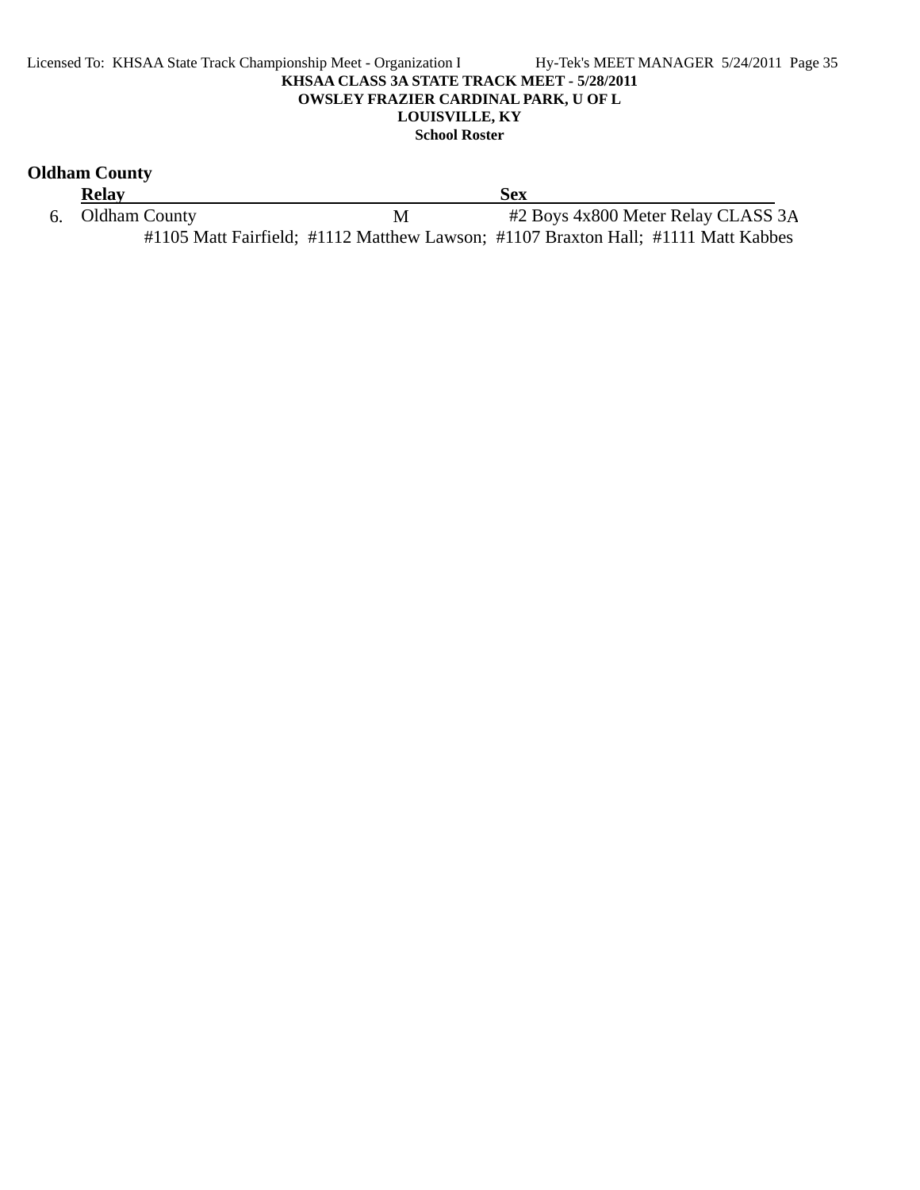## Oldham County

| | Relay | Sex | |
|---|---|---|---|
| 6. | Oldham County | M | #2 Boys 4x800 Meter Relay CLASS 3A |

#1105 Matt Fairfield; #1112 Matthew Lawson; #1107 Braxton Hall; #1111 Matt Kabbes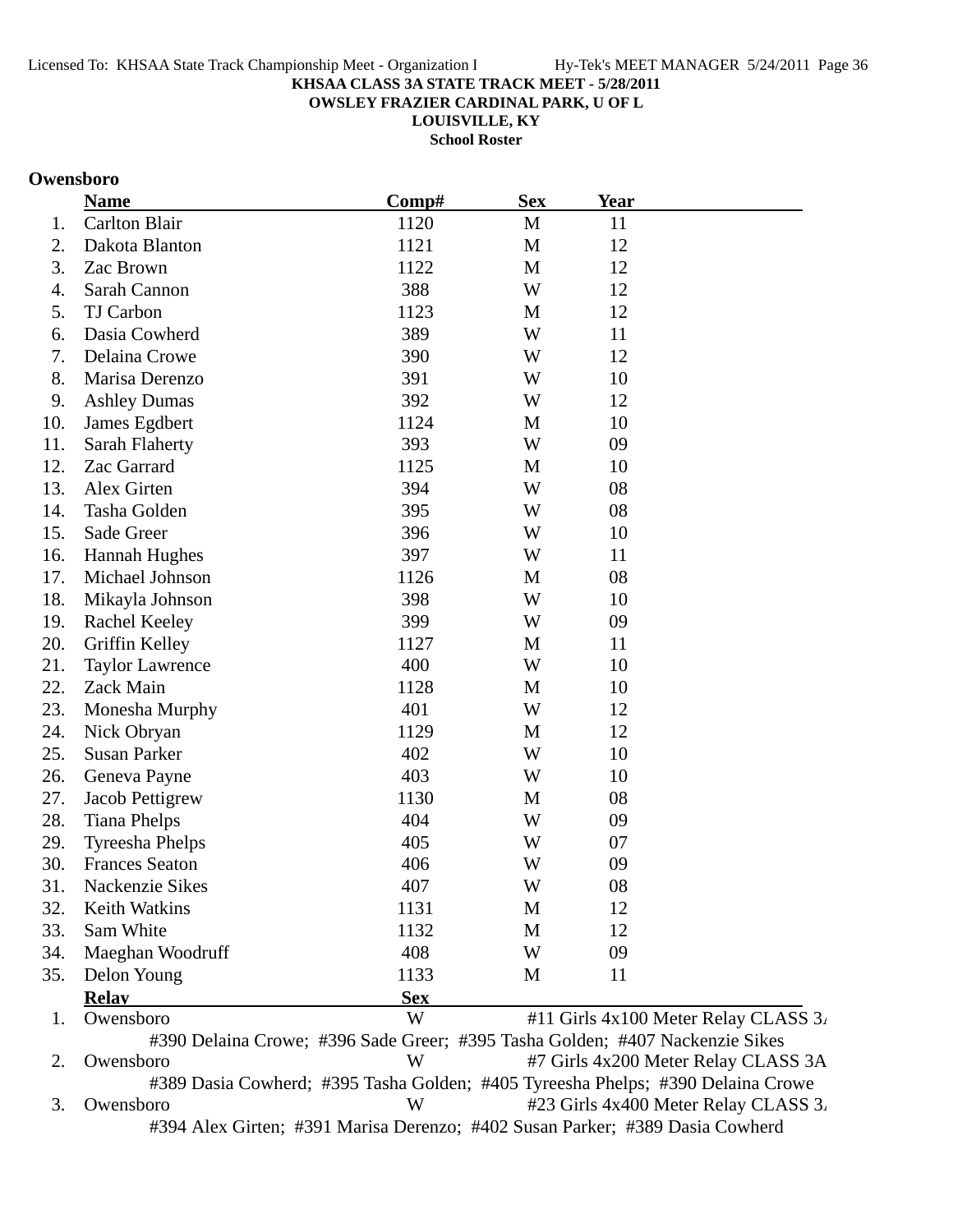**KHSAA CLASS 3A STATE TRACK MEET - 5/28/2011**
**OWSLEY FRAZIER CARDINAL PARK, U OF L**
**LOUISVILLE, KY**
**School Roster**

## Owensboro

| | Name | Comp# | Sex | Year |
|---|---|---|---|---|
| 1. | Carlton Blair | 1120 | M | 11 |
| 2. | Dakota Blanton | 1121 | M | 12 |
| 3. | Zac Brown | 1122 | M | 12 |
| 4. | Sarah Cannon | 388 | W | 12 |
| 5. | TJ Carbon | 1123 | M | 12 |
| 6. | Dasia Cowherd | 389 | W | 11 |
| 7. | Delaina Crowe | 390 | W | 12 |
| 8. | Marisa Derenzo | 391 | W | 10 |
| 9. | Ashley Dumas | 392 | W | 12 |
| 10. | James Egdbert | 1124 | M | 10 |
| 11. | Sarah Flaherty | 393 | W | 09 |
| 12. | Zac Garrard | 1125 | M | 10 |
| 13. | Alex Girten | 394 | W | 08 |
| 14. | Tasha Golden | 395 | W | 08 |
| 15. | Sade Greer | 396 | W | 10 |
| 16. | Hannah Hughes | 397 | W | 11 |
| 17. | Michael Johnson | 1126 | M | 08 |
| 18. | Mikayla Johnson | 398 | W | 10 |
| 19. | Rachel Keeley | 399 | W | 09 |
| 20. | Griffin Kelley | 1127 | M | 11 |
| 21. | Taylor Lawrence | 400 | W | 10 |
| 22. | Zack Main | 1128 | M | 10 |
| 23. | Monesha Murphy | 401 | W | 12 |
| 24. | Nick Obryan | 1129 | M | 12 |
| 25. | Susan Parker | 402 | W | 10 |
| 26. | Geneva Payne | 403 | W | 10 |
| 27. | Jacob Pettigrew | 1130 | M | 08 |
| 28. | Tiana Phelps | 404 | W | 09 |
| 29. | Tyreesha Phelps | 405 | W | 07 |
| 30. | Frances Seaton | 406 | W | 09 |
| 31. | Nackenzie Sikes | 407 | W | 08 |
| 32. | Keith Watkins | 1131 | M | 12 |
| 33. | Sam White | 1132 | M | 12 |
| 34. | Maeghan Woodruff | 408 | W | 09 |
| 35. | Delon Young | 1133 | M | 11 |

| | Relay | Sex | |
|---|---|---|---|
| 1. | Owensboro | W | #11 Girls 4x100 Meter Relay CLASS 3A |
| | #390 Delaina Crowe; #396 Sade Greer; #395 Tasha Golden; #407 Nackenzie Sikes | | |
| 2. | Owensboro | W | #7 Girls 4x200 Meter Relay CLASS 3A |
| | #389 Dasia Cowherd; #395 Tasha Golden; #405 Tyreesha Phelps; #390 Delaina Crowe | | |
| 3. | Owensboro | W | #23 Girls 4x400 Meter Relay CLASS 3A |
| | #394 Alex Girten; #391 Marisa Derenzo; #402 Susan Parker; #389 Dasia Cowherd | | |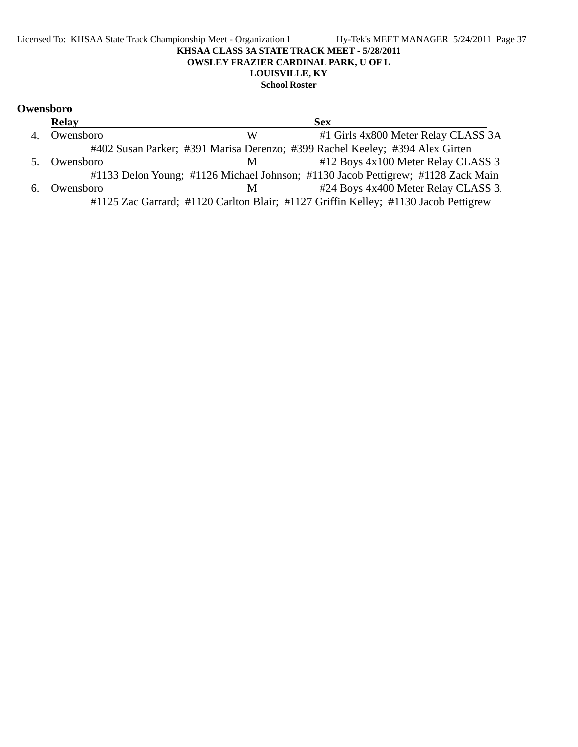**KHSAA CLASS 3A STATE TRACK MEET - 5/28/2011**
**OWSLEY FRAZIER CARDINAL PARK, U OF L**
**LOUISVILLE, KY**
**School Roster**

## Owensboro

| | Relay | Sex | |
|---|---|---|---|
| 4. | Owensboro | W | #1 Girls 4x800 Meter Relay CLASS 3A |
| | #402 Susan Parker; #391 Marisa Derenzo; #399 Rachel Keeley; #394 Alex Girten | | |
| 5. | Owensboro | M | #12 Boys 4x100 Meter Relay CLASS 3. |
| | #1133 Delon Young; #1126 Michael Johnson; #1130 Jacob Pettigrew; #1128 Zack Main | | |
| 6. | Owensboro | M | #24 Boys 4x400 Meter Relay CLASS 3. |
| | #1125 Zac Garrard; #1120 Carlton Blair; #1127 Griffin Kelley; #1130 Jacob Pettigrew | | |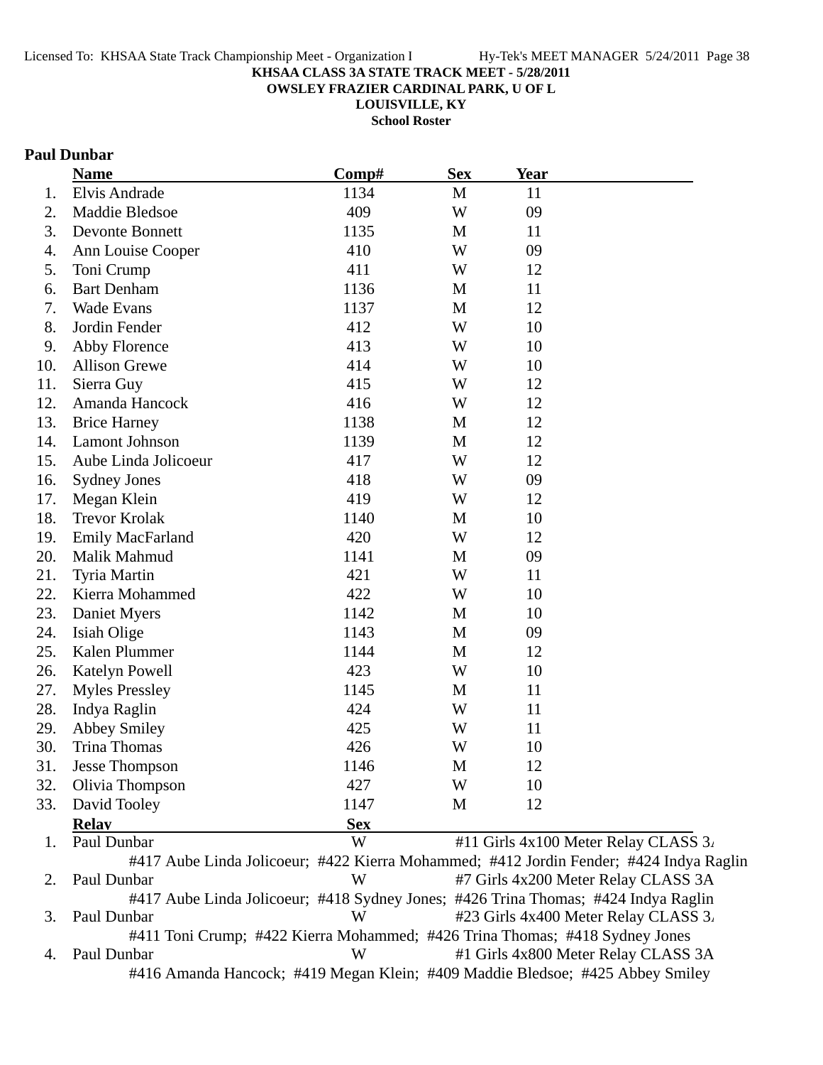KHSAA CLASS 3A STATE TRACK MEET - 5/28/2011
OWSLEY FRAZIER CARDINAL PARK, U OF L
LOUISVILLE, KY
School Roster

**Paul Dunbar**

| | Name | Comp# | Sex | Year |
|---|---|---|---|---|
| 1. | Elvis Andrade | 1134 | M | 11 |
| 2. | Maddie Bledsoe | 409 | W | 09 |
| 3. | Devonte Bonnett | 1135 | M | 11 |
| 4. | Ann Louise Cooper | 410 | W | 09 |
| 5. | Toni Crump | 411 | W | 12 |
| 6. | Bart Denham | 1136 | M | 11 |
| 7. | Wade Evans | 1137 | M | 12 |
| 8. | Jordin Fender | 412 | W | 10 |
| 9. | Abby Florence | 413 | W | 10 |
| 10. | Allison Grewe | 414 | W | 10 |
| 11. | Sierra Guy | 415 | W | 12 |
| 12. | Amanda Hancock | 416 | W | 12 |
| 13. | Brice Harney | 1138 | M | 12 |
| 14. | Lamont Johnson | 1139 | M | 12 |
| 15. | Aube Linda Jolicoeur | 417 | W | 12 |
| 16. | Sydney Jones | 418 | W | 09 |
| 17. | Megan Klein | 419 | W | 12 |
| 18. | Trevor Krolak | 1140 | M | 10 |
| 19. | Emily MacFarland | 420 | W | 12 |
| 20. | Malik Mahmud | 1141 | M | 09 |
| 21. | Tyria Martin | 421 | W | 11 |
| 22. | Kierra Mohammed | 422 | W | 10 |
| 23. | Daniet Myers | 1142 | M | 10 |
| 24. | Isiah Olige | 1143 | M | 09 |
| 25. | Kalen Plummer | 1144 | M | 12 |
| 26. | Katelyn Powell | 423 | W | 10 |
| 27. | Myles Pressley | 1145 | M | 11 |
| 28. | Indya Raglin | 424 | W | 11 |
| 29. | Abbey Smiley | 425 | W | 11 |
| 30. | Trina Thomas | 426 | W | 10 |
| 31. | Jesse Thompson | 1146 | M | 12 |
| 32. | Olivia Thompson | 427 | W | 10 |
| 33. | David Tooley | 1147 | M | 12 |

| | Relay | Sex | Event |
|---|---|---|---|
| 1. | Paul Dunbar | W | #11 Girls 4x100 Meter Relay CLASS 3A |
| | #417 Aube Linda Jolicoeur; #422 Kierra Mohammed; #412 Jordin Fender; #424 Indya Raglin | | |
| 2. | Paul Dunbar | W | #7 Girls 4x200 Meter Relay CLASS 3A |
| | #417 Aube Linda Jolicoeur; #418 Sydney Jones; #426 Trina Thomas; #424 Indya Raglin | | |
| 3. | Paul Dunbar | W | #23 Girls 4x400 Meter Relay CLASS 3A |
| | #411 Toni Crump; #422 Kierra Mohammed; #426 Trina Thomas; #418 Sydney Jones | | |
| 4. | Paul Dunbar | W | #1 Girls 4x800 Meter Relay CLASS 3A |
| | #416 Amanda Hancock; #419 Megan Klein; #409 Maddie Bledsoe; #425 Abbey Smiley | | |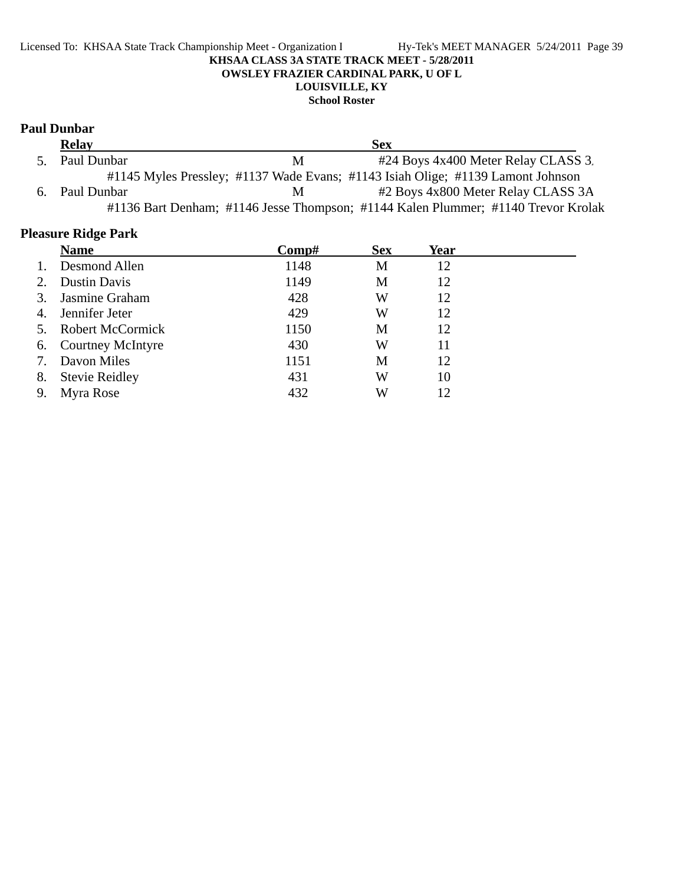KHSAA CLASS 3A STATE TRACK MEET - 5/28/2011
OWSLEY FRAZIER CARDINAL PARK, U OF L
LOUISVILLE, KY
School Roster

## Paul Dunbar

| | Relay | Sex | |
|---|---|---|---|
| 5. | Paul Dunbar | M | #24 Boys 4x400 Meter Relay CLASS 3A |
| | #1145 Myles Pressley; #1137 Wade Evans; #1143 Isiah Olige; #1139 Lamont Johnson | | |
| 6. | Paul Dunbar | M | #2 Boys 4x800 Meter Relay CLASS 3A |
| | #1136 Bart Denham; #1146 Jesse Thompson; #1144 Kalen Plummer; #1140 Trevor Krolak | | |

## Pleasure Ridge Park

| | Name | Comp# | Sex | Year |
|---|---|---|---|---|
| 1. | Desmond Allen | 1148 | M | 12 |
| 2. | Dustin Davis | 1149 | M | 12 |
| 3. | Jasmine Graham | 428 | W | 12 |
| 4. | Jennifer Jeter | 429 | W | 12 |
| 5. | Robert McCormick | 1150 | M | 12 |
| 6. | Courtney McIntyre | 430 | W | 11 |
| 7. | Davon Miles | 1151 | M | 12 |
| 8. | Stevie Reidley | 431 | W | 10 |
| 9. | Myra Rose | 432 | W | 12 |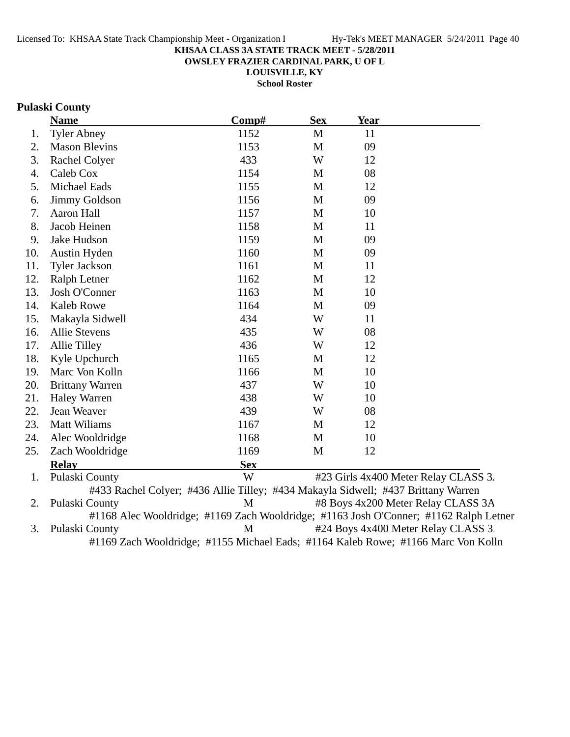KHSAA CLASS 3A STATE TRACK MEET - 5/28/2011
OWSLEY FRAZIER CARDINAL PARK, U OF L
LOUISVILLE, KY
School Roster

## Pulaski County

| | Name | Comp# | Sex | Year |
|---|---|---|---|---|
| 1. | Tyler Abney | 1152 | M | 11 |
| 2. | Mason Blevins | 1153 | M | 09 |
| 3. | Rachel Colyer | 433 | W | 12 |
| 4. | Caleb Cox | 1154 | M | 08 |
| 5. | Michael Eads | 1155 | M | 12 |
| 6. | Jimmy Goldson | 1156 | M | 09 |
| 7. | Aaron Hall | 1157 | M | 10 |
| 8. | Jacob Heinen | 1158 | M | 11 |
| 9. | Jake Hudson | 1159 | M | 09 |
| 10. | Austin Hyden | 1160 | M | 09 |
| 11. | Tyler Jackson | 1161 | M | 11 |
| 12. | Ralph Letner | 1162 | M | 12 |
| 13. | Josh O'Conner | 1163 | M | 10 |
| 14. | Kaleb Rowe | 1164 | M | 09 |
| 15. | Makayla Sidwell | 434 | W | 11 |
| 16. | Allie Stevens | 435 | W | 08 |
| 17. | Allie Tilley | 436 | W | 12 |
| 18. | Kyle Upchurch | 1165 | M | 12 |
| 19. | Marc Von Kolln | 1166 | M | 10 |
| 20. | Brittany Warren | 437 | W | 10 |
| 21. | Haley Warren | 438 | W | 10 |
| 22. | Jean Weaver | 439 | W | 08 |
| 23. | Matt Wiliams | 1167 | M | 12 |
| 24. | Alec Wooldridge | 1168 | M | 10 |
| 25. | Zach Wooldridge | 1169 | M | 12 |

| | Relay | Sex | Event |
|---|---|---|---|
| 1. | Pulaski County | W | #23 Girls 4x400 Meter Relay CLASS 3A |
| | #433 Rachel Colyer; #436 Allie Tilley; #434 Makayla Sidwell; #437 Brittany Warren | | |
| 2. | Pulaski County | M | #8 Boys 4x200 Meter Relay CLASS 3A |
| | #1168 Alec Wooldridge; #1169 Zach Wooldridge; #1163 Josh O'Conner; #1162 Ralph Letner | | |
| 3. | Pulaski County | M | #24 Boys 4x400 Meter Relay CLASS 3A |
| | #1169 Zach Wooldridge; #1155 Michael Eads; #1164 Kaleb Rowe; #1166 Marc Von Kolln | | |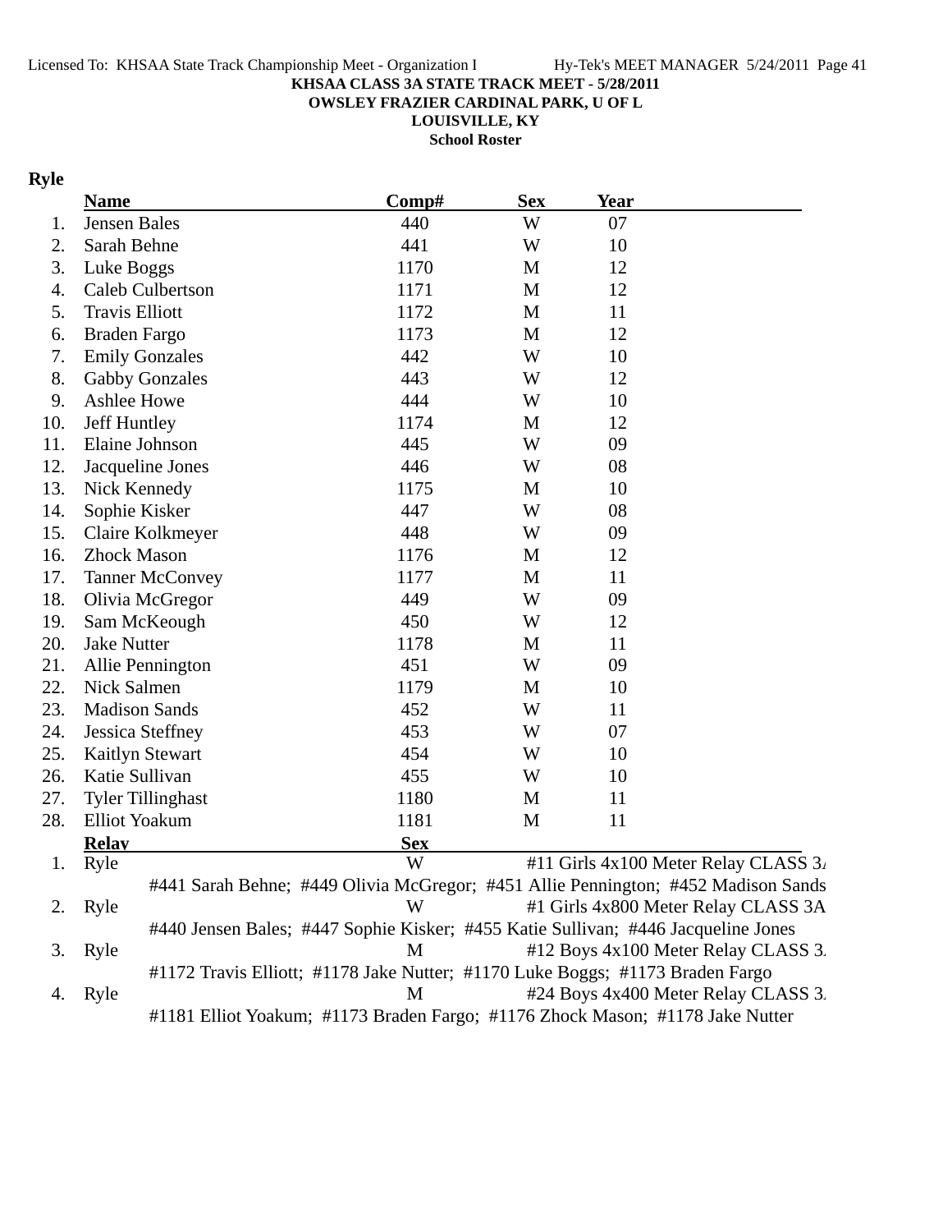**KHSAA CLASS 3A STATE TRACK MEET - 5/28/2011**
**OWSLEY FRAZIER CARDINAL PARK, U OF L**
**LOUISVILLE, KY**
**School Roster**

## Ryle

| | Name | Comp# | Sex | Year |
|---|---|---|---|---|
| 1. | Jensen Bales | 440 | W | 07 |
| 2. | Sarah Behne | 441 | W | 10 |
| 3. | Luke Boggs | 1170 | M | 12 |
| 4. | Caleb Culbertson | 1171 | M | 12 |
| 5. | Travis Elliott | 1172 | M | 11 |
| 6. | Braden Fargo | 1173 | M | 12 |
| 7. | Emily Gonzales | 442 | W | 10 |
| 8. | Gabby Gonzales | 443 | W | 12 |
| 9. | Ashlee Howe | 444 | W | 10 |
| 10. | Jeff Huntley | 1174 | M | 12 |
| 11. | Elaine Johnson | 445 | W | 09 |
| 12. | Jacqueline Jones | 446 | W | 08 |
| 13. | Nick Kennedy | 1175 | M | 10 |
| 14. | Sophie Kisker | 447 | W | 08 |
| 15. | Claire Kolkmeyer | 448 | W | 09 |
| 16. | Zhock Mason | 1176 | M | 12 |
| 17. | Tanner McConvey | 1177 | M | 11 |
| 18. | Olivia McGregor | 449 | W | 09 |
| 19. | Sam McKeough | 450 | W | 12 |
| 20. | Jake Nutter | 1178 | M | 11 |
| 21. | Allie Pennington | 451 | W | 09 |
| 22. | Nick Salmen | 1179 | M | 10 |
| 23. | Madison Sands | 452 | W | 11 |
| 24. | Jessica Steffney | 453 | W | 07 |
| 25. | Kaitlyn Stewart | 454 | W | 10 |
| 26. | Katie Sullivan | 455 | W | 10 |
| 27. | Tyler Tillinghast | 1180 | M | 11 |
| 28. | Elliot Yoakum | 1181 | M | 11 |

| | Relay | Sex | Event |
|---|---|---|---|
| 1. | Ryle | W | #11 Girls 4x100 Meter Relay CLASS 3A |
| | #441 Sarah Behne; #449 Olivia McGregor; #451 Allie Pennington; #452 Madison Sands | | |
| 2. | Ryle | W | #1 Girls 4x800 Meter Relay CLASS 3A |
| | #440 Jensen Bales; #447 Sophie Kisker; #455 Katie Sullivan; #446 Jacqueline Jones | | |
| 3. | Ryle | M | #12 Boys 4x100 Meter Relay CLASS 3A |
| | #1172 Travis Elliott; #1178 Jake Nutter; #1170 Luke Boggs; #1173 Braden Fargo | | |
| 4. | Ryle | M | #24 Boys 4x400 Meter Relay CLASS 3A |
| | #1181 Elliot Yoakum; #1173 Braden Fargo; #1176 Zhock Mason; #1178 Jake Nutter | | |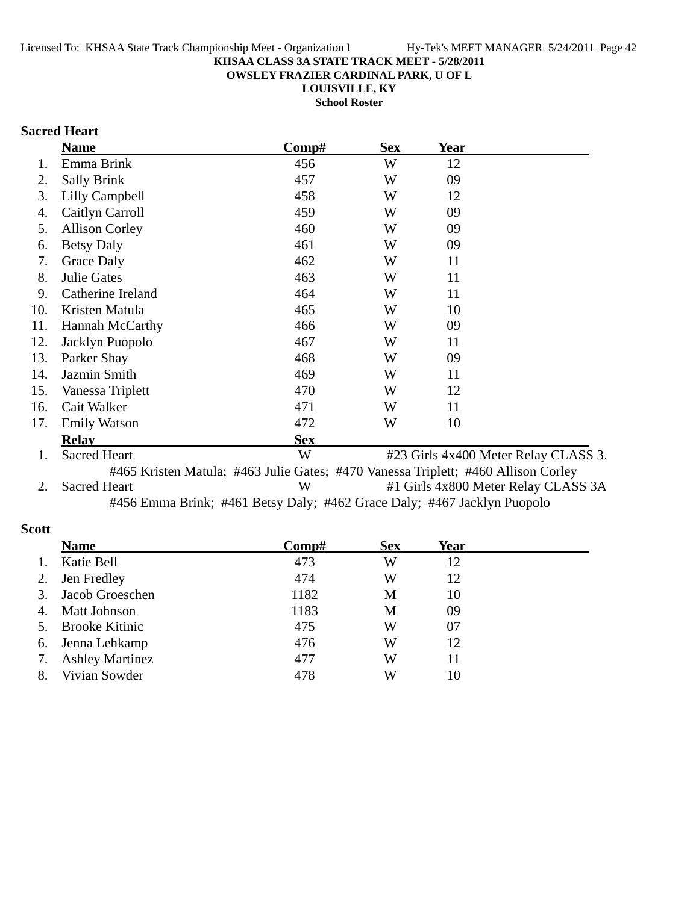**KHSAA CLASS 3A STATE TRACK MEET - 5/28/2011**
**OWSLEY FRAZIER CARDINAL PARK, U OF L**
**LOUISVILLE, KY**
**School Roster**

## Sacred Heart

| | Name | Comp# | Sex | Year |
|---|---|---|---|---|
| 1. | Emma Brink | 456 | W | 12 |
| 2. | Sally Brink | 457 | W | 09 |
| 3. | Lilly Campbell | 458 | W | 12 |
| 4. | Caitlyn Carroll | 459 | W | 09 |
| 5. | Allison Corley | 460 | W | 09 |
| 6. | Betsy Daly | 461 | W | 09 |
| 7. | Grace Daly | 462 | W | 11 |
| 8. | Julie Gates | 463 | W | 11 |
| 9. | Catherine Ireland | 464 | W | 11 |
| 10. | Kristen Matula | 465 | W | 10 |
| 11. | Hannah McCarthy | 466 | W | 09 |
| 12. | Jacklyn Puopolo | 467 | W | 11 |
| 13. | Parker Shay | 468 | W | 09 |
| 14. | Jazmin Smith | 469 | W | 11 |
| 15. | Vanessa Triplett | 470 | W | 12 |
| 16. | Cait Walker | 471 | W | 11 |
| 17. | Emily Watson | 472 | W | 10 |

| | Relay | Sex | Event |
|---|---|---|---|
| 1. | Sacred Heart | W | #23 Girls 4x400 Meter Relay CLASS 3A |
| | #465 Kristen Matula; #463 Julie Gates; #470 Vanessa Triplett; #460 Allison Corley | | |
| 2. | Sacred Heart | W | #1 Girls 4x800 Meter Relay CLASS 3A |
| | #456 Emma Brink; #461 Betsy Daly; #462 Grace Daly; #467 Jacklyn Puopolo | | |

## Scott

| | Name | Comp# | Sex | Year |
|---|---|---|---|---|
| 1. | Katie Bell | 473 | W | 12 |
| 2. | Jen Fredley | 474 | W | 12 |
| 3. | Jacob Groeschen | 1182 | M | 10 |
| 4. | Matt Johnson | 1183 | M | 09 |
| 5. | Brooke Kitinic | 475 | W | 07 |
| 6. | Jenna Lehkamp | 476 | W | 12 |
| 7. | Ashley Martinez | 477 | W | 11 |
| 8. | Vivian Sowder | 478 | W | 10 |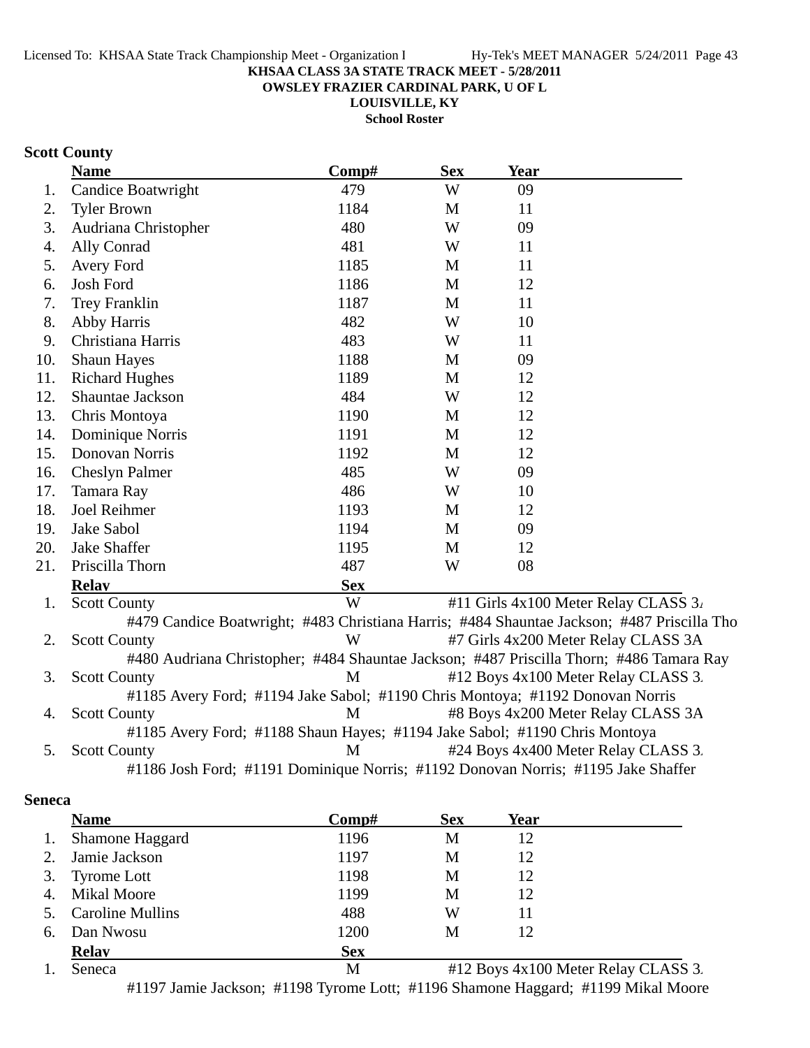**KHSAA CLASS 3A STATE TRACK MEET - 5/28/2011**
**OWSLEY FRAZIER CARDINAL PARK, U OF L**
**LOUISVILLE, KY**
**School Roster**

### Scott County

| | Name | Comp# | Sex | Year |
|---|---|---|---|---|
| 1. | Candice Boatwright | 479 | W | 09 |
| 2. | Tyler Brown | 1184 | M | 11 |
| 3. | Audriana Christopher | 480 | W | 09 |
| 4. | Ally Conrad | 481 | W | 11 |
| 5. | Avery Ford | 1185 | M | 11 |
| 6. | Josh Ford | 1186 | M | 12 |
| 7. | Trey Franklin | 1187 | M | 11 |
| 8. | Abby Harris | 482 | W | 10 |
| 9. | Christiana Harris | 483 | W | 11 |
| 10. | Shaun Hayes | 1188 | M | 09 |
| 11. | Richard Hughes | 1189 | M | 12 |
| 12. | Shauntae Jackson | 484 | W | 12 |
| 13. | Chris Montoya | 1190 | M | 12 |
| 14. | Dominique Norris | 1191 | M | 12 |
| 15. | Donovan Norris | 1192 | M | 12 |
| 16. | Cheslyn Palmer | 485 | W | 09 |
| 17. | Tamara Ray | 486 | W | 10 |
| 18. | Joel Reihmer | 1193 | M | 12 |
| 19. | Jake Sabol | 1194 | M | 09 |
| 20. | Jake Shaffer | 1195 | M | 12 |
| 21. | Priscilla Thorn | 487 | W | 08 |

| | Relay | Sex | |
|---|---|---|---|
| 1. | Scott County | W | #11 Girls 4x100 Meter Relay CLASS 3A |
| | #479 Candice Boatwright; #483 Christiana Harris; #484 Shauntae Jackson; #487 Priscilla Tho | | |
| 2. | Scott County | W | #7 Girls 4x200 Meter Relay CLASS 3A |
| | #480 Audriana Christopher; #484 Shauntae Jackson; #487 Priscilla Thorn; #486 Tamara Ray | | |
| 3. | Scott County | M | #12 Boys 4x100 Meter Relay CLASS 3A |
| | #1185 Avery Ford; #1194 Jake Sabol; #1190 Chris Montoya; #1192 Donovan Norris | | |
| 4. | Scott County | M | #8 Boys 4x200 Meter Relay CLASS 3A |
| | #1185 Avery Ford; #1188 Shaun Hayes; #1194 Jake Sabol; #1190 Chris Montoya | | |
| 5. | Scott County | M | #24 Boys 4x400 Meter Relay CLASS 3A |
| | #1186 Josh Ford; #1191 Dominique Norris; #1192 Donovan Norris; #1195 Jake Shaffer | | |

### Seneca

| | Name | Comp# | Sex | Year |
|---|---|---|---|---|
| 1. | Shamone Haggard | 1196 | M | 12 |
| 2. | Jamie Jackson | 1197 | M | 12 |
| 3. | Tyrome Lott | 1198 | M | 12 |
| 4. | Mikal Moore | 1199 | M | 12 |
| 5. | Caroline Mullins | 488 | W | 11 |
| 6. | Dan Nwosu | 1200 | M | 12 |

| | Relay | Sex | |
|---|---|---|---|
| 1. | Seneca | M | #12 Boys 4x100 Meter Relay CLASS 3A |
| | #1197 Jamie Jackson; #1198 Tyrome Lott; #1196 Shamone Haggard; #1199 Mikal Moore | | |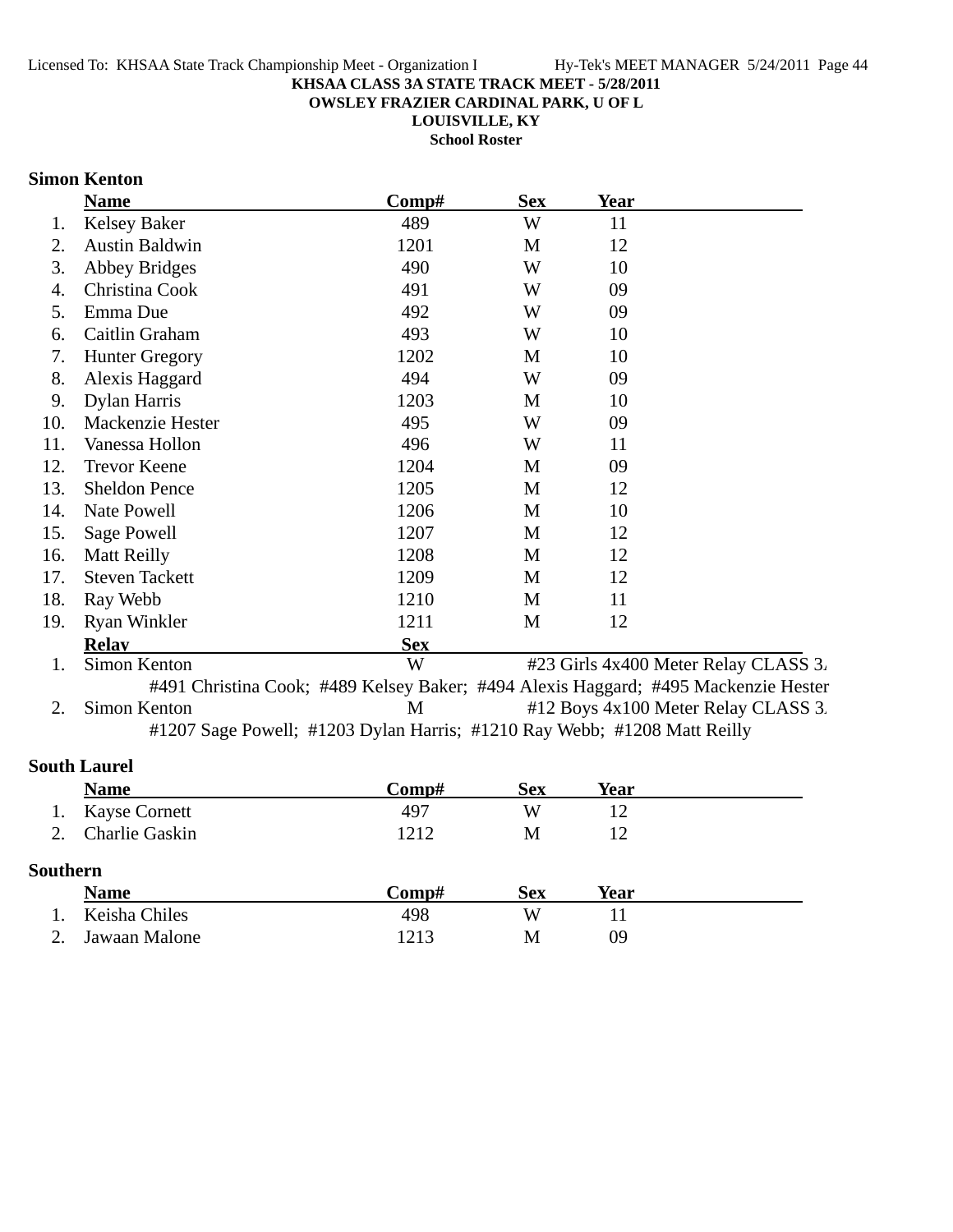**KHSAA CLASS 3A STATE TRACK MEET - 5/28/2011**
**OWSLEY FRAZIER CARDINAL PARK, U OF L**
**LOUISVILLE, KY**
**School Roster**

## Simon Kenton

| | Name | Comp# | Sex | Year |
|---|---|---|---|---|
| 1. | Kelsey Baker | 489 | W | 11 |
| 2. | Austin Baldwin | 1201 | M | 12 |
| 3. | Abbey Bridges | 490 | W | 10 |
| 4. | Christina Cook | 491 | W | 09 |
| 5. | Emma Due | 492 | W | 09 |
| 6. | Caitlin Graham | 493 | W | 10 |
| 7. | Hunter Gregory | 1202 | M | 10 |
| 8. | Alexis Haggard | 494 | W | 09 |
| 9. | Dylan Harris | 1203 | M | 10 |
| 10. | Mackenzie Hester | 495 | W | 09 |
| 11. | Vanessa Hollon | 496 | W | 11 |
| 12. | Trevor Keene | 1204 | M | 09 |
| 13. | Sheldon Pence | 1205 | M | 12 |
| 14. | Nate Powell | 1206 | M | 10 |
| 15. | Sage Powell | 1207 | M | 12 |
| 16. | Matt Reilly | 1208 | M | 12 |
| 17. | Steven Tackett | 1209 | M | 12 |
| 18. | Ray Webb | 1210 | M | 11 |
| 19. | Ryan Winkler | 1211 | M | 12 |

| | Relay | Sex | Event |
|---|---|---|---|
| 1. | Simon Kenton | W | #23 Girls 4x400 Meter Relay CLASS 3A |
| | #491 Christina Cook; #489 Kelsey Baker; #494 Alexis Haggard; #495 Mackenzie Hester | | |
| 2. | Simon Kenton | M | #12 Boys 4x100 Meter Relay CLASS 3A |
| | #1207 Sage Powell; #1203 Dylan Harris; #1210 Ray Webb; #1208 Matt Reilly | | |

## South Laurel

| | Name | Comp# | Sex | Year |
|---|---|---|---|---|
| 1. | Kayse Cornett | 497 | W | 12 |
| 2. | Charlie Gaskin | 1212 | M | 12 |

## Southern

| | Name | Comp# | Sex | Year |
|---|---|---|---|---|
| 1. | Keisha Chiles | 498 | W | 11 |
| 2. | Jawaan Malone | 1213 | M | 09 |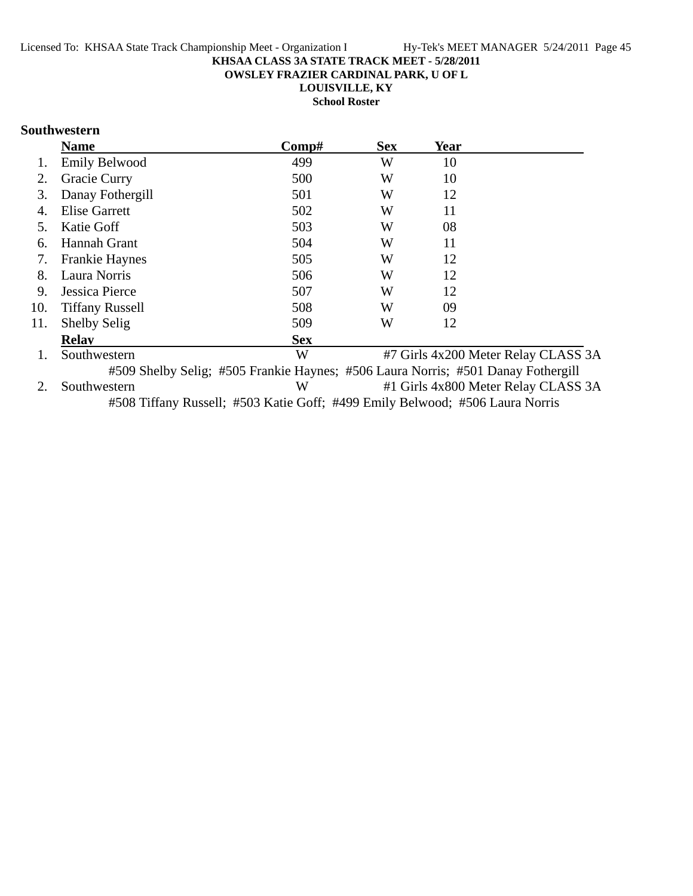**KHSAA CLASS 3A STATE TRACK MEET - 5/28/2011**

**OWSLEY FRAZIER CARDINAL PARK, U OF L**

**LOUISVILLE, KY**

**School Roster**

## Southwestern

| | Name | Comp# | Sex | Year |
|---|---|---|---|---|
| 1. | Emily Belwood | 499 | W | 10 |
| 2. | Gracie Curry | 500 | W | 10 |
| 3. | Danay Fothergill | 501 | W | 12 |
| 4. | Elise Garrett | 502 | W | 11 |
| 5. | Katie Goff | 503 | W | 08 |
| 6. | Hannah Grant | 504 | W | 11 |
| 7. | Frankie Haynes | 505 | W | 12 |
| 8. | Laura Norris | 506 | W | 12 |
| 9. | Jessica Pierce | 507 | W | 12 |
| 10. | Tiffany Russell | 508 | W | 09 |
| 11. | Shelby Selig | 509 | W | 12 |

| | Relay | Sex | Event |
|---|---|---|---|
| 1. | Southwestern | W | #7 Girls 4x200 Meter Relay CLASS 3A |
| | #509 Shelby Selig; #505 Frankie Haynes; #506 Laura Norris; #501 Danay Fothergill | | |
| 2. | Southwestern | W | #1 Girls 4x800 Meter Relay CLASS 3A |
| | #508 Tiffany Russell; #503 Katie Goff; #499 Emily Belwood; #506 Laura Norris | | |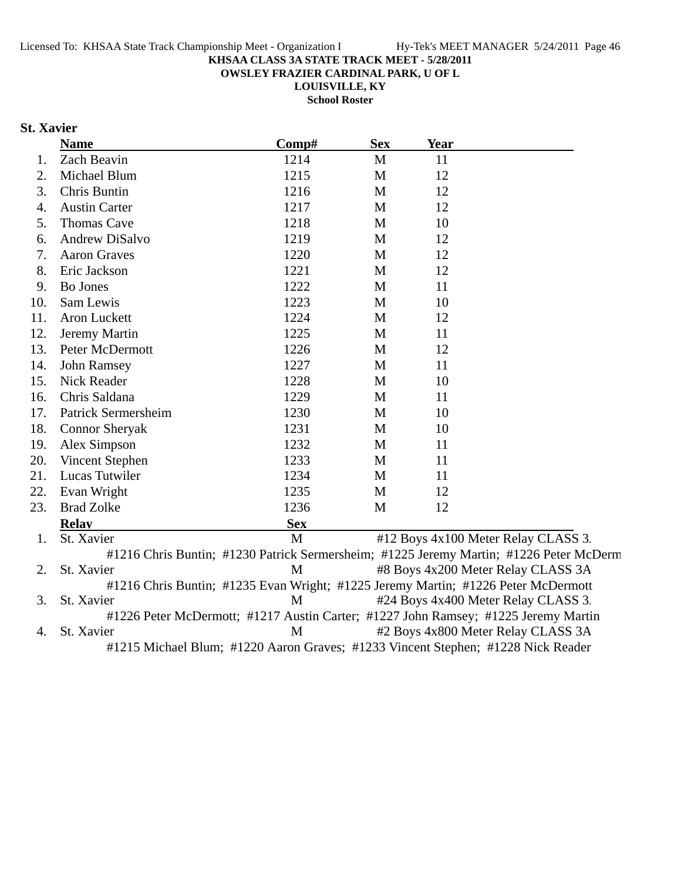**KHSAA CLASS 3A STATE TRACK MEET - 5/28/2011**
**OWSLEY FRAZIER CARDINAL PARK, U OF L**
**LOUISVILLE, KY**
**School Roster**

## St. Xavier

| | Name | Comp# | Sex | Year |
|---|---|---|---|---|
| 1. | Zach Beavin | 1214 | M | 11 |
| 2. | Michael Blum | 1215 | M | 12 |
| 3. | Chris Buntin | 1216 | M | 12 |
| 4. | Austin Carter | 1217 | M | 12 |
| 5. | Thomas Cave | 1218 | M | 10 |
| 6. | Andrew DiSalvo | 1219 | M | 12 |
| 7. | Aaron Graves | 1220 | M | 12 |
| 8. | Eric Jackson | 1221 | M | 12 |
| 9. | Bo Jones | 1222 | M | 11 |
| 10. | Sam Lewis | 1223 | M | 10 |
| 11. | Aron Luckett | 1224 | M | 12 |
| 12. | Jeremy Martin | 1225 | M | 11 |
| 13. | Peter McDermott | 1226 | M | 12 |
| 14. | John Ramsey | 1227 | M | 11 |
| 15. | Nick Reader | 1228 | M | 10 |
| 16. | Chris Saldana | 1229 | M | 11 |
| 17. | Patrick Sermersheim | 1230 | M | 10 |
| 18. | Connor Sheryak | 1231 | M | 10 |
| 19. | Alex Simpson | 1232 | M | 11 |
| 20. | Vincent Stephen | 1233 | M | 11 |
| 21. | Lucas Tutwiler | 1234 | M | 11 |
| 22. | Evan Wright | 1235 | M | 12 |
| 23. | Brad Zolke | 1236 | M | 12 |

| | Relay | Sex | Event |
|---|---|---|---|
| 1. | St. Xavier | M | #12 Boys 4x100 Meter Relay CLASS 3. |
| | #1216 Chris Buntin; #1230 Patrick Sermersheim; #1225 Jeremy Martin; #1226 Peter McDerm | | |
| 2. | St. Xavier | M | #8 Boys 4x200 Meter Relay CLASS 3A |
| | #1216 Chris Buntin; #1235 Evan Wright; #1225 Jeremy Martin; #1226 Peter McDermott | | |
| 3. | St. Xavier | M | #24 Boys 4x400 Meter Relay CLASS 3. |
| | #1226 Peter McDermott; #1217 Austin Carter; #1227 John Ramsey; #1225 Jeremy Martin | | |
| 4. | St. Xavier | M | #2 Boys 4x800 Meter Relay CLASS 3A |
| | #1215 Michael Blum; #1220 Aaron Graves; #1233 Vincent Stephen; #1228 Nick Reader | | |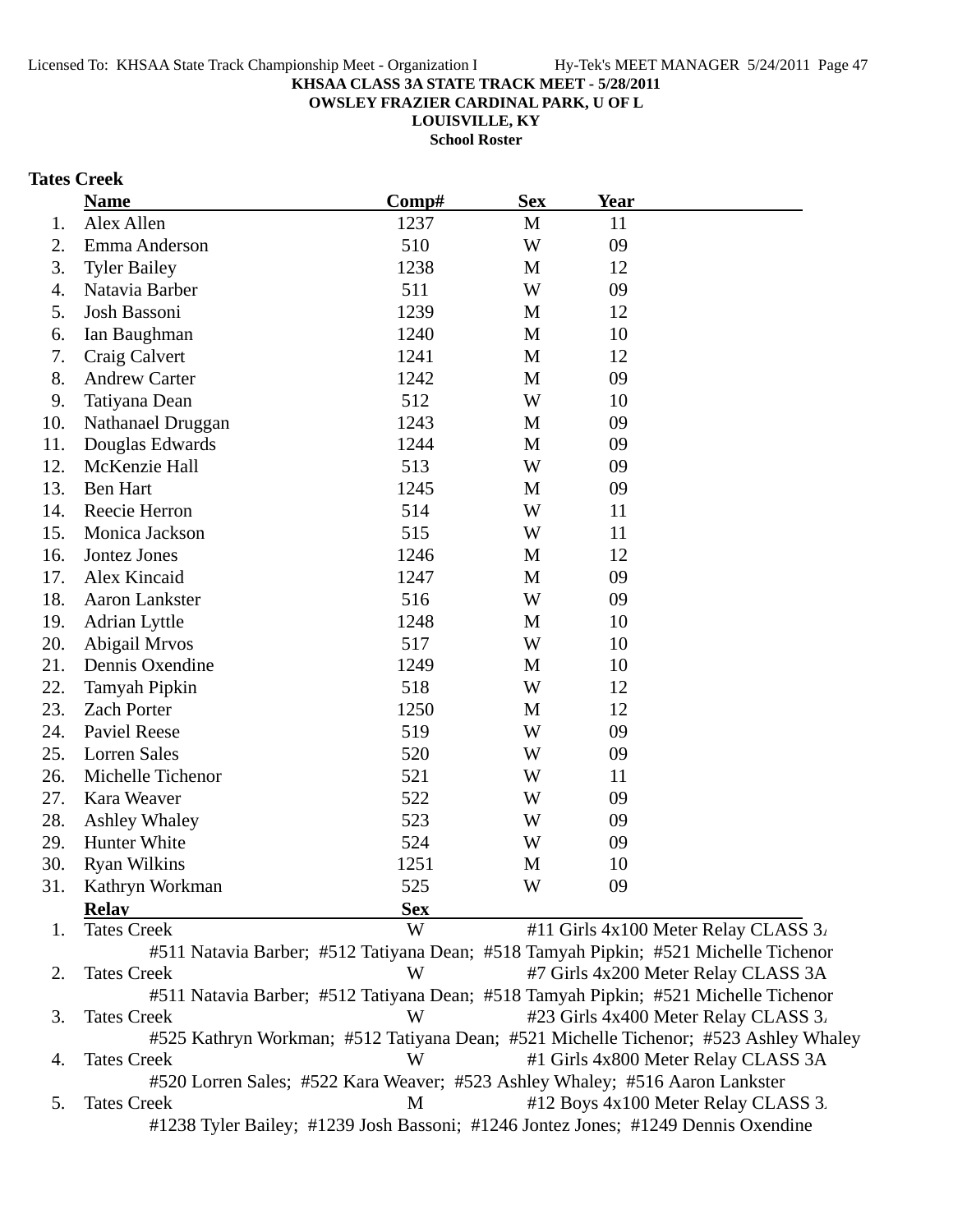**KHSAA CLASS 3A STATE TRACK MEET - 5/28/2011**
**OWSLEY FRAZIER CARDINAL PARK, U OF L**
**LOUISVILLE, KY**
**School Roster**

## Tates Creek

| | Name | Comp# | Sex | Year |
|---|---|---|---|---|
| 1. | Alex Allen | 1237 | M | 11 |
| 2. | Emma Anderson | 510 | W | 09 |
| 3. | Tyler Bailey | 1238 | M | 12 |
| 4. | Natavia Barber | 511 | W | 09 |
| 5. | Josh Bassoni | 1239 | M | 12 |
| 6. | Ian Baughman | 1240 | M | 10 |
| 7. | Craig Calvert | 1241 | M | 12 |
| 8. | Andrew Carter | 1242 | M | 09 |
| 9. | Tatiyana Dean | 512 | W | 10 |
| 10. | Nathanael Druggan | 1243 | M | 09 |
| 11. | Douglas Edwards | 1244 | M | 09 |
| 12. | McKenzie Hall | 513 | W | 09 |
| 13. | Ben Hart | 1245 | M | 09 |
| 14. | Reecie Herron | 514 | W | 11 |
| 15. | Monica Jackson | 515 | W | 11 |
| 16. | Jontez Jones | 1246 | M | 12 |
| 17. | Alex Kincaid | 1247 | M | 09 |
| 18. | Aaron Lankster | 516 | W | 09 |
| 19. | Adrian Lyttle | 1248 | M | 10 |
| 20. | Abigail Mrvos | 517 | W | 10 |
| 21. | Dennis Oxendine | 1249 | M | 10 |
| 22. | Tamyah Pipkin | 518 | W | 12 |
| 23. | Zach Porter | 1250 | M | 12 |
| 24. | Paviel Reese | 519 | W | 09 |
| 25. | Lorren Sales | 520 | W | 09 |
| 26. | Michelle Tichenor | 521 | W | 11 |
| 27. | Kara Weaver | 522 | W | 09 |
| 28. | Ashley Whaley | 523 | W | 09 |
| 29. | Hunter White | 524 | W | 09 |
| 30. | Ryan Wilkins | 1251 | M | 10 |
| 31. | Kathryn Workman | 525 | W | 09 |

| | Relay | Sex | Event |
|---|---|---|---|
| 1. | Tates Creek | W | #11 Girls 4x100 Meter Relay CLASS 3A |
| | #511 Natavia Barber; #512 Tatiyana Dean; #518 Tamyah Pipkin; #521 Michelle Tichenor | | |
| 2. | Tates Creek | W | #7 Girls 4x200 Meter Relay CLASS 3A |
| | #511 Natavia Barber; #512 Tatiyana Dean; #518 Tamyah Pipkin; #521 Michelle Tichenor | | |
| 3. | Tates Creek | W | #23 Girls 4x400 Meter Relay CLASS 3A |
| | #525 Kathryn Workman; #512 Tatiyana Dean; #521 Michelle Tichenor; #523 Ashley Whaley | | |
| 4. | Tates Creek | W | #1 Girls 4x800 Meter Relay CLASS 3A |
| | #520 Lorren Sales; #522 Kara Weaver; #523 Ashley Whaley; #516 Aaron Lankster | | |
| 5. | Tates Creek | M | #12 Boys 4x100 Meter Relay CLASS 3A |
| | #1238 Tyler Bailey; #1239 Josh Bassoni; #1246 Jontez Jones; #1249 Dennis Oxendine | | |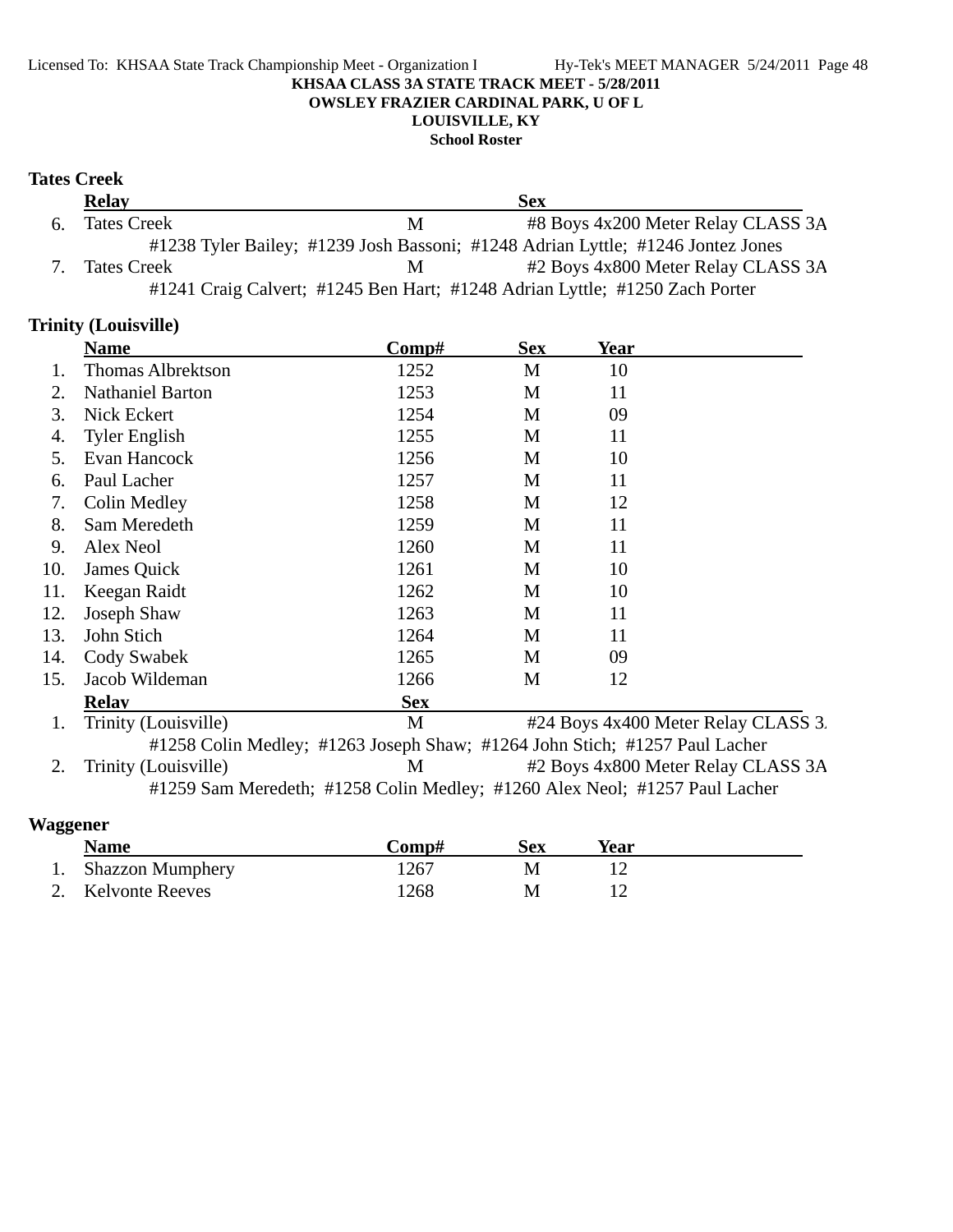**KHSAA CLASS 3A STATE TRACK MEET - 5/28/2011**
**OWSLEY FRAZIER CARDINAL PARK, U OF L**
**LOUISVILLE, KY**
**School Roster**

## Tates Creek

| | Relay | Sex | |
|---|---|---|---|
| 6. | Tates Creek | M | #8 Boys 4x200 Meter Relay CLASS 3A |
| | #1238 Tyler Bailey; #1239 Josh Bassoni; #1248 Adrian Lyttle; #1246 Jontez Jones | | |
| 7. | Tates Creek | M | #2 Boys 4x800 Meter Relay CLASS 3A |
| | #1241 Craig Calvert; #1245 Ben Hart; #1248 Adrian Lyttle; #1250 Zach Porter | | |

## Trinity (Louisville)

| | Name | Comp# | Sex | Year |
|---|---|---|---|---|
| 1. | Thomas Albrektson | 1252 | M | 10 |
| 2. | Nathaniel Barton | 1253 | M | 11 |
| 3. | Nick Eckert | 1254 | M | 09 |
| 4. | Tyler English | 1255 | M | 11 |
| 5. | Evan Hancock | 1256 | M | 10 |
| 6. | Paul Lacher | 1257 | M | 11 |
| 7. | Colin Medley | 1258 | M | 12 |
| 8. | Sam Meredeth | 1259 | M | 11 |
| 9. | Alex Neol | 1260 | M | 11 |
| 10. | James Quick | 1261 | M | 10 |
| 11. | Keegan Raidt | 1262 | M | 10 |
| 12. | Joseph Shaw | 1263 | M | 11 |
| 13. | John Stich | 1264 | M | 11 |
| 14. | Cody Swabek | 1265 | M | 09 |
| 15. | Jacob Wildeman | 1266 | M | 12 |

| | Relay | Sex | |
|---|---|---|---|
| 1. | Trinity (Louisville) | M | #24 Boys 4x400 Meter Relay CLASS 3. |
| | #1258 Colin Medley; #1263 Joseph Shaw; #1264 John Stich; #1257 Paul Lacher | | |
| 2. | Trinity (Louisville) | M | #2 Boys 4x800 Meter Relay CLASS 3A |
| | #1259 Sam Meredeth; #1258 Colin Medley; #1260 Alex Neol; #1257 Paul Lacher | | |

## Waggener

| | Name | Comp# | Sex | Year |
|---|---|---|---|---|
| 1. | Shazzon Mumphery | 1267 | M | 12 |
| 2. | Kelvonte Reeves | 1268 | M | 12 |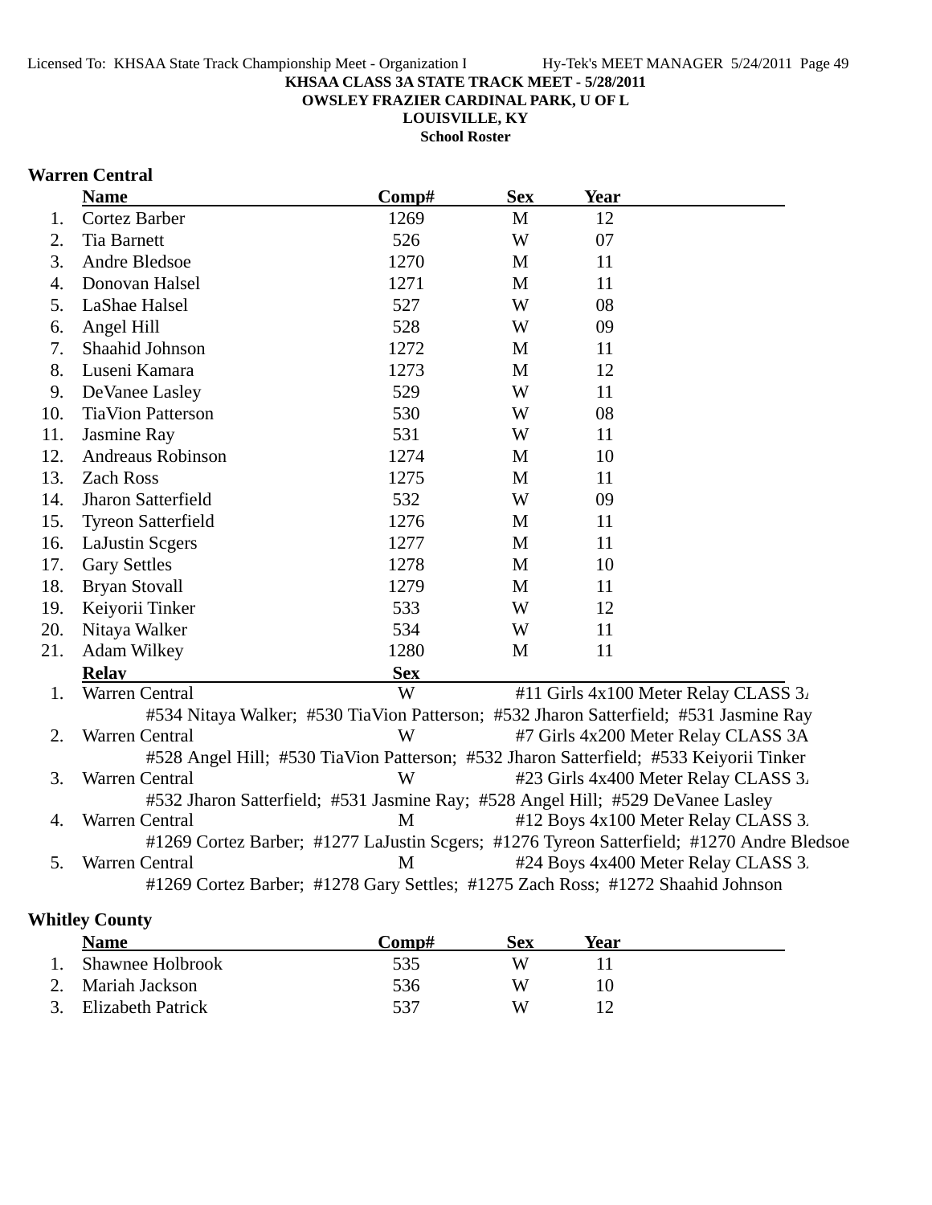KHSAA CLASS 3A STATE TRACK MEET - 5/28/2011
OWSLEY FRAZIER CARDINAL PARK, U OF L
LOUISVILLE, KY
**School Roster**

### Warren Central

| | Name | Comp# | Sex | Year |
|---|---|---|---|---|
| 1. | Cortez Barber | 1269 | M | 12 |
| 2. | Tia Barnett | 526 | W | 07 |
| 3. | Andre Bledsoe | 1270 | M | 11 |
| 4. | Donovan Halsel | 1271 | M | 11 |
| 5. | LaShae Halsel | 527 | W | 08 |
| 6. | Angel Hill | 528 | W | 09 |
| 7. | Shaahid Johnson | 1272 | M | 11 |
| 8. | Luseni Kamara | 1273 | M | 12 |
| 9. | DeVanee Lasley | 529 | W | 11 |
| 10. | TiaVion Patterson | 530 | W | 08 |
| 11. | Jasmine Ray | 531 | W | 11 |
| 12. | Andreaus Robinson | 1274 | M | 10 |
| 13. | Zach Ross | 1275 | M | 11 |
| 14. | Jharon Satterfield | 532 | W | 09 |
| 15. | Tyreon Satterfield | 1276 | M | 11 |
| 16. | LaJustin Scgers | 1277 | M | 11 |
| 17. | Gary Settles | 1278 | M | 10 |
| 18. | Bryan Stovall | 1279 | M | 11 |
| 19. | Keiyorii Tinker | 533 | W | 12 |
| 20. | Nitaya Walker | 534 | W | 11 |
| 21. | Adam Wilkey | 1280 | M | 11 |

| | Relay | Sex | Event |
|---|---|---|---|
| 1. | Warren Central | W | #11 Girls 4x100 Meter Relay CLASS 3A |
| | #534 Nitaya Walker; #530 TiaVion Patterson; #532 Jharon Satterfield; #531 Jasmine Ray | | |
| 2. | Warren Central | W | #7 Girls 4x200 Meter Relay CLASS 3A |
| | #528 Angel Hill; #530 TiaVion Patterson; #532 Jharon Satterfield; #533 Keiyorii Tinker | | |
| 3. | Warren Central | W | #23 Girls 4x400 Meter Relay CLASS 3A |
| | #532 Jharon Satterfield; #531 Jasmine Ray; #528 Angel Hill; #529 DeVanee Lasley | | |
| 4. | Warren Central | M | #12 Boys 4x100 Meter Relay CLASS 3A |
| | #1269 Cortez Barber; #1277 LaJustin Scgers; #1276 Tyreon Satterfield; #1270 Andre Bledsoe | | |
| 5. | Warren Central | M | #24 Boys 4x400 Meter Relay CLASS 3A |
| | #1269 Cortez Barber; #1278 Gary Settles; #1275 Zach Ross; #1272 Shaahid Johnson | | |

### Whitley County

| | Name | Comp# | Sex | Year |
|---|---|---|---|---|
| 1. | Shawnee Holbrook | 535 | W | 11 |
| 2. | Mariah Jackson | 536 | W | 10 |
| 3. | Elizabeth Patrick | 537 | W | 12 |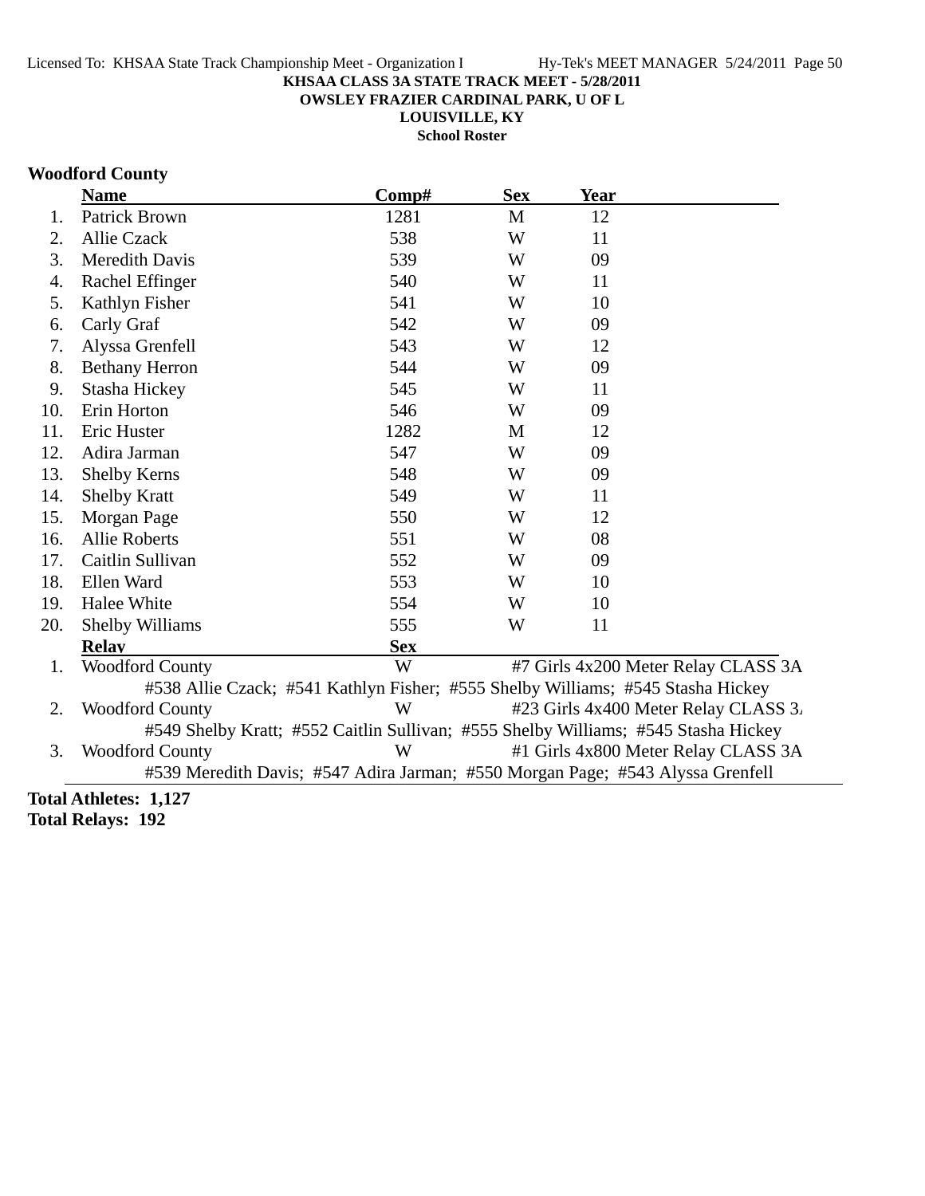**KHSAA CLASS 3A STATE TRACK MEET - 5/28/2011**
**OWSLEY FRAZIER CARDINAL PARK, U OF L**
**LOUISVILLE, KY**
**School Roster**

### Woodford County

| | Name | Comp# | Sex | Year |
|---|---|---|---|---|
| 1. | Patrick Brown | 1281 | M | 12 |
| 2. | Allie Czack | 538 | W | 11 |
| 3. | Meredith Davis | 539 | W | 09 |
| 4. | Rachel Effinger | 540 | W | 11 |
| 5. | Kathlyn Fisher | 541 | W | 10 |
| 6. | Carly Graf | 542 | W | 09 |
| 7. | Alyssa Grenfell | 543 | W | 12 |
| 8. | Bethany Herron | 544 | W | 09 |
| 9. | Stasha Hickey | 545 | W | 11 |
| 10. | Erin Horton | 546 | W | 09 |
| 11. | Eric Huster | 1282 | M | 12 |
| 12. | Adira Jarman | 547 | W | 09 |
| 13. | Shelby Kerns | 548 | W | 09 |
| 14. | Shelby Kratt | 549 | W | 11 |
| 15. | Morgan Page | 550 | W | 12 |
| 16. | Allie Roberts | 551 | W | 08 |
| 17. | Caitlin Sullivan | 552 | W | 09 |
| 18. | Ellen Ward | 553 | W | 10 |
| 19. | Halee White | 554 | W | 10 |
| 20. | Shelby Williams | 555 | W | 11 |

| | Relay | Sex | Event |
|---|---|---|---|
| 1. | Woodford County | W | #7 Girls 4x200 Meter Relay CLASS 3A |
| | #538 Allie Czack; #541 Kathlyn Fisher; #555 Shelby Williams; #545 Stasha Hickey | | |
| 2. | Woodford County | W | #23 Girls 4x400 Meter Relay CLASS 3A |
| | #549 Shelby Kratt; #552 Caitlin Sullivan; #555 Shelby Williams; #545 Stasha Hickey | | |
| 3. | Woodford County | W | #1 Girls 4x800 Meter Relay CLASS 3A |
| | #539 Meredith Davis; #547 Adira Jarman; #550 Morgan Page; #543 Alyssa Grenfell | | |

**Total Athletes: 1,127**
**Total Relays: 192**